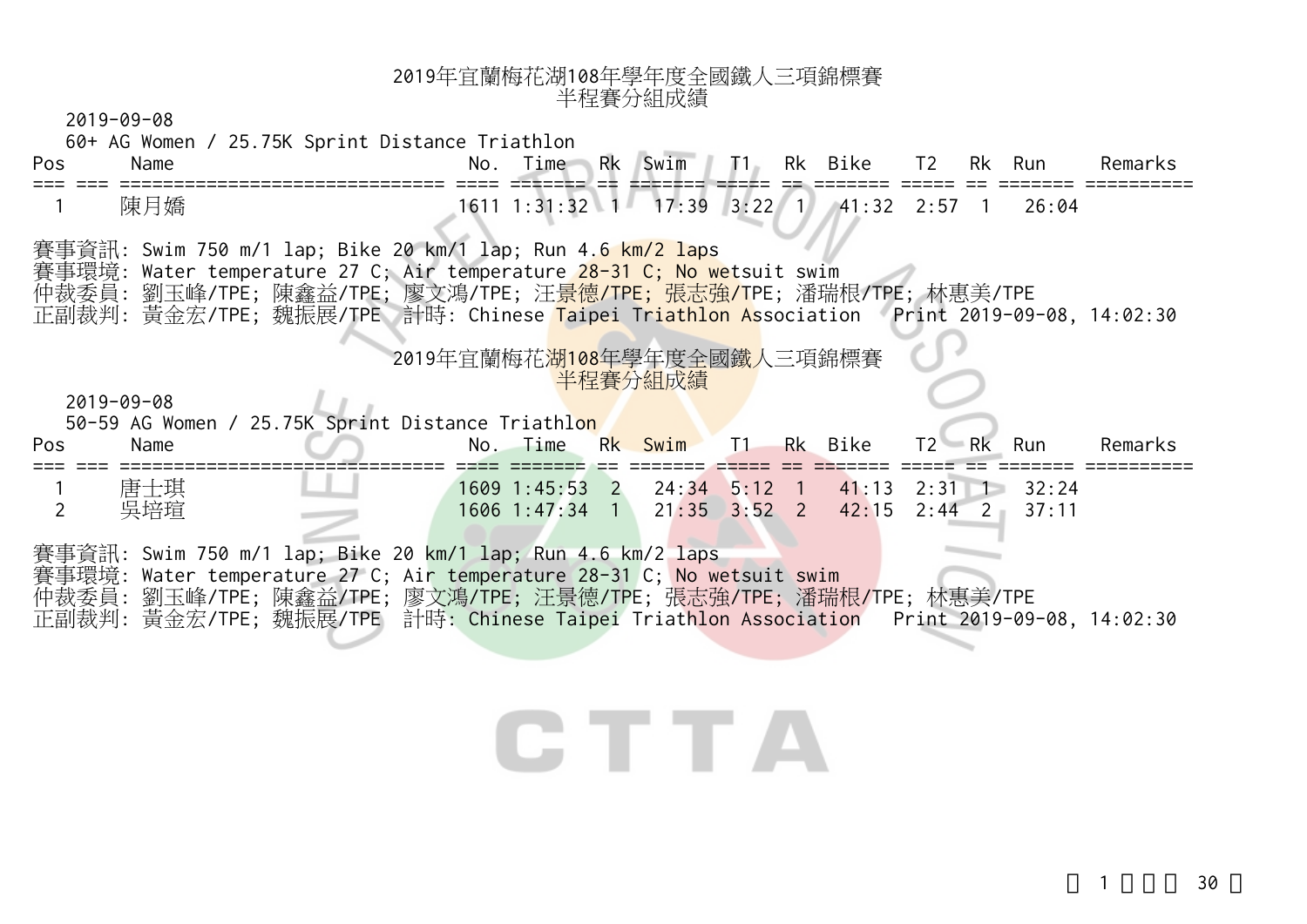# 2019年宜蘭梅花湖108年學年度全國鐵人三項錦標賽
## 半程賽分組成績

2019-09-08

60+ AG Women / 25.75K Sprint Distance Triathlon

| Pos | | Name | No. | Time | Rk | Swim | T1 | Rk | Bike | T2 | Rk | Run | Remarks |
|---|---|---|---|---|---|---|---|---|---|---|---|---|---|
| 1 | | 陳月嬌 | 1611 | 1:31:32 | 1 | 17:39 | 3:22 | 1 | 41:32 | 2:57 | 1 | 26:04 | |

賽事資訊: Swim 750 m/1 lap; Bike 20 km/1 lap; Run 4.6 km/2 laps
賽事環境: Water temperature 27 C; Air temperature 28-31 C; No wetsuit swim
仲裁委員: 劉玉峰/TPE; 陳鑫益/TPE; 廖文鴻/TPE; 汪景德/TPE; 張志強/TPE; 潘瑞根/TPE; 林惠美/TPE
正副裁判: 黃金宏/TPE; 魏振展/TPE 計時: Chinese Taipei Triathlon Association Print 2019-09-08, 14:02:30

# 2019年宜蘭梅花湖108年學年度全國鐵人三項錦標賽
## 半程賽分組成績

2019-09-08

50-59 AG Women / 25.75K Sprint Distance Triathlon

| Pos | | Name | No. | Time | Rk | Swim | T1 | Rk | Bike | T2 | Rk | Run | Remarks |
|---|---|---|---|---|---|---|---|---|---|---|---|---|---|
| 1 | | 唐士琪 | 1609 | 1:45:53 | 2 | 24:34 | 5:12 | 1 | 41:13 | 2:31 | 1 | 32:24 | |
| 2 | | 吳培瑄 | 1606 | 1:47:34 | 1 | 21:35 | 3:52 | 2 | 42:15 | 2:44 | 2 | 37:11 | |

賽事資訊: Swim 750 m/1 lap; Bike 20 km/1 lap; Run 4.6 km/2 laps
賽事環境: Water temperature 27 C; Air temperature 28-31 C; No wetsuit swim
仲裁委員: 劉玉峰/TPE; 陳鑫益/TPE; 廖文鴻/TPE; 汪景德/TPE; 張志強/TPE; 潘瑞根/TPE; 林惠美/TPE
正副裁判: 黃金宏/TPE; 魏振展/TPE 計時: Chinese Taipei Triathlon Association Print 2019-09-08, 14:02:30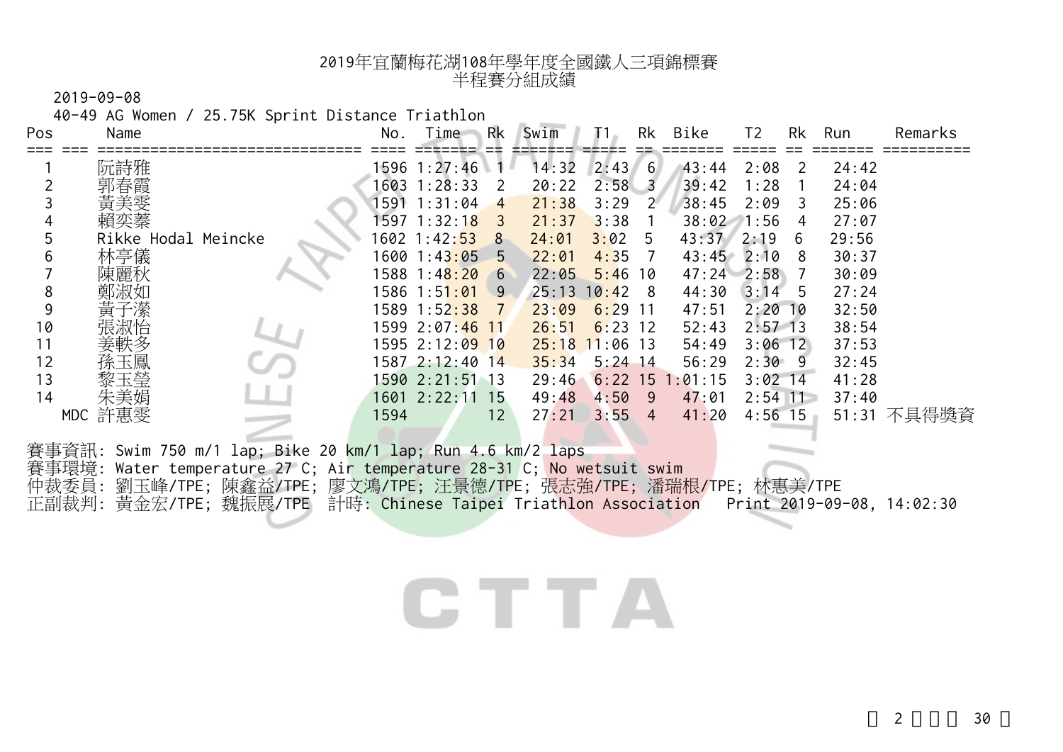# 2019年宜蘭梅花湖108年學年度全國鐵人三項錦標賽
## 半程賽分組成績

2019-09-08

40-49 AG Women / 25.75K Sprint Distance Triathlon

| Pos | | Name | No. | Time | Rk | Swim | T1 | Rk | Bike | T2 | Rk | Run | Remarks |
|---|---|---|---|---|---|---|---|---|---|---|---|---|---|
| 1 | | 阮詩雅 | 1596 | 1:27:46 | 1 | 14:32 | 2:43 | 6 | 43:44 | 2:08 | 2 | 24:42 | |
| 2 | | 郭春霞 | 1603 | 1:28:33 | 2 | 20:22 | 2:58 | 3 | 39:42 | 1:28 | 1 | 24:04 | |
| 3 | | 黃美雯 | 1591 | 1:31:04 | 4 | 21:38 | 3:29 | 2 | 38:45 | 2:09 | 3 | 25:06 | |
| 4 | | 賴奕蓁 | 1597 | 1:32:18 | 3 | 21:37 | 3:38 | 1 | 38:02 | 1:56 | 4 | 27:07 | |
| 5 | | Rikke Hodal Meincke | 1602 | 1:42:53 | 8 | 24:01 | 3:02 | 5 | 43:37 | 2:19 | 6 | 29:56 | |
| 6 | | 林亭儀 | 1600 | 1:43:05 | 5 | 22:01 | 4:35 | 7 | 43:45 | 2:10 | 8 | 30:37 | |
| 7 | | 陳麗秋 | 1588 | 1:48:20 | 6 | 22:05 | 5:46 | 10 | 47:24 | 2:58 | 7 | 30:09 | |
| 8 | | 鄭淑如 | 1586 | 1:51:01 | 9 | 25:13 | 10:42 | 8 | 44:30 | 3:14 | 5 | 27:24 | |
| 9 | | 黃子瀠 | 1589 | 1:52:38 | 7 | 23:09 | 6:29 | 11 | 47:51 | 2:20 | 10 | 32:50 | |
| 10 | | 張淑怡 | 1599 | 2:07:46 | 11 | 26:51 | 6:23 | 12 | 52:43 | 2:57 | 13 | 38:54 | |
| 11 | | 姜軼多 | 1595 | 2:12:09 | 10 | 25:18 | 11:06 | 13 | 54:49 | 3:06 | 12 | 37:53 | |
| 12 | | 孫玉鳳 | 1587 | 2:12:40 | 14 | 35:34 | 5:24 | 14 | 56:29 | 2:30 | 9 | 32:45 | |
| 13 | | 黎玉瑩 | 1590 | 2:21:51 | 13 | 29:46 | 6:22 | 15 | 1:01:15 | 3:02 | 14 | 41:28 | |
| 14 | | 朱美娟 | 1601 | 2:22:11 | 15 | 49:48 | 4:50 | 9 | 47:01 | 2:54 | 11 | 37:40 | |
| | MDC | 許惠雯 | 1594 | | 12 | 27:21 | 3:55 | 4 | 41:20 | 4:56 | 15 | 51:31 | 不具得獎資 |

賽事資訊: Swim 750 m/1 lap; Bike 20 km/1 lap; Run 4.6 km/2 laps
賽事環境: Water temperature 27 C; Air temperature 28-31 C; No wetsuit swim
仲裁委員: 劉玉峰/TPE; 陳鑫益/TPE; 廖文鴻/TPE; 汪景德/TPE; 張志強/TPE; 潘瑞根/TPE; 林惠美/TPE
正副裁判: 黃金宏/TPE; 魏振展/TPE 計時: Chinese Taipei Triathlon Association Print 2019-09-08, 14:02:30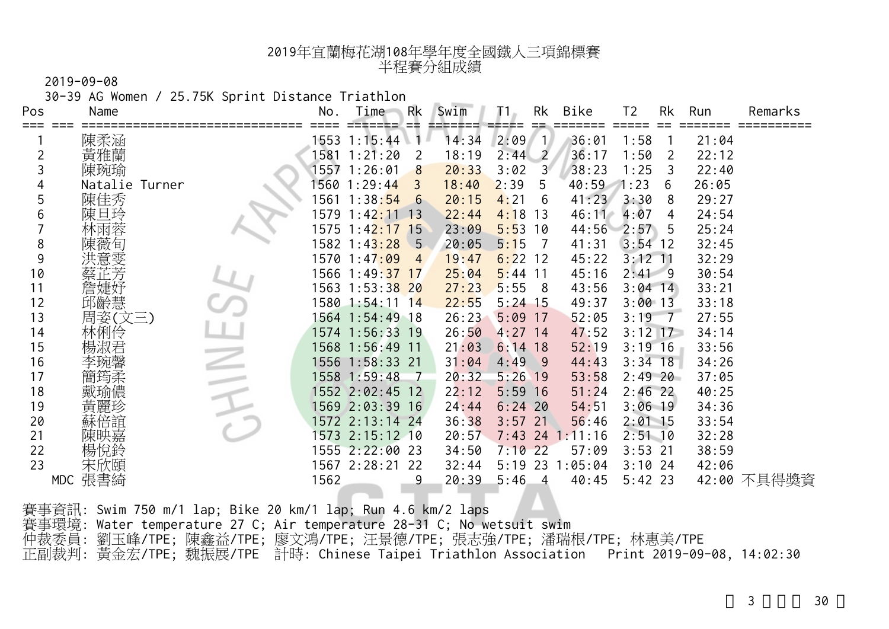# 2019年宜蘭梅花湖108年學年度全國鐵人三項錦標賽
## 半程賽分組成績

2019-09-08

30-39 AG Women / 25.75K Sprint Distance Triathlon

| Pos | Name | No. | Time | Rk | Swim | T1 | Rk | Bike | T2 | Rk | Run | Remarks |
|---|---|---|---|---|---|---|---|---|---|---|---|---|
| 1 | 陳柔涵 | 1553 | 1:15:44 | 1 | 14:34 | 2:09 | 1 | 36:01 | 1:58 | 1 | 21:04 | |
| 2 | 黃雅蘭 | 1581 | 1:21:20 | 2 | 18:19 | 2:44 | 2 | 36:17 | 1:50 | 2 | 22:12 | |
| 3 | 陳琬瑜 | 1557 | 1:26:01 | 8 | 20:33 | 3:02 | 3 | 38:23 | 1:25 | 3 | 22:40 | |
| 4 | Natalie Turner | 1560 | 1:29:44 | 3 | 18:40 | 2:39 | 5 | 40:59 | 1:23 | 6 | 26:05 | |
| 5 | 陳佳秀 | 1561 | 1:38:54 | 6 | 20:15 | 4:21 | 6 | 41:23 | 3:30 | 8 | 29:27 | |
| 6 | 陳旦玲 | 1579 | 1:42:11 | 13 | 22:44 | 4:18 | 13 | 46:11 | 4:07 | 4 | 24:54 | |
| 7 | 林雨蓉 | 1575 | 1:42:17 | 15 | 23:09 | 5:53 | 10 | 44:56 | 2:57 | 5 | 25:24 | |
| 8 | 陳薇旬 | 1582 | 1:43:28 | 5 | 20:05 | 5:15 | 7 | 41:31 | 3:54 | 12 | 32:45 | |
| 9 | 洪意雯 | 1570 | 1:47:09 | 4 | 19:47 | 6:22 | 12 | 45:22 | 3:12 | 11 | 32:29 | |
| 10 | 蔡芷芳 | 1566 | 1:49:37 | 17 | 25:04 | 5:44 | 11 | 45:16 | 2:41 | 9 | 30:54 | |
| 11 | 詹婕妤 | 1563 | 1:53:38 | 20 | 27:23 | 5:55 | 8 | 43:56 | 3:04 | 14 | 33:21 | |
| 12 | 邱齡慧 | 1580 | 1:54:11 | 14 | 22:55 | 5:24 | 15 | 49:37 | 3:00 | 13 | 33:18 | |
| 13 | 周姿(文三) | 1564 | 1:54:49 | 18 | 26:23 | 5:09 | 17 | 52:05 | 3:19 | 7 | 27:55 | |
| 14 | 林俐伶 | 1574 | 1:56:33 | 19 | 26:50 | 4:27 | 14 | 47:52 | 3:12 | 17 | 34:14 | |
| 15 | 楊淑君 | 1568 | 1:56:49 | 11 | 21:03 | 6:14 | 18 | 52:19 | 3:19 | 16 | 33:56 | |
| 16 | 李琬馨 | 1556 | 1:58:33 | 21 | 31:04 | 4:49 | 9 | 44:43 | 3:34 | 18 | 34:26 | |
| 17 | 簡筠柔 | 1558 | 1:59:48 | 7 | 20:32 | 5:26 | 19 | 53:58 | 2:49 | 20 | 37:05 | |
| 18 | 戴瑜儂 | 1552 | 2:02:45 | 12 | 22:12 | 5:59 | 16 | 51:24 | 2:46 | 22 | 40:25 | |
| 19 | 黃麗珍 | 1569 | 2:03:39 | 16 | 24:44 | 6:24 | 20 | 54:51 | 3:06 | 19 | 34:36 | |
| 20 | 蘇倍誼 | 1572 | 2:13:14 | 24 | 36:38 | 3:57 | 21 | 56:46 | 2:01 | 15 | 33:54 | |
| 21 | 陳映嘉 | 1573 | 2:15:12 | 10 | 20:57 | 7:43 | 24 | 1:11:16 | 2:51 | 10 | 32:28 | |
| 22 | 楊悅鈴 | 1555 | 2:22:00 | 23 | 34:50 | 7:10 | 22 | 57:09 | 3:53 | 21 | 38:59 | |
| 23 | 宋欣頤 | 1567 | 2:28:21 | 22 | 32:44 | 5:19 | 23 | 1:05:04 | 3:10 | 24 | 42:06 | |
| MDC | 張書綺 | 1562 | | 9 | 20:39 | 5:46 | 4 | 40:45 | 5:42 | 23 | 42:00 | 不具得獎資 |

賽事資訊: Swim 750 m/1 lap; Bike 20 km/1 lap; Run 4.6 km/2 laps

賽事環境: Water temperature 27 C; Air temperature 28-31 C; No wetsuit swim

仲裁委員: 劉玉峰/TPE; 陳鑫益/TPE; 廖文鴻/TPE; 汪景德/TPE; 張志強/TPE; 潘瑞根/TPE; 林惠美/TPE

正副裁判: 黃金宏/TPE; 魏振展/TPE 計時: Chinese Taipei Triathlon Association Print 2019-09-08, 14:02:30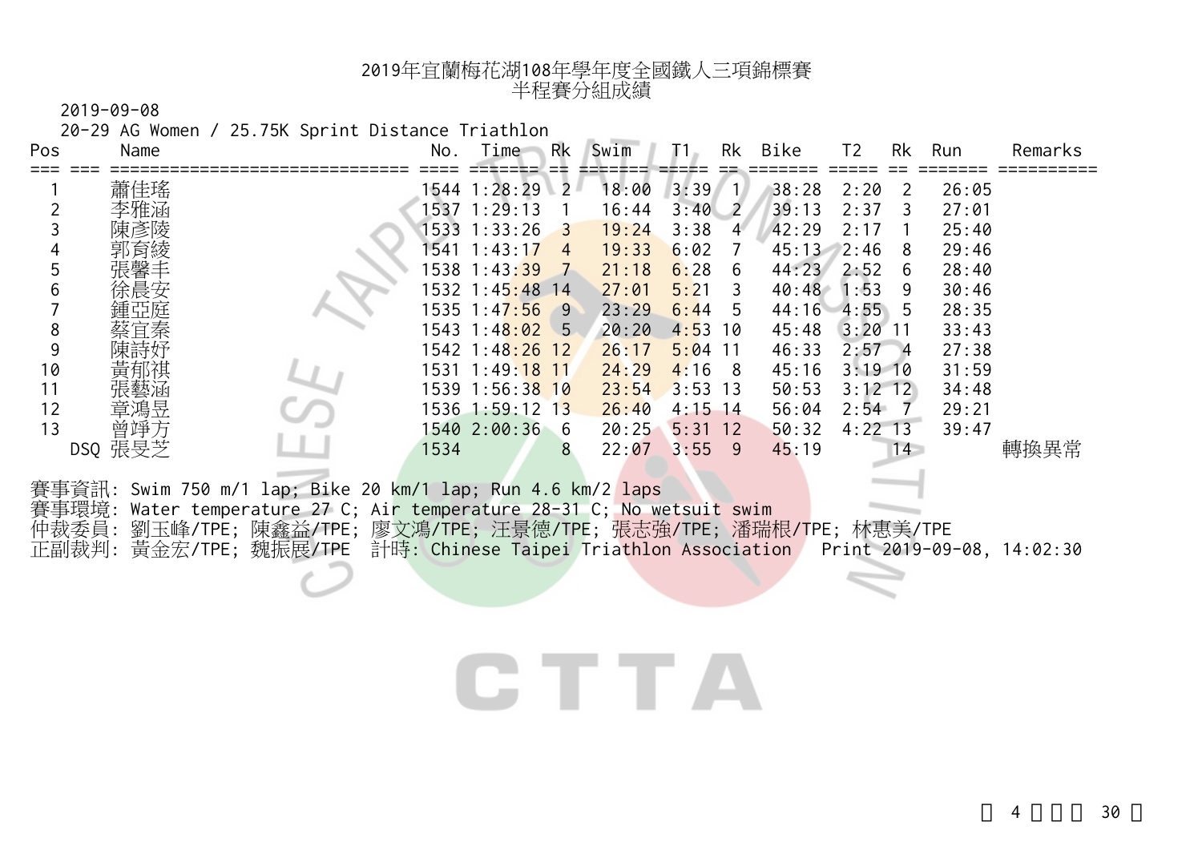# 2019年宜蘭梅花湖108年學年度全國鐵人三項錦標賽
## 半程賽分組成績

2019-09-08

20-29 AG Women / 25.75K Sprint Distance Triathlon

| Pos | | Name | No. | Time | Rk | Swim | T1 | Rk | Bike | T2 | Rk | Run | Remarks |
|---|---|---|---|---|---|---|---|---|---|---|---|---|---|
| 1 | | 蕭佳瑤 | 1544 | 1:28:29 | 2 | 18:00 | 3:39 | 1 | 38:28 | 2:20 | 2 | 26:05 | |
| 2 | | 李雅涵 | 1537 | 1:29:13 | 1 | 16:44 | 3:40 | 2 | 39:13 | 2:37 | 3 | 27:01 | |
| 3 | | 陳彥陵 | 1533 | 1:33:26 | 3 | 19:24 | 3:38 | 4 | 42:29 | 2:17 | 1 | 25:40 | |
| 4 | | 郭育綾 | 1541 | 1:43:17 | 4 | 19:33 | 6:02 | 7 | 45:13 | 2:46 | 8 | 29:46 | |
| 5 | | 張馨手 | 1538 | 1:43:39 | 7 | 21:18 | 6:28 | 6 | 44:23 | 2:52 | 6 | 28:40 | |
| 6 | | 徐晨安 | 1532 | 1:45:48 | 14 | 27:01 | 5:21 | 3 | 40:48 | 1:53 | 9 | 30:46 | |
| 7 | | 鍾亞庭 | 1535 | 1:47:56 | 9 | 23:29 | 6:44 | 5 | 44:16 | 4:55 | 5 | 28:35 | |
| 8 | | 蔡宜秦 | 1543 | 1:48:02 | 5 | 20:20 | 4:53 | 10 | 45:48 | 3:20 | 11 | 33:43 | |
| 9 | | 陳詩妤 | 1542 | 1:48:26 | 12 | 26:17 | 5:04 | 11 | 46:33 | 2:57 | 4 | 27:38 | |
| 10 | | 黃郁祺 | 1531 | 1:49:18 | 11 | 24:29 | 4:16 | 8 | 45:16 | 3:19 | 10 | 31:59 | |
| 11 | | 張藝涵 | 1539 | 1:56:38 | 10 | 23:54 | 3:53 | 13 | 50:53 | 3:12 | 12 | 34:48 | |
| 12 | | 章鴻昱 | 1536 | 1:59:12 | 13 | 26:40 | 4:15 | 14 | 56:04 | 2:54 | 7 | 29:21 | |
| 13 | | 曾琤方 | 1540 | 2:00:36 | 6 | 20:25 | 5:31 | 12 | 50:32 | 4:22 | 13 | 39:47 | |
| | DSQ | 張旻芝 | 1534 | | 8 | 22:07 | 3:55 | 9 | 45:19 | | 14 | | 轉換異常 |

賽事資訊: Swim 750 m/1 lap; Bike 20 km/1 lap; Run 4.6 km/2 laps
賽事環境: Water temperature 27 C; Air temperature 28-31 C; No wetsuit swim
仲裁委員: 劉玉峰/TPE; 陳鑫益/TPE; 廖文鴻/TPE; 汪景德/TPE; 張志強/TPE; 潘瑞根/TPE; 林惠美/TPE
正副裁判: 黃金宏/TPE; 魏振展/TPE 計時: Chinese Taipei Triathlon Association Print 2019-09-08, 14:02:30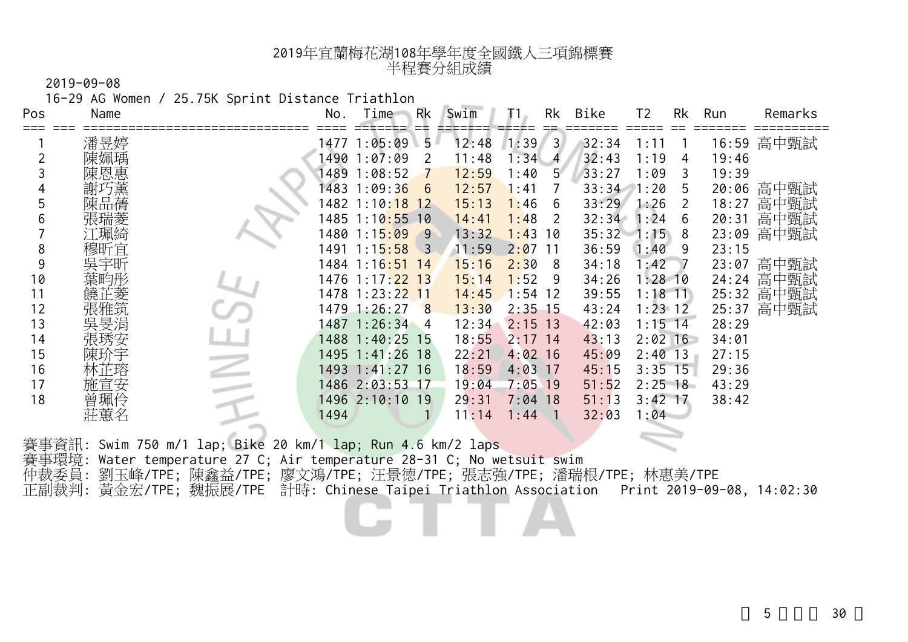# 2019年宜蘭梅花湖108年學年度全國鐵人三項錦標賽
## 半程賽分組成績

2019-09-08

16-29 AG Women / 25.75K Sprint Distance Triathlon

| Pos | Name | No. | Time | Rk | Swim | T1 | Rk | Bike | T2 | Rk | Run | Remarks |
|---|---|---|---|---|---|---|---|---|---|---|---|---|
| 1 | 潘昱婷 | 1477 | 1:05:09 | 5 | 12:48 | 1:39 | 3 | 32:34 | 1:11 | 1 | 16:59 | 高中甄試 |
| 2 | 陳姵瑀 | 1490 | 1:07:09 | 2 | 11:48 | 1:34 | 4 | 32:43 | 1:19 | 4 | 19:46 | |
| 3 | 陳恩惠 | 1489 | 1:08:52 | 7 | 12:59 | 1:40 | 5 | 33:27 | 1:09 | 3 | 19:39 | |
| 4 | 謝巧薰 | 1483 | 1:09:36 | 6 | 12:57 | 1:41 | 7 | 33:34 | 1:20 | 5 | 20:06 | 高中甄試 |
| 5 | 陳品蒨 | 1482 | 1:10:18 | 12 | 15:13 | 1:46 | 6 | 33:29 | 1:26 | 2 | 18:27 | 高中甄試 |
| 6 | 張瑞菱 | 1485 | 1:10:55 | 10 | 14:41 | 1:48 | 2 | 32:34 | 1:24 | 6 | 20:31 | 高中甄試 |
| 7 | 江珮綺 | 1480 | 1:15:09 | 9 | 13:32 | 1:43 | 10 | 35:32 | 1:15 | 8 | 23:09 | 高中甄試 |
| 8 | 穆昕宜 | 1491 | 1:15:58 | 3 | 11:59 | 2:07 | 11 | 36:59 | 1:40 | 9 | 23:15 | |
| 9 | 吳宇昕 | 1484 | 1:16:51 | 14 | 15:16 | 2:30 | 8 | 34:18 | 1:42 | 7 | 23:07 | 高中甄試 |
| 10 | 葉昀彤 | 1476 | 1:17:22 | 13 | 15:14 | 1:52 | 9 | 34:26 | 1:28 | 10 | 24:24 | 高中甄試 |
| 11 | 饒芷菱 | 1478 | 1:23:22 | 11 | 14:45 | 1:54 | 12 | 39:55 | 1:18 | 11 | 25:32 | 高中甄試 |
| 12 | 張雅筑 | 1479 | 1:26:27 | 8 | 13:30 | 2:35 | 15 | 43:24 | 1:23 | 12 | 25:37 | 高中甄試 |
| 13 | 吳旻涓 | 1487 | 1:26:34 | 4 | 12:34 | 2:15 | 13 | 42:03 | 1:15 | 14 | 28:29 | |
| 14 | 張琇安 | 1488 | 1:40:25 | 15 | 18:55 | 2:17 | 14 | 43:13 | 2:02 | 16 | 34:01 | |
| 15 | 陳玠宇 | 1495 | 1:41:26 | 18 | 22:21 | 4:02 | 16 | 45:09 | 2:40 | 13 | 27:15 | |
| 16 | 林芷瑢 | 1493 | 1:41:27 | 16 | 18:59 | 4:03 | 17 | 45:15 | 3:35 | 15 | 29:36 | |
| 17 | 施宣安 | 1486 | 2:03:53 | 17 | 19:04 | 7:05 | 19 | 51:52 | 2:25 | 18 | 43:29 | |
| 18 | 曾珮伶 | 1496 | 2:10:10 | 19 | 29:31 | 7:04 | 18 | 51:13 | 3:42 | 17 | 38:42 | |
| | 莊蕙名 | 1494 | | 1 | 11:14 | 1:44 | 1 | 32:03 | 1:04 | | | |

賽事資訊: Swim 750 m/1 lap; Bike 20 km/1 lap; Run 4.6 km/2 laps
賽事環境: Water temperature 27 C; Air temperature 28-31 C; No wetsuit swim
仲裁委員: 劉玉峰/TPE; 陳鑫益/TPE; 廖文鴻/TPE; 汪景德/TPE; 張志強/TPE; 潘瑞根/TPE; 林惠美/TPE
正副裁判: 黃金宏/TPE; 魏振展/TPE　計時: Chinese Taipei Triathlon Association　Print 2019-09-08, 14:02:30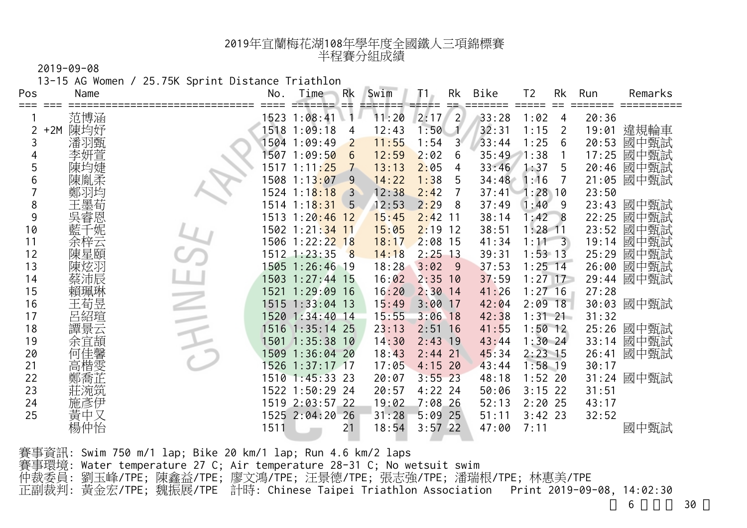# 2019年宜蘭梅花湖108年學年度全國鐵人三項錦標賽
## 半程賽分組成績

2019-09-08

13-15 AG Women / 25.75K Sprint Distance Triathlon

| Pos | | Name | No. | Time | Rk | Swim | T1 | Rk | Bike | T2 | Rk | Run | Remarks |
|---|---|---|---|---|---|---|---|---|---|---|---|---|---|
| 1 | | 范博涵 | 1523 | 1:08:41 | 1 | 11:20 | 2:17 | 2 | 33:28 | 1:02 | 4 | 20:36 | |
| 2 | +2M | 陳均妤 | 1518 | 1:09:18 | 4 | 12:43 | 1:50 | 1 | 32:31 | 1:15 | 2 | 19:01 | 違規輪車 |
| 3 | | 潘羽甄 | 1504 | 1:09:49 | 2 | 11:55 | 1:54 | 3 | 33:44 | 1:25 | 6 | 20:53 | 國中甄試 |
| 4 | | 李妍萱 | 1507 | 1:09:50 | 6 | 12:59 | 2:02 | 6 | 35:49 | 1:38 | 1 | 17:25 | 國中甄試 |
| 5 | | 陳均婕 | 1517 | 1:11:25 | 7 | 13:13 | 2:05 | 4 | 33:46 | 1:37 | 5 | 20:46 | 國中甄試 |
| 6 | | 陳胤柔 | 1508 | 1:13:07 | 9 | 14:22 | 1:38 | 5 | 34:48 | 1:16 | 7 | 21:05 | 國中甄試 |
| 7 | | 鄭羽均 | 1524 | 1:18:18 | 3 | 12:38 | 2:42 | 7 | 37:41 | 1:28 | 10 | 23:50 | |
| 8 | | 王墨荀 | 1514 | 1:18:31 | 5 | 12:53 | 2:29 | 8 | 37:49 | 1:40 | 9 | 23:43 | 國中甄試 |
| 9 | | 吳睿恩 | 1513 | 1:20:46 | 12 | 15:45 | 2:42 | 11 | 38:14 | 1:42 | 8 | 22:25 | 國中甄試 |
| 10 | | 藍千妮 | 1502 | 1:21:34 | 11 | 15:05 | 2:19 | 12 | 38:51 | 1:28 | 11 | 23:52 | 國中甄試 |
| 11 | | 余梓云 | 1506 | 1:22:22 | 18 | 18:17 | 2:08 | 15 | 41:34 | 1:11 | 3 | 19:14 | 國中甄試 |
| 12 | | 陳星頤 | 1512 | 1:23:35 | 8 | 14:18 | 2:25 | 13 | 39:31 | 1:53 | 13 | 25:29 | 國中甄試 |
| 13 | | 陳炫羽 | 1505 | 1:26:46 | 19 | 18:28 | 3:02 | 9 | 37:53 | 1:25 | 14 | 26:00 | 國中甄試 |
| 14 | | 蔡沛辰 | 1503 | 1:27:44 | 15 | 16:02 | 2:35 | 10 | 37:59 | 1:27 | 17 | 29:44 | 國中甄試 |
| 15 | | 賴珮琳 | 1521 | 1:29:09 | 16 | 16:20 | 2:30 | 14 | 41:26 | 1:27 | 16 | 27:28 | |
| 16 | | 王荀昱 | 1515 | 1:33:04 | 13 | 15:49 | 3:00 | 17 | 42:04 | 2:09 | 18 | 30:03 | 國中甄試 |
| 17 | | 呂紹瑄 | 1520 | 1:34:40 | 14 | 15:55 | 3:06 | 18 | 42:38 | 1:31 | 21 | 31:32 | |
| 18 | | 譚景云 | 1516 | 1:35:14 | 25 | 23:13 | 2:51 | 16 | 41:55 | 1:50 | 12 | 25:26 | 國中甄試 |
| 19 | | 余宜頡 | 1501 | 1:35:38 | 10 | 14:30 | 2:43 | 19 | 43:44 | 1:30 | 24 | 33:14 | 國中甄試 |
| 20 | | 何佳馨 | 1509 | 1:36:04 | 20 | 18:43 | 2:44 | 21 | 45:34 | 2:23 | 15 | 26:41 | 國中甄試 |
| 21 | | 高楷雯 | 1526 | 1:37:17 | 17 | 17:05 | 4:15 | 20 | 43:44 | 1:58 | 19 | 30:17 | |
| 22 | | 鄭喬芷 | 1510 | 1:45:33 | 23 | 20:07 | 3:55 | 23 | 48:18 | 1:52 | 20 | 31:24 | 國中甄試 |
| 23 | | 莊涴筑 | 1522 | 1:50:29 | 24 | 20:57 | 4:22 | 24 | 50:06 | 3:15 | 22 | 31:51 | |
| 24 | | 施彥伊 | 1519 | 2:03:57 | 22 | 19:02 | 7:08 | 26 | 52:13 | 2:20 | 25 | 43:17 | |
| 25 | | 黃中又 | 1525 | 2:04:20 | 26 | 31:28 | 5:09 | 25 | 51:11 | 3:42 | 23 | 32:52 | |
| | | 楊仲怡 | 1511 | | 21 | 18:54 | 3:57 | 22 | 47:00 | 7:11 | | | 國中甄試 |

賽事資訊: Swim 750 m/1 lap; Bike 20 km/1 lap; Run 4.6 km/2 laps
賽事環境: Water temperature 27 C; Air temperature 28-31 C; No wetsuit swim
仲裁委員: 劉玉峰/TPE; 陳鑫益/TPE; 廖文鴻/TPE; 汪景德/TPE; 張志強/TPE; 潘瑞根/TPE; 林惠美/TPE
正副裁判: 黃金宏/TPE; 魏振展/TPE 計時: Chinese Taipei Triathlon Association Print 2019-09-08, 14:02:30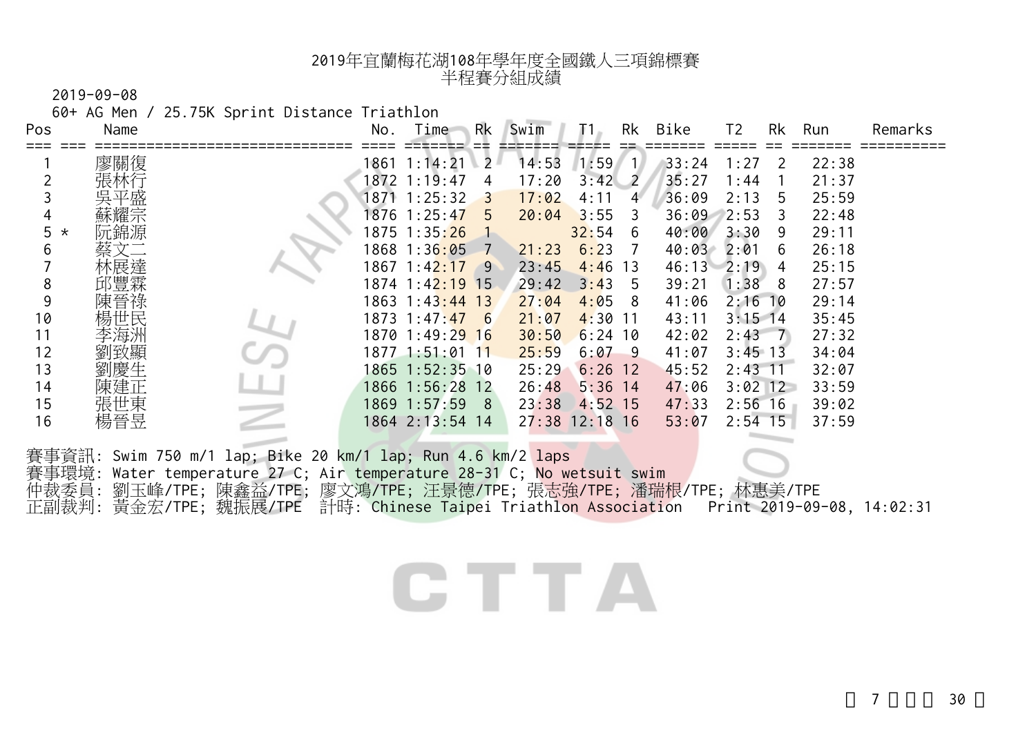# 2019年宜蘭梅花湖108年學年度全國鐵人三項錦標賽
## 半程賽分組成績

2019-09-08

60+ AG Men / 25.75K Sprint Distance Triathlon

| Pos | | Name | No. | Time | Rk | Swim | T1 | Rk | Bike | T2 | Rk | Run | Remarks |
|---|---|---|---|---|---|---|---|---|---|---|---|---|---|
| 1 | | 廖關復 | 1861 | 1:14:21 | 2 | 14:53 | 1:59 | 1 | 33:24 | 1:27 | 2 | 22:38 | |
| 2 | | 張林行 | 1872 | 1:19:47 | 4 | 17:20 | 3:42 | 2 | 35:27 | 1:44 | 1 | 21:37 | |
| 3 | | 吳平盛 | 1871 | 1:25:32 | 3 | 17:02 | 4:11 | 4 | 36:09 | 2:13 | 5 | 25:59 | |
| 4 | | 蘇耀宗 | 1876 | 1:25:47 | 5 | 20:04 | 3:55 | 3 | 36:09 | 2:53 | 3 | 22:48 | |
| 5 | * | 阮錦源 | 1875 | 1:35:26 | 1 | | 32:54 | 6 | 40:00 | 3:30 | 9 | 29:11 | |
| 6 | | 蔡文二 | 1868 | 1:36:05 | 7 | 21:23 | 6:23 | 7 | 40:03 | 2:01 | 6 | 26:18 | |
| 7 | | 林展達 | 1867 | 1:42:17 | 9 | 23:45 | 4:46 | 13 | 46:13 | 2:19 | 4 | 25:15 | |
| 8 | | 邱豐霖 | 1874 | 1:42:19 | 15 | 29:42 | 3:43 | 5 | 39:21 | 1:38 | 8 | 27:57 | |
| 9 | | 陳晉祿 | 1863 | 1:43:44 | 13 | 27:04 | 4:05 | 8 | 41:06 | 2:16 | 10 | 29:14 | |
| 10 | | 楊世民 | 1873 | 1:47:47 | 6 | 21:07 | 4:30 | 11 | 43:11 | 3:15 | 14 | 35:45 | |
| 11 | | 李海洲 | 1870 | 1:49:29 | 16 | 30:50 | 6:24 | 10 | 42:02 | 2:43 | 7 | 27:32 | |
| 12 | | 劉致顯 | 1877 | 1:51:01 | 11 | 25:59 | 6:07 | 9 | 41:07 | 3:45 | 13 | 34:04 | |
| 13 | | 劉慶生 | 1865 | 1:52:35 | 10 | 25:29 | 6:26 | 12 | 45:52 | 2:43 | 11 | 32:07 | |
| 14 | | 陳建正 | 1866 | 1:56:28 | 12 | 26:48 | 5:36 | 14 | 47:06 | 3:02 | 12 | 33:59 | |
| 15 | | 張世東 | 1869 | 1:57:59 | 8 | 23:38 | 4:52 | 15 | 47:33 | 2:56 | 16 | 39:02 | |
| 16 | | 楊晉昱 | 1864 | 2:13:54 | 14 | 27:38 | 12:18 | 16 | 53:07 | 2:54 | 15 | 37:59 | |

賽事資訊: Swim 750 m/1 lap; Bike 20 km/1 lap; Run 4.6 km/2 laps
賽事環境: Water temperature 27 C; Air temperature 28-31 C; No wetsuit swim
仲裁委員: 劉玉峰/TPE; 陳鑫益/TPE; 廖文鴻/TPE; 汪景德/TPE; 張志強/TPE; 潘瑞根/TPE; 林惠美/TPE
正副裁判: 黃金宏/TPE; 魏振展/TPE 計時: Chinese Taipei Triathlon Association Print 2019-09-08, 14:02:31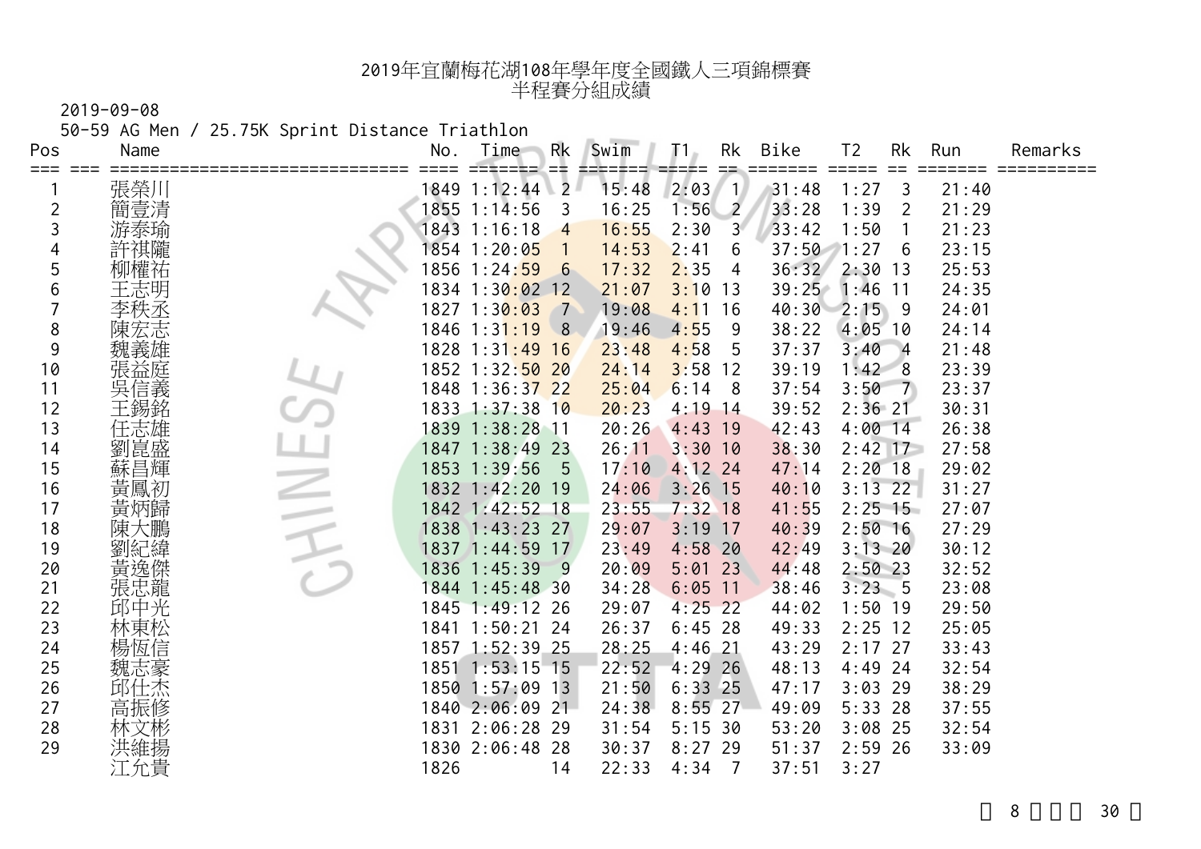# 2019年宜蘭梅花湖108年學年度全國鐵人三項錦標賽
## 半程賽分組成績

2019-09-08

50-59 AG Men / 25.75K Sprint Distance Triathlon

| Pos | Name | No. | Time | Rk | Swim | T1 | Rk | Bike | T2 | Rk | Run | Remarks |
|---|---|---|---|---|---|---|---|---|---|---|---|---|
| 1 | 張榮川 | 1849 | 1:12:44 | 2 | 15:48 | 2:03 | 1 | 31:48 | 1:27 | 3 | 21:40 | |
| 2 | 簡壹清 | 1855 | 1:14:56 | 3 | 16:25 | 1:56 | 2 | 33:28 | 1:39 | 2 | 21:29 | |
| 3 | 游泰瑜 | 1843 | 1:16:18 | 4 | 16:55 | 2:30 | 3 | 33:42 | 1:50 | 1 | 21:23 | |
| 4 | 許祺隴 | 1854 | 1:20:05 | 1 | 14:53 | 2:41 | 6 | 37:50 | 1:27 | 6 | 23:15 | |
| 5 | 柳權祐 | 1856 | 1:24:59 | 6 | 17:32 | 2:35 | 4 | 36:32 | 2:30 | 13 | 25:53 | |
| 6 | 王志明 | 1834 | 1:30:02 | 12 | 21:07 | 3:10 | 13 | 39:25 | 1:46 | 11 | 24:35 | |
| 7 | 李秩丞 | 1827 | 1:30:03 | 7 | 19:08 | 4:11 | 16 | 40:30 | 2:15 | 9 | 24:01 | |
| 8 | 陳宏志 | 1846 | 1:31:19 | 8 | 19:46 | 4:55 | 9 | 38:22 | 4:05 | 10 | 24:14 | |
| 9 | 魏義雄 | 1828 | 1:31:49 | 16 | 23:48 | 4:58 | 5 | 37:37 | 3:40 | 4 | 21:48 | |
| 10 | 張益庭 | 1852 | 1:32:50 | 20 | 24:14 | 3:58 | 12 | 39:19 | 1:42 | 8 | 23:39 | |
| 11 | 吳信義 | 1848 | 1:36:37 | 22 | 25:04 | 6:14 | 8 | 37:54 | 3:50 | 7 | 23:37 | |
| 12 | 王錫銘 | 1833 | 1:37:38 | 10 | 20:23 | 4:19 | 14 | 39:52 | 2:36 | 21 | 30:31 | |
| 13 | 任志雄 | 1839 | 1:38:28 | 11 | 20:26 | 4:43 | 19 | 42:43 | 4:00 | 14 | 26:38 | |
| 14 | 劉崑盛 | 1847 | 1:38:49 | 23 | 26:11 | 3:30 | 10 | 38:30 | 2:42 | 17 | 27:58 | |
| 15 | 蘇昌輝 | 1853 | 1:39:56 | 5 | 17:10 | 4:12 | 24 | 47:14 | 2:20 | 18 | 29:02 | |
| 16 | 黃鳳初 | 1832 | 1:42:20 | 19 | 24:06 | 3:26 | 15 | 40:10 | 3:13 | 22 | 31:27 | |
| 17 | 黃炳歸 | 1842 | 1:42:52 | 18 | 23:55 | 7:32 | 18 | 41:55 | 2:25 | 15 | 27:07 | |
| 18 | 陳大鵬 | 1838 | 1:43:23 | 27 | 29:07 | 3:19 | 17 | 40:39 | 2:50 | 16 | 27:29 | |
| 19 | 劉紀緯 | 1837 | 1:44:59 | 17 | 23:49 | 4:58 | 20 | 42:49 | 3:13 | 20 | 30:12 | |
| 20 | 黃逸傑 | 1836 | 1:45:39 | 9 | 20:09 | 5:01 | 23 | 44:48 | 2:50 | 23 | 32:52 | |
| 21 | 張忠龍 | 1844 | 1:45:48 | 30 | 34:28 | 6:05 | 11 | 38:46 | 3:23 | 5 | 23:08 | |
| 22 | 邱中光 | 1845 | 1:49:12 | 26 | 29:07 | 4:25 | 22 | 44:02 | 1:50 | 19 | 29:50 | |
| 23 | 林東松 | 1841 | 1:50:21 | 24 | 26:37 | 6:45 | 28 | 49:33 | 2:25 | 12 | 25:05 | |
| 24 | 楊恆信 | 1857 | 1:52:39 | 25 | 28:25 | 4:46 | 21 | 43:29 | 2:17 | 27 | 33:43 | |
| 25 | 魏志豪 | 1851 | 1:53:15 | 15 | 22:52 | 4:29 | 26 | 48:13 | 4:49 | 24 | 32:54 | |
| 26 | 邱仕杰 | 1850 | 1:57:09 | 13 | 21:50 | 6:33 | 25 | 47:17 | 3:03 | 29 | 38:29 | |
| 27 | 高振修 | 1840 | 2:06:09 | 21 | 24:38 | 8:55 | 27 | 49:09 | 5:33 | 28 | 37:55 | |
| 28 | 林文彬 | 1831 | 2:06:28 | 29 | 31:54 | 5:15 | 30 | 53:20 | 3:08 | 25 | 32:54 | |
| 29 | 洪維揚 | 1830 | 2:06:48 | 28 | 30:37 | 8:27 | 29 | 51:37 | 2:59 | 26 | 33:09 | |
| | 江允貴 | 1826 | | 14 | 22:33 | 4:34 | 7 | 37:51 | 3:27 | | | |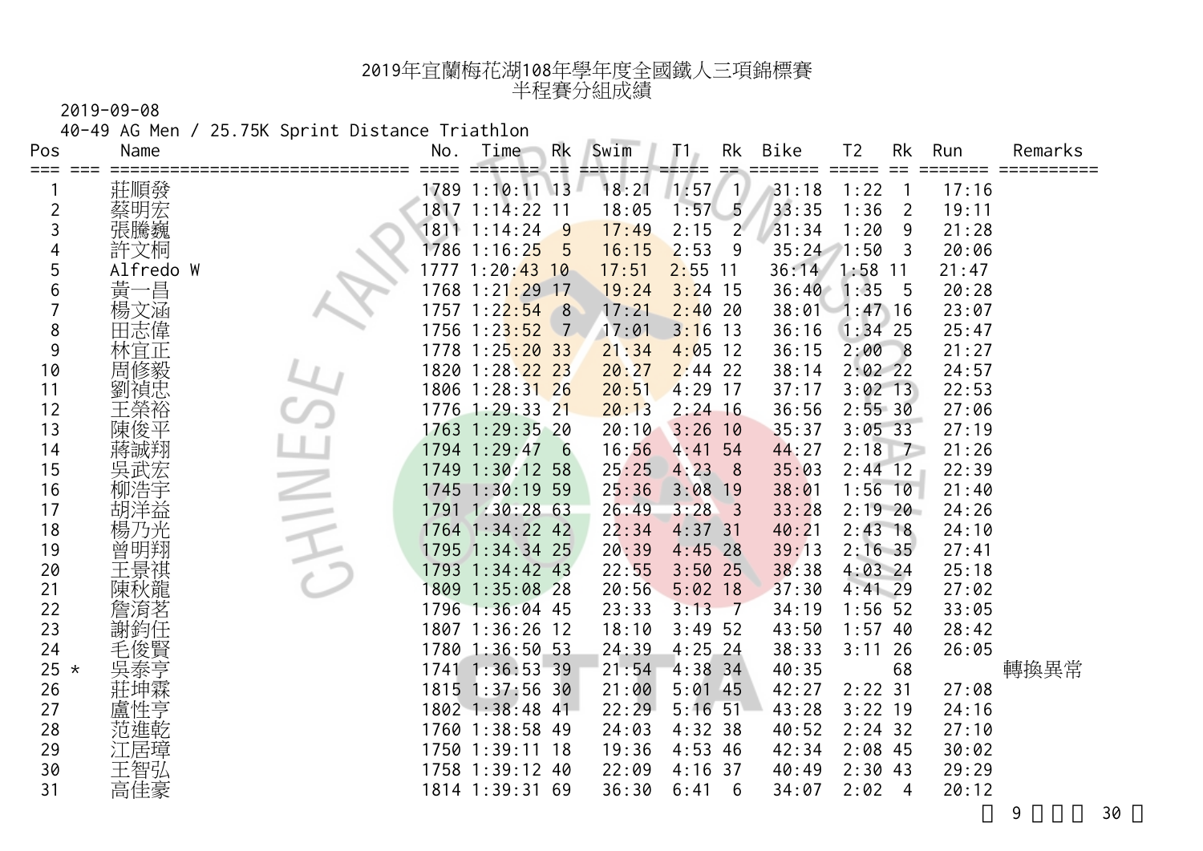# 2019年宜蘭梅花湖108年學年度全國鐵人三項錦標賽
## 半程賽分組成績

2019-09-08

40-49 AG Men / 25.75K Sprint Distance Triathlon

| Pos | | Name | No. | Time | Rk | Swim | T1 | Rk | Bike | T2 | Rk | Run | Remarks |
|---|---|---|---|---|---|---|---|---|---|---|---|---|---|
| 1 | | 莊順發 | 1789 | 1:10:11 | 13 | 18:21 | 1:57 | 1 | 31:18 | 1:22 | 1 | 17:16 | |
| 2 | | 蔡明宏 | 1817 | 1:14:22 | 11 | 18:05 | 1:57 | 5 | 33:35 | 1:36 | 2 | 19:11 | |
| 3 | | 張騰巍 | 1811 | 1:14:24 | 9 | 17:49 | 2:15 | 2 | 31:34 | 1:20 | 9 | 21:28 | |
| 4 | | 許文桐 | 1786 | 1:16:25 | 5 | 16:15 | 2:53 | 9 | 35:24 | 1:50 | 3 | 20:06 | |
| 5 | | Alfredo W | 1777 | 1:20:43 | 10 | 17:51 | 2:55 | 11 | 36:14 | 1:58 | 11 | 21:47 | |
| 6 | | 黃一昌 | 1768 | 1:21:29 | 17 | 19:24 | 3:24 | 15 | 36:40 | 1:35 | 5 | 20:28 | |
| 7 | | 楊文涵 | 1757 | 1:22:54 | 8 | 17:21 | 2:40 | 20 | 38:01 | 1:47 | 16 | 23:07 | |
| 8 | | 田志偉 | 1756 | 1:23:52 | 7 | 17:01 | 3:16 | 13 | 36:16 | 1:34 | 25 | 25:47 | |
| 9 | | 林宜正 | 1778 | 1:25:20 | 33 | 21:34 | 4:05 | 12 | 36:15 | 2:00 | 8 | 21:27 | |
| 10 | | 周修毅 | 1820 | 1:28:22 | 23 | 20:27 | 2:44 | 22 | 38:14 | 2:02 | 22 | 24:57 | |
| 11 | | 劉禎忠 | 1806 | 1:28:31 | 26 | 20:51 | 4:29 | 17 | 37:17 | 3:02 | 13 | 22:53 | |
| 12 | | 王榮裕 | 1776 | 1:29:33 | 21 | 20:13 | 2:24 | 16 | 36:56 | 2:55 | 30 | 27:06 | |
| 13 | | 陳俊平 | 1763 | 1:29:35 | 20 | 20:10 | 3:26 | 10 | 35:37 | 3:05 | 33 | 27:19 | |
| 14 | | 蔣誠翔 | 1794 | 1:29:47 | 6 | 16:56 | 4:41 | 54 | 44:27 | 2:18 | 7 | 21:26 | |
| 15 | | 吳武宏 | 1749 | 1:30:12 | 58 | 25:25 | 4:23 | 8 | 35:03 | 2:44 | 12 | 22:39 | |
| 16 | | 柳浩宇 | 1745 | 1:30:19 | 59 | 25:36 | 3:08 | 19 | 38:01 | 1:56 | 10 | 21:40 | |
| 17 | | 胡洋益 | 1791 | 1:30:28 | 63 | 26:49 | 3:28 | 3 | 33:28 | 2:19 | 20 | 24:26 | |
| 18 | | 楊乃光 | 1764 | 1:34:22 | 42 | 22:34 | 4:37 | 31 | 40:21 | 2:43 | 18 | 24:10 | |
| 19 | | 曾明翔 | 1795 | 1:34:34 | 25 | 20:39 | 4:45 | 28 | 39:13 | 2:16 | 35 | 27:41 | |
| 20 | | 王景祺 | 1793 | 1:34:42 | 43 | 22:55 | 3:50 | 25 | 38:38 | 4:03 | 24 | 25:18 | |
| 21 | | 陳秋龍 | 1809 | 1:35:08 | 28 | 20:56 | 5:02 | 18 | 37:30 | 4:41 | 29 | 27:02 | |
| 22 | | 詹滄茗 | 1796 | 1:36:04 | 45 | 23:33 | 3:13 | 7 | 34:19 | 1:56 | 52 | 33:05 | |
| 23 | | 謝鈞任 | 1807 | 1:36:26 | 12 | 18:10 | 3:49 | 52 | 43:50 | 1:57 | 40 | 28:42 | |
| 24 | | 毛俊賢 | 1780 | 1:36:50 | 53 | 24:39 | 4:25 | 24 | 38:33 | 3:11 | 26 | 26:05 | |
| 25 | * | 吳泰亨 | 1741 | 1:36:53 | 39 | 21:54 | 4:38 | 34 | 40:35 | | 68 | | 轉換異常 |
| 26 | | 莊坤霖 | 1815 | 1:37:56 | 30 | 21:00 | 5:01 | 45 | 42:27 | 2:22 | 31 | 27:08 | |
| 27 | | 盧性亨 | 1802 | 1:38:48 | 41 | 22:29 | 5:16 | 51 | 43:28 | 3:22 | 19 | 24:16 | |
| 28 | | 范進乾 | 1760 | 1:38:58 | 49 | 24:03 | 4:32 | 38 | 40:52 | 2:24 | 32 | 27:10 | |
| 29 | | 江居璋 | 1750 | 1:39:11 | 18 | 19:36 | 4:53 | 46 | 42:34 | 2:08 | 45 | 30:02 | |
| 30 | | 王智弘 | 1758 | 1:39:12 | 40 | 22:09 | 4:16 | 37 | 40:49 | 2:30 | 43 | 29:29 | |
| 31 | | 高佳豪 | 1814 | 1:39:31 | 69 | 36:30 | 6:41 | 6 | 34:07 | 2:02 | 4 | 20:12 | |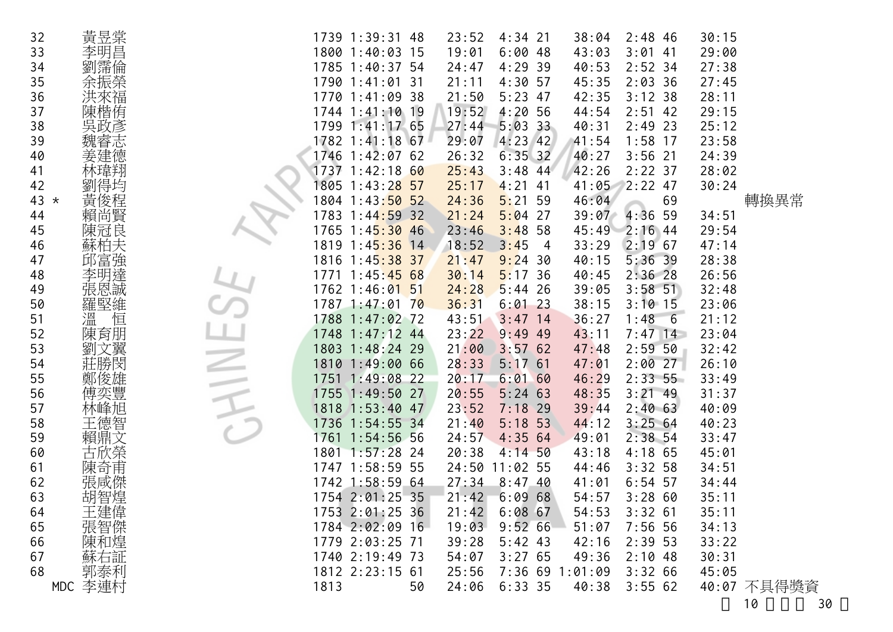| | | | | | | | | | | | | |
|---|---|---|---|---|---|---|---|---|---|---|---|---|
| 32 | 黃昱棠 | 1739 | 1:39:31 | 48 | 23:52 | 4:34 | 21 | 38:04 | 2:48 | 46 | 30:15 | |
| 33 | 李明昌 | 1800 | 1:40:03 | 15 | 19:01 | 6:00 | 48 | 43:03 | 3:01 | 41 | 29:00 | |
| 34 | 劉霈倫 | 1785 | 1:40:37 | 54 | 24:47 | 4:29 | 39 | 40:53 | 2:52 | 34 | 27:38 | |
| 35 | 余振榮 | 1790 | 1:41:01 | 31 | 21:11 | 4:30 | 57 | 45:35 | 2:03 | 36 | 27:45 | |
| 36 | 洪來福 | 1770 | 1:41:09 | 38 | 21:50 | 5:23 | 47 | 42:35 | 3:12 | 38 | 28:11 | |
| 37 | 陳楷侑 | 1744 | 1:41:10 | 19 | 19:52 | 4:20 | 56 | 44:54 | 2:51 | 42 | 29:15 | |
| 38 | 吳政彥 | 1799 | 1:41:17 | 65 | 27:44 | 5:03 | 33 | 40:31 | 2:49 | 23 | 25:12 | |
| 39 | 魏睿志 | 1782 | 1:41:18 | 67 | 29:07 | 4:23 | 42 | 41:54 | 1:58 | 17 | 23:58 | |
| 40 | 姜建德 | 1746 | 1:42:07 | 62 | 26:32 | 6:35 | 32 | 40:27 | 3:56 | 21 | 24:39 | |
| 41 | 林瑋翔 | 1737 | 1:42:18 | 60 | 25:43 | 3:48 | 44 | 42:26 | 2:22 | 37 | 28:02 | |
| 42 | 劉得均 | 1805 | 1:43:28 | 57 | 25:17 | 4:21 | 41 | 41:05 | 2:22 | 47 | 30:24 | |
| 43 * | 黃俊程 | 1804 | 1:43:50 | 52 | 24:36 | 5:21 | 59 | 46:04 | | 69 | | 轉換異常 |
| 44 | 賴尚賢 | 1783 | 1:44:59 | 32 | 21:24 | 5:04 | 27 | 39:07 | 4:36 | 59 | 34:51 | |
| 45 | 陳冠良 | 1765 | 1:45:30 | 46 | 23:46 | 3:48 | 58 | 45:49 | 2:16 | 44 | 29:54 | |
| 46 | 蘇柏夫 | 1819 | 1:45:36 | 14 | 18:52 | 3:45 | 4 | 33:29 | 2:19 | 67 | 47:14 | |
| 47 | 邱富強 | 1816 | 1:45:38 | 37 | 21:47 | 9:24 | 30 | 40:15 | 5:36 | 39 | 28:38 | |
| 48 | 李明達 | 1771 | 1:45:45 | 68 | 30:14 | 5:17 | 36 | 40:45 | 2:36 | 28 | 26:56 | |
| 49 | 張恩誠 | 1762 | 1:46:01 | 51 | 24:28 | 5:44 | 26 | 39:05 | 3:58 | 51 | 32:48 | |
| 50 | 羅堅維 | 1787 | 1:47:01 | 70 | 36:31 | 6:01 | 23 | 38:15 | 3:10 | 15 | 23:06 | |
| 51 | 溫　恒 | 1788 | 1:47:02 | 72 | 43:51 | 3:47 | 14 | 36:27 | 1:48 | 6 | 21:12 | |
| 52 | 陳育朋 | 1748 | 1:47:12 | 44 | 23:22 | 9:49 | 49 | 43:11 | 7:47 | 14 | 23:04 | |
| 53 | 劉文翼 | 1803 | 1:48:24 | 29 | 21:00 | 3:57 | 62 | 47:48 | 2:59 | 50 | 32:42 | |
| 54 | 莊勝閔 | 1810 | 1:49:00 | 66 | 28:33 | 5:17 | 61 | 47:01 | 2:00 | 27 | 26:10 | |
| 55 | 鄭俊雄 | 1751 | 1:49:08 | 22 | 20:17 | 6:01 | 60 | 46:29 | 2:33 | 55 | 33:49 | |
| 56 | 傅奕豐 | 1755 | 1:49:50 | 27 | 20:55 | 5:24 | 63 | 48:35 | 3:21 | 49 | 31:37 | |
| 57 | 林峰旭 | 1818 | 1:53:40 | 47 | 23:52 | 7:18 | 29 | 39:44 | 2:40 | 63 | 40:09 | |
| 58 | 王德智 | 1736 | 1:54:55 | 34 | 21:40 | 5:18 | 53 | 44:12 | 3:25 | 64 | 40:23 | |
| 59 | 賴鼎文 | 1761 | 1:54:56 | 56 | 24:57 | 4:35 | 64 | 49:01 | 2:38 | 54 | 33:47 | |
| 60 | 古欣榮 | 1801 | 1:57:28 | 24 | 20:38 | 4:14 | 50 | 43:18 | 4:18 | 65 | 45:01 | |
| 61 | 陳奇甫 | 1747 | 1:58:59 | 55 | 24:50 | 11:02 | 55 | 44:46 | 3:32 | 58 | 34:51 | |
| 62 | 張咸傑 | 1742 | 1:58:59 | 64 | 27:34 | 8:47 | 40 | 41:01 | 6:54 | 57 | 34:44 | |
| 63 | 胡智煌 | 1754 | 2:01:25 | 35 | 21:42 | 6:09 | 68 | 54:57 | 3:28 | 60 | 35:11 | |
| 64 | 王建偉 | 1753 | 2:01:25 | 36 | 21:42 | 6:08 | 67 | 54:53 | 3:32 | 61 | 35:11 | |
| 65 | 張智傑 | 1784 | 2:02:09 | 16 | 19:03 | 9:52 | 66 | 51:07 | 7:56 | 56 | 34:13 | |
| 66 | 陳和煌 | 1779 | 2:03:25 | 71 | 39:28 | 5:42 | 43 | 42:16 | 2:39 | 53 | 33:22 | |
| 67 | 蘇右証 | 1740 | 2:19:49 | 73 | 54:07 | 3:27 | 65 | 49:36 | 2:10 | 48 | 30:31 | |
| 68 | 郭泰利 | 1812 | 2:23:15 | 61 | 25:56 | 7:36 | 69 | 1:01:09 | 3:32 | 66 | 45:05 | |
| MDC | 李連村 | 1813 | | 50 | 24:06 | 6:33 | 35 | 40:38 | 3:55 | 62 | 40:07 | 不具得獎資 |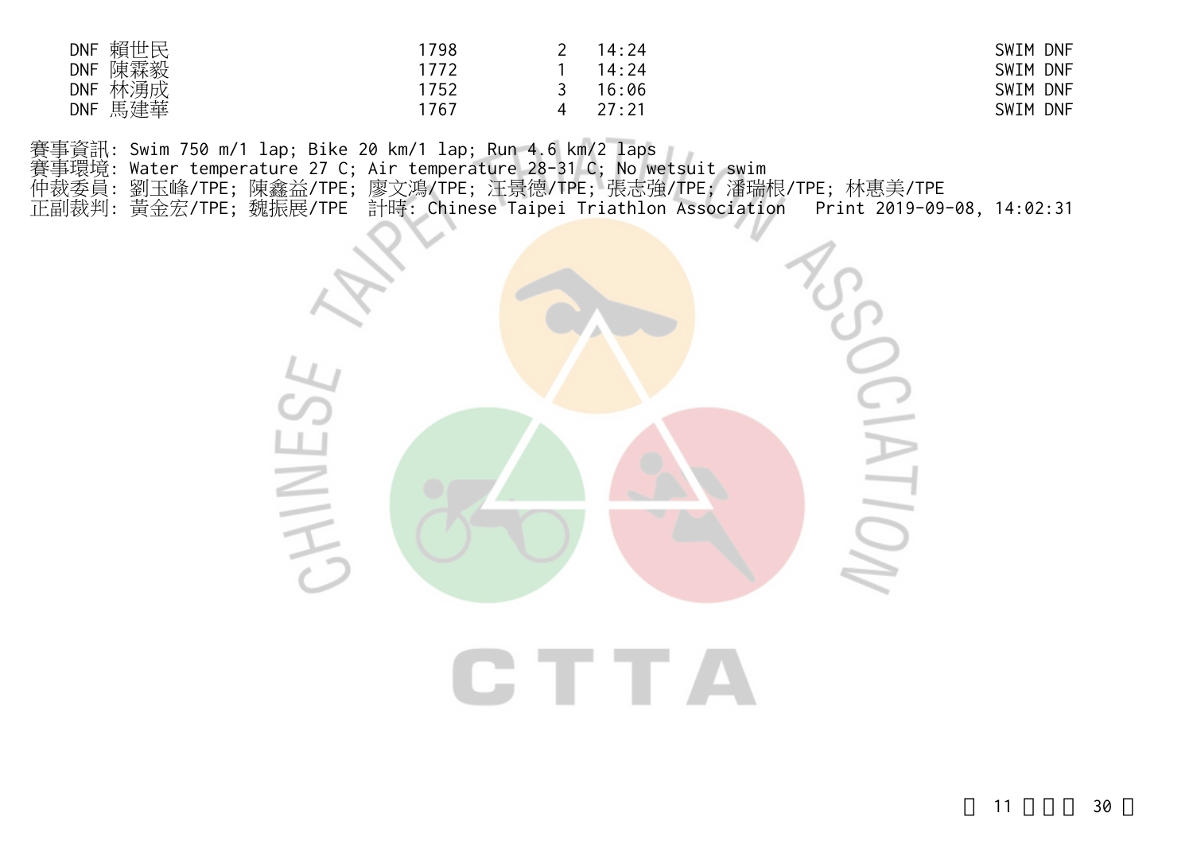| | | | | |
|---|---|---|---|---|
| DNF 賴世民 | 1798 | 2 | 14:24 | SWIM DNF |
| DNF 陳霖毅 | 1772 | 1 | 14:24 | SWIM DNF |
| DNF 林湧成 | 1752 | 3 | 16:06 | SWIM DNF |
| DNF 馬建華 | 1767 | 4 | 27:21 | SWIM DNF |

賽事資訊: Swim 750 m/1 lap; Bike 20 km/1 lap; Run 4.6 km/2 laps
賽事環境: Water temperature 27 C; Air temperature 28-31 C; No wetsuit swim
仲裁委員: 劉玉峰/TPE; 陳鑫益/TPE; 廖文鴻/TPE; 汪景德/TPE; 張志強/TPE; 潘瑞根/TPE; 林惠美/TPE
正副裁判: 黃金宏/TPE; 魏振展/TPE 計時: Chinese Taipei Triathlon Association Print 2019-09-08, 14:02:31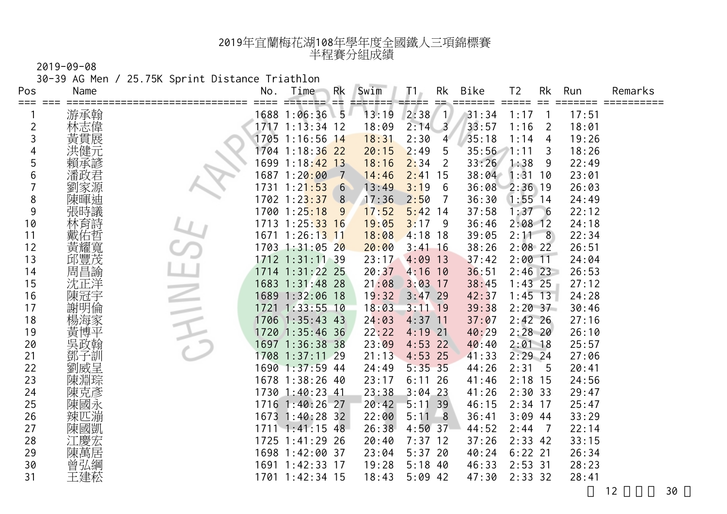# 2019年宜蘭梅花湖108年學年度全國鐵人三項錦標賽
## 半程賽分組成績

2019-09-08

30-39 AG Men / 25.75K Sprint Distance Triathlon

| Pos | Name | No. | Time | Rk | Swim | T1 | Rk | Bike | T2 | Rk | Run | Remarks |
|---|---|---|---|---|---|---|---|---|---|---|---|---|
| 1 | 游承翰 | 1688 | 1:06:36 | 5 | 13:19 | 2:38 | 1 | 31:34 | 1:17 | 1 | 17:51 | |
| 2 | 林志偉 | 1717 | 1:13:34 | 12 | 18:09 | 2:14 | 3 | 33:57 | 1:16 | 2 | 18:01 | |
| 3 | 黃貫展 | 1705 | 1:16:56 | 14 | 18:31 | 2:30 | 4 | 35:18 | 1:14 | 4 | 19:26 | |
| 4 | 洪健元 | 1704 | 1:18:36 | 22 | 20:15 | 2:49 | 5 | 35:56 | 1:11 | 3 | 18:26 | |
| 5 | 賴承諺 | 1699 | 1:18:42 | 13 | 18:16 | 2:34 | 2 | 33:26 | 1:38 | 9 | 22:49 | |
| 6 | 潘政君 | 1687 | 1:20:00 | 7 | 14:46 | 2:41 | 15 | 38:04 | 1:31 | 10 | 23:01 | |
| 7 | 劉家源 | 1731 | 1:21:53 | 6 | 13:49 | 3:19 | 6 | 36:08 | 2:36 | 19 | 26:03 | |
| 8 | 陳暉迪 | 1702 | 1:23:37 | 8 | 17:36 | 2:50 | 7 | 36:30 | 1:55 | 14 | 24:49 | |
| 9 | 張時議 | 1700 | 1:25:18 | 9 | 17:52 | 5:42 | 14 | 37:58 | 1:37 | 6 | 22:12 | |
| 10 | 林育詩 | 1713 | 1:25:33 | 16 | 19:05 | 3:17 | 9 | 36:46 | 2:08 | 12 | 24:18 | |
| 11 | 戴佑哲 | 1671 | 1:26:13 | 11 | 18:08 | 4:18 | 18 | 39:05 | 2:11 | 8 | 22:34 | |
| 12 | 黃耀寬 | 1703 | 1:31:05 | 20 | 20:00 | 3:41 | 16 | 38:26 | 2:08 | 22 | 26:51 | |
| 13 | 邱豐茂 | 1712 | 1:31:11 | 39 | 23:17 | 4:09 | 13 | 37:42 | 2:00 | 11 | 24:04 | |
| 14 | 周昌諭 | 1714 | 1:31:22 | 25 | 20:37 | 4:16 | 10 | 36:51 | 2:46 | 23 | 26:53 | |
| 15 | 沈正洋 | 1683 | 1:31:48 | 28 | 21:08 | 3:03 | 17 | 38:45 | 1:43 | 25 | 27:12 | |
| 16 | 陳冠宇 | 1689 | 1:32:06 | 18 | 19:32 | 3:47 | 29 | 42:37 | 1:45 | 13 | 24:28 | |
| 17 | 謝明倫 | 1721 | 1:33:55 | 10 | 18:03 | 3:11 | 19 | 39:38 | 2:20 | 37 | 30:46 | |
| 18 | 楊海家 | 1706 | 1:35:43 | 43 | 24:03 | 4:37 | 11 | 37:07 | 2:42 | 26 | 27:16 | |
| 19 | 黃博平 | 1720 | 1:35:46 | 36 | 22:22 | 4:19 | 21 | 40:29 | 2:28 | 20 | 26:10 | |
| 20 | 吳政翰 | 1697 | 1:36:38 | 38 | 23:09 | 4:53 | 22 | 40:40 | 2:01 | 18 | 25:57 | |
| 21 | 鄧子訓 | 1708 | 1:37:11 | 29 | 21:13 | 4:53 | 25 | 41:33 | 2:29 | 24 | 27:06 | |
| 22 | 劉威呈 | 1690 | 1:37:59 | 44 | 24:49 | 5:35 | 35 | 44:26 | 2:31 | 5 | 20:41 | |
| 23 | 陳淵琮 | 1678 | 1:38:26 | 40 | 23:17 | 6:11 | 26 | 41:46 | 2:18 | 15 | 24:56 | |
| 24 | 陳克彥 | 1730 | 1:40:23 | 41 | 23:38 | 3:04 | 23 | 41:26 | 2:30 | 33 | 29:47 | |
| 25 | 陳國永 | 1716 | 1:40:26 | 27 | 20:42 | 5:11 | 39 | 46:15 | 2:34 | 17 | 25:47 | |
| 26 | 辣匹湍 | 1673 | 1:40:28 | 32 | 22:00 | 5:11 | 8 | 36:41 | 3:09 | 44 | 33:29 | |
| 27 | 陳國凱 | 1711 | 1:41:15 | 48 | 26:38 | 4:50 | 37 | 44:52 | 2:44 | 7 | 22:14 | |
| 28 | 江慶宏 | 1725 | 1:41:29 | 26 | 20:40 | 7:37 | 12 | 37:26 | 2:33 | 42 | 33:15 | |
| 29 | 陳萬居 | 1698 | 1:42:00 | 37 | 23:04 | 5:37 | 20 | 40:24 | 6:22 | 21 | 26:34 | |
| 30 | 曾弘綱 | 1691 | 1:42:33 | 17 | 19:28 | 5:18 | 40 | 46:33 | 2:53 | 31 | 28:23 | |
| 31 | 王建菘 | 1701 | 1:42:34 | 15 | 18:43 | 5:09 | 42 | 47:30 | 2:33 | 32 | 28:41 | |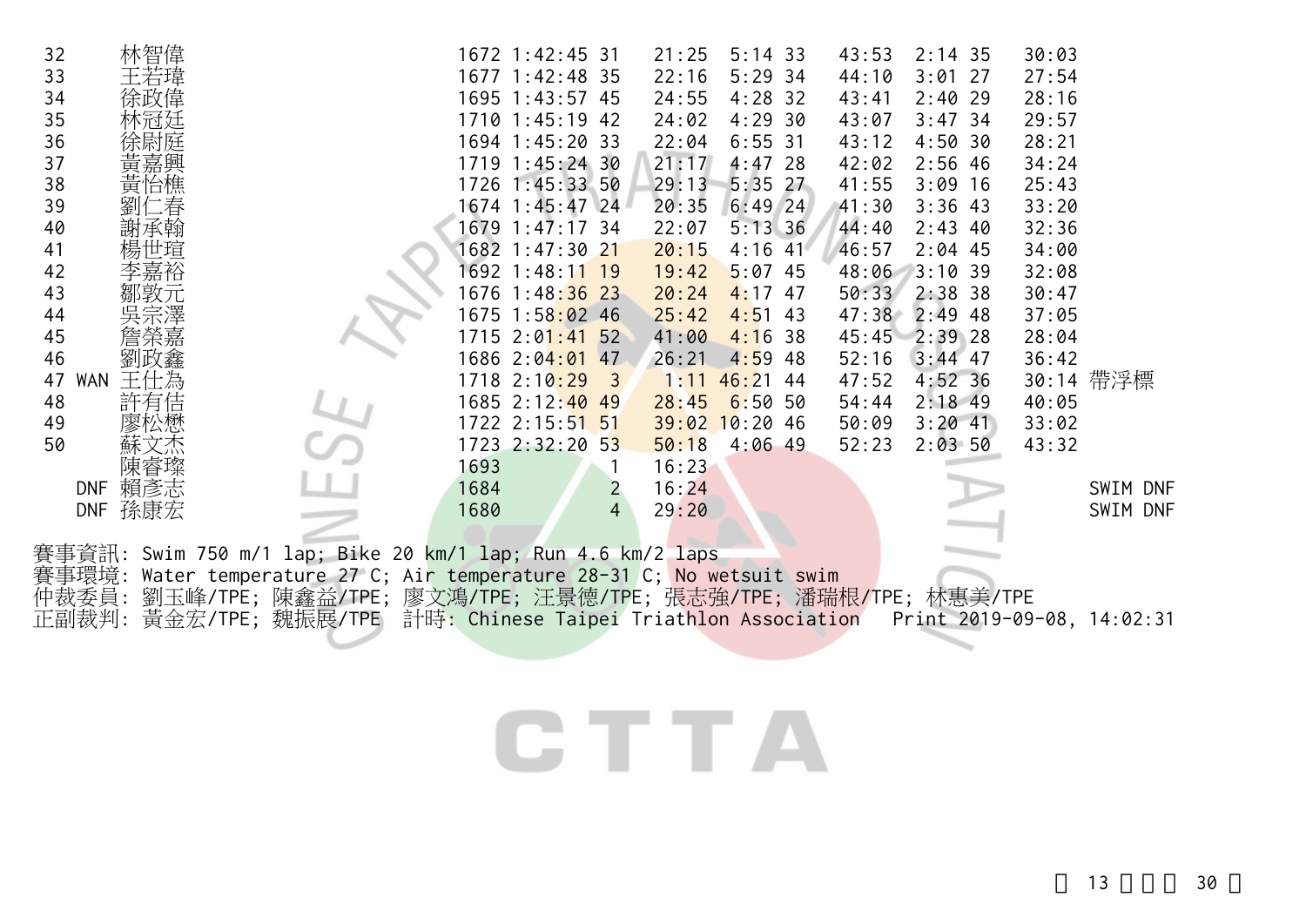| | | | | | | | | | | | | | |
|---|---|---|---|---|---|---|---|---|---|---|---|---|---|
| 32 | 林智偉 | 1672 | 1:42:45 | 31 | 21:25 | 5:14 | 33 | 43:53 | 2:14 | 35 | 30:03 | | |
| 33 | 王若瑋 | 1677 | 1:42:48 | 35 | 22:16 | 5:29 | 34 | 44:10 | 3:01 | 27 | 27:54 | | |
| 34 | 徐政偉 | 1695 | 1:43:57 | 45 | 24:55 | 4:28 | 32 | 43:41 | 2:40 | 29 | 28:16 | | |
| 35 | 林冠廷 | 1710 | 1:45:19 | 42 | 24:02 | 4:29 | 30 | 43:07 | 3:47 | 34 | 29:57 | | |
| 36 | 徐尉庭 | 1694 | 1:45:20 | 33 | 22:04 | 6:55 | 31 | 43:12 | 4:50 | 30 | 28:21 | | |
| 37 | 黃嘉興 | 1719 | 1:45:24 | 30 | 21:17 | 4:47 | 28 | 42:02 | 2:56 | 46 | 34:24 | | |
| 38 | 黃怡樵 | 1726 | 1:45:33 | 50 | 29:13 | 5:35 | 27 | 41:55 | 3:09 | 16 | 25:43 | | |
| 39 | 劉仁春 | 1674 | 1:45:47 | 24 | 20:35 | 6:49 | 24 | 41:30 | 3:36 | 43 | 33:20 | | |
| 40 | 謝承翰 | 1679 | 1:47:17 | 34 | 22:07 | 5:13 | 36 | 44:40 | 2:43 | 40 | 32:36 | | |
| 41 | 楊世瑄 | 1682 | 1:47:30 | 21 | 20:15 | 4:16 | 41 | 46:57 | 2:04 | 45 | 34:00 | | |
| 42 | 李嘉裕 | 1692 | 1:48:11 | 19 | 19:42 | 5:07 | 45 | 48:06 | 3:10 | 39 | 32:08 | | |
| 43 | 鄒敦元 | 1676 | 1:48:36 | 23 | 20:24 | 4:17 | 47 | 50:33 | 2:38 | 38 | 30:47 | | |
| 44 | 吳宗澤 | 1675 | 1:58:02 | 46 | 25:42 | 4:51 | 43 | 47:38 | 2:49 | 48 | 37:05 | | |
| 45 | 詹榮嘉 | 1715 | 2:01:41 | 52 | 41:00 | 4:16 | 38 | 45:45 | 2:39 | 28 | 28:04 | | |
| 46 | 劉政鑫 | 1686 | 2:04:01 | 47 | 26:21 | 4:59 | 48 | 52:16 | 3:44 | 47 | 36:42 | | |
| 47 WAN | 王仕為 | 1718 | 2:10:29 | 3 | 1:11 | 46:21 | 44 | 47:52 | 4:52 | 36 | 30:14 | 帶浮標 | |
| 48 | 許有佶 | 1685 | 2:12:40 | 49 | 28:45 | 6:50 | 50 | 54:44 | 2:18 | 49 | 40:05 | | |
| 49 | 廖松懋 | 1722 | 2:15:51 | 51 | 39:02 | 10:20 | 46 | 50:09 | 3:20 | 41 | 33:02 | | |
| 50 | 蘇文杰 | 1723 | 2:32:20 | 53 | 50:18 | 4:06 | 49 | 52:23 | 2:03 | 50 | 43:32 | | |
| | 陳睿璨 | 1693 | | 1 | 16:23 | | | | | | | | |
| DNF | 賴彥志 | 1684 | | 2 | 16:24 | | | | | | | | SWIM DNF |
| DNF | 孫康宏 | 1680 | | 4 | 29:20 | | | | | | | | SWIM DNF |

賽事資訊: Swim 750 m/1 lap; Bike 20 km/1 lap; Run 4.6 km/2 laps
賽事環境: Water temperature 27 C; Air temperature 28-31 C; No wetsuit swim
仲裁委員: 劉玉峰/TPE; 陳鑫益/TPE; 廖文鴻/TPE; 汪景德/TPE; 張志強/TPE; 潘瑞根/TPE; 林惠美/TPE
正副裁判: 黃金宏/TPE; 魏振展/TPE 計時: Chinese Taipei Triathlon Association Print 2019-09-08, 14:02:31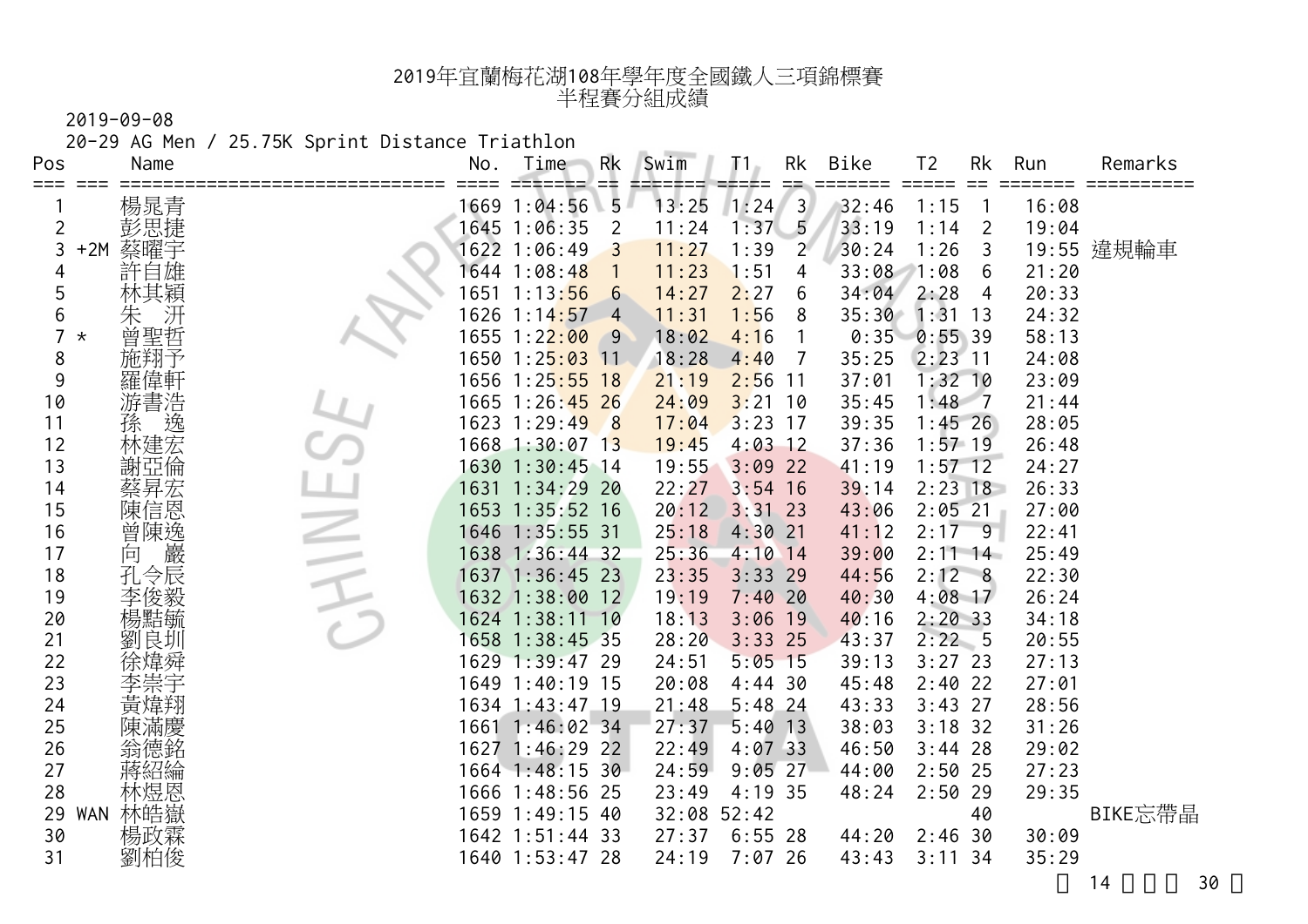# 2019年宜蘭梅花湖108年學年度全國鐵人三項錦標賽

## 半程賽分組成績

2019-09-08

20-29 AG Men / 25.75K Sprint Distance Triathlon

| Pos | | Name | No. | Time | Rk | Swim | T1 | Rk | Bike | T2 | Rk | Run | Remarks |
|---|---|---|---|---|---|---|---|---|---|---|---|---|---|
| 1 | | 楊晁青 | 1669 | 1:04:56 | 5 | 13:25 | 1:24 | 3 | 32:46 | 1:15 | 1 | 16:08 | |
| 2 | | 彭思捷 | 1645 | 1:06:35 | 2 | 11:24 | 1:37 | 5 | 33:19 | 1:14 | 2 | 19:04 | |
| 3 | +2M | 蔡曜宇 | 1622 | 1:06:49 | 3 | 11:27 | 1:39 | 2 | 30:24 | 1:26 | 3 | 19:55 | 違規輪車 |
| 4 | | 許自雄 | 1644 | 1:08:48 | 1 | 11:23 | 1:51 | 4 | 33:08 | 1:08 | 6 | 21:20 | |
| 5 | | 林其穎 | 1651 | 1:13:56 | 6 | 14:27 | 2:27 | 6 | 34:04 | 2:28 | 4 | 20:33 | |
| 6 | | 朱　汧 | 1626 | 1:14:57 | 4 | 11:31 | 1:56 | 8 | 35:30 | 1:31 | 13 | 24:32 | |
| 7 | * | 曾聖哲 | 1655 | 1:22:00 | 9 | 18:02 | 4:16 | 1 | 0:35 | 0:55 | 39 | 58:13 | |
| 8 | | 施翔予 | 1650 | 1:25:03 | 11 | 18:28 | 4:40 | 7 | 35:25 | 2:23 | 11 | 24:08 | |
| 9 | | 羅偉軒 | 1656 | 1:25:55 | 18 | 21:19 | 2:56 | 11 | 37:01 | 1:32 | 10 | 23:09 | |
| 10 | | 游書浩 | 1665 | 1:26:45 | 26 | 24:09 | 3:21 | 10 | 35:45 | 1:48 | 7 | 21:44 | |
| 11 | | 孫　逸 | 1623 | 1:29:49 | 8 | 17:04 | 3:23 | 17 | 39:35 | 1:45 | 26 | 28:05 | |
| 12 | | 林建宏 | 1668 | 1:30:07 | 13 | 19:45 | 4:03 | 12 | 37:36 | 1:57 | 19 | 26:48 | |
| 13 | | 謝亞倫 | 1630 | 1:30:45 | 14 | 19:55 | 3:09 | 22 | 41:19 | 1:57 | 12 | 24:27 | |
| 14 | | 蔡昇宏 | 1631 | 1:34:29 | 20 | 22:27 | 3:54 | 16 | 39:14 | 2:23 | 18 | 26:33 | |
| 15 | | 陳信恩 | 1653 | 1:35:52 | 16 | 20:12 | 3:31 | 23 | 43:06 | 2:05 | 21 | 27:00 | |
| 16 | | 曾陳逸 | 1646 | 1:35:55 | 31 | 25:18 | 4:30 | 21 | 41:12 | 2:17 | 9 | 22:41 | |
| 17 | | 向　巖 | 1638 | 1:36:44 | 32 | 25:36 | 4:10 | 14 | 39:00 | 2:11 | 14 | 25:49 | |
| 18 | | 孔令辰 | 1637 | 1:36:45 | 23 | 23:35 | 3:33 | 29 | 44:56 | 2:12 | 8 | 22:30 | |
| 19 | | 李俊毅 | 1632 | 1:38:00 | 12 | 19:19 | 7:40 | 20 | 40:30 | 4:08 | 17 | 26:24 | |
| 20 | | 楊黠毓 | 1624 | 1:38:11 | 10 | 18:13 | 3:06 | 19 | 40:16 | 2:20 | 33 | 34:18 | |
| 21 | | 劉良圳 | 1658 | 1:38:45 | 35 | 28:20 | 3:33 | 25 | 43:37 | 2:22 | 5 | 20:55 | |
| 22 | | 徐煒舜 | 1629 | 1:39:47 | 29 | 24:51 | 5:05 | 15 | 39:13 | 3:27 | 23 | 27:13 | |
| 23 | | 李崇宇 | 1649 | 1:40:19 | 15 | 20:08 | 4:44 | 30 | 45:48 | 2:40 | 22 | 27:01 | |
| 24 | | 黃煒翔 | 1634 | 1:43:47 | 19 | 21:48 | 5:48 | 24 | 43:33 | 3:43 | 27 | 28:56 | |
| 25 | | 陳滿慶 | 1661 | 1:46:02 | 34 | 27:37 | 5:40 | 13 | 38:03 | 3:18 | 32 | 31:26 | |
| 26 | | 翁德銘 | 1627 | 1:46:29 | 22 | 22:49 | 4:07 | 33 | 46:50 | 3:44 | 28 | 29:02 | |
| 27 | | 蔣紹綸 | 1664 | 1:48:15 | 30 | 24:59 | 9:05 | 27 | 44:00 | 2:50 | 25 | 27:23 | |
| 28 | | 林煜恩 | 1666 | 1:48:56 | 25 | 23:49 | 4:19 | 35 | 48:24 | 2:50 | 29 | 29:35 | |
| 29 | WAN | 林皓嶽 | 1659 | 1:49:15 | 40 | 32:08 | 52:42 | | | | 40 | | BIKE忘帶晶 |
| 30 | | 楊政霖 | 1642 | 1:51:44 | 33 | 27:37 | 6:55 | 28 | 44:20 | 2:46 | 30 | 30:09 | |
| 31 | | 劉柏俊 | 1640 | 1:53:47 | 28 | 24:19 | 7:07 | 26 | 43:43 | 3:11 | 34 | 35:29 | |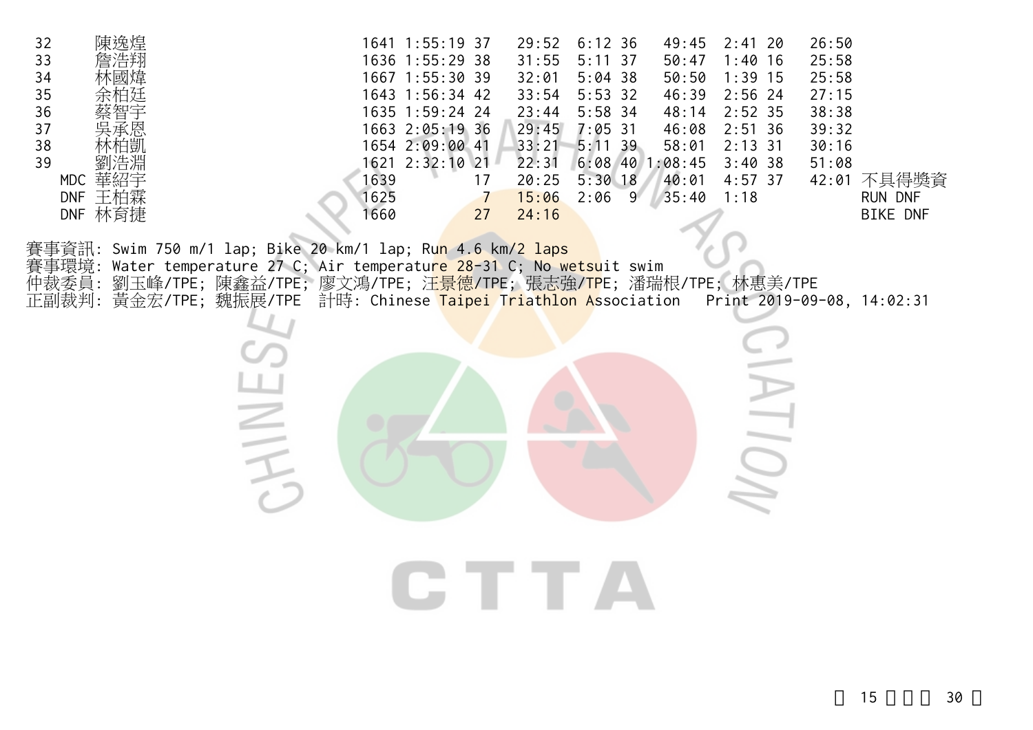| 32 | 陳逸煌 | 1641 | 1:55:19 | 37 | 29:52 | 6:12 | 36 | 49:45 | 2:41 | 20 | 26:50 | |
|---|---|---|---|---|---|---|---|---|---|---|---|---|
| 33 | 詹浩翔 | 1636 | 1:55:29 | 38 | 31:55 | 5:11 | 37 | 50:47 | 1:40 | 16 | 25:58 | |
| 34 | 林國煒 | 1667 | 1:55:30 | 39 | 32:01 | 5:04 | 38 | 50:50 | 1:39 | 15 | 25:58 | |
| 35 | 余柏廷 | 1643 | 1:56:34 | 42 | 33:54 | 5:53 | 32 | 46:39 | 2:56 | 24 | 27:15 | |
| 36 | 蔡智宇 | 1635 | 1:59:24 | 24 | 23:44 | 5:58 | 34 | 48:14 | 2:52 | 35 | 38:38 | |
| 37 | 吳承恩 | 1663 | 2:05:19 | 36 | 29:45 | 7:05 | 31 | 46:08 | 2:51 | 36 | 39:32 | |
| 38 | 林柏凱 | 1654 | 2:09:00 | 41 | 33:21 | 5:11 | 39 | 58:01 | 2:13 | 31 | 30:16 | |
| 39 | 劉浩淵 | 1621 | 2:32:10 | 21 | 22:31 | 6:08 | 40 | 1:08:45 | 3:40 | 38 | 51:08 | |
| MDC | 華紹宇 | 1639 | | 17 | 20:25 | 5:30 | 18 | 40:01 | 4:57 | 37 | 42:01 | 不具得獎資 |
| DNF | 王柏霖 | 1625 | | 7 | 15:06 | 2:06 | 9 | 35:40 | 1:18 | | | RUN DNF |
| DNF | 林育捷 | 1660 | | 27 | 24:16 | | | | | | | BIKE DNF |

賽事資訊: Swim 750 m/1 lap; Bike 20 km/1 lap; Run 4.6 km/2 laps
賽事環境: Water temperature 27 C; Air temperature 28-31 C; No wetsuit swim
仲裁委員: 劉玉峰/TPE; 陳鑫益/TPE; 廖文鴻/TPE; 汪景德/TPE; 張志強/TPE; 潘瑞根/TPE; 林惠美/TPE
正副裁判: 黃金宏/TPE; 魏振展/TPE 計時: Chinese Taipei Triathlon Association Print 2019-09-08, 14:02:31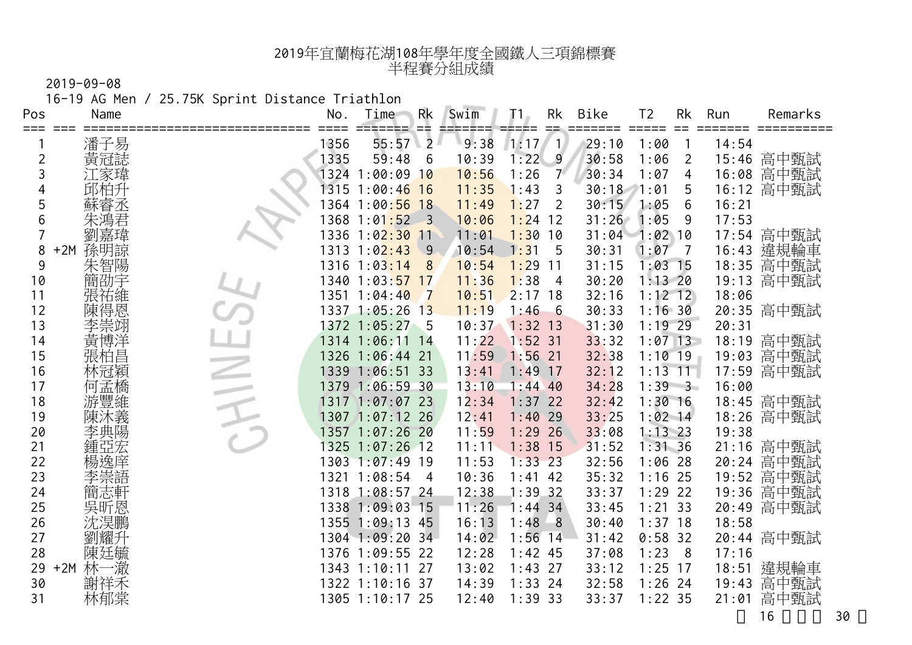# 2019年宜蘭梅花湖108年學年度全國鐵人三項錦標賽
## 半程賽分組成績

2019-09-08

16-19 AG Men / 25.75K Sprint Distance Triathlon

| Pos | | Name | No. | Time | Rk | Swim | T1 | Rk | Bike | T2 | Rk | Run | Remarks |
|---|---|---|---|---|---|---|---|---|---|---|---|---|---|
| 1 | | 潘子易 | 1356 | 55:57 | 2 | 9:38 | 1:17 | 1 | 29:10 | 1:00 | 1 | 14:54 | |
| 2 | | 黃冠誌 | 1335 | 59:48 | 6 | 10:39 | 1:22 | 9 | 30:58 | 1:06 | 2 | 15:46 | 高中甄試 |
| 3 | | 江家瑋 | 1324 | 1:00:09 | 10 | 10:56 | 1:26 | 7 | 30:34 | 1:07 | 4 | 16:08 | 高中甄試 |
| 4 | | 邱柏升 | 1315 | 1:00:46 | 16 | 11:35 | 1:43 | 3 | 30:18 | 1:01 | 5 | 16:12 | 高中甄試 |
| 5 | | 蘇睿丞 | 1364 | 1:00:56 | 18 | 11:49 | 1:27 | 2 | 30:15 | 1:05 | 6 | 16:21 | |
| 6 | | 朱鴻君 | 1368 | 1:01:52 | 3 | 10:06 | 1:24 | 12 | 31:26 | 1:05 | 9 | 17:53 | |
| 7 | | 劉嘉瑋 | 1336 | 1:02:30 | 11 | 11:01 | 1:30 | 10 | 31:04 | 1:02 | 10 | 17:54 | 高中甄試 |
| 8 | +2M | 孫明諒 | 1313 | 1:02:43 | 9 | 10:54 | 1:31 | 5 | 30:31 | 1:07 | 7 | 16:43 | 違規輪車 |
| 9 | | 朱智陽 | 1316 | 1:03:14 | 8 | 10:54 | 1:29 | 11 | 31:15 | 1:03 | 15 | 18:35 | 高中甄試 |
| 10 | | 簡劭宇 | 1340 | 1:03:57 | 17 | 11:36 | 1:38 | 4 | 30:20 | 1:13 | 20 | 19:13 | 高中甄試 |
| 11 | | 張祐維 | 1351 | 1:04:40 | 7 | 10:51 | 2:17 | 18 | 32:16 | 1:12 | 12 | 18:06 | |
| 12 | | 陳得恩 | 1337 | 1:05:26 | 13 | 11:19 | 1:46 | 6 | 30:33 | 1:16 | 30 | 20:35 | 高中甄試 |
| 13 | | 李崇翊 | 1372 | 1:05:27 | 5 | 10:37 | 1:32 | 13 | 31:30 | 1:19 | 29 | 20:31 | |
| 14 | | 黃博洋 | 1314 | 1:06:11 | 14 | 11:22 | 1:52 | 31 | 33:32 | 1:07 | 13 | 18:19 | 高中甄試 |
| 15 | | 張柏昌 | 1326 | 1:06:44 | 21 | 11:59 | 1:56 | 21 | 32:38 | 1:10 | 19 | 19:03 | 高中甄試 |
| 16 | | 林冠穎 | 1339 | 1:06:51 | 33 | 13:41 | 1:49 | 17 | 32:12 | 1:13 | 11 | 17:59 | 高中甄試 |
| 17 | | 何孟橋 | 1379 | 1:06:59 | 30 | 13:10 | 1:44 | 40 | 34:28 | 1:39 | 3 | 16:00 | |
| 18 | | 游豐維 | 1317 | 1:07:07 | 23 | 12:34 | 1:37 | 22 | 32:42 | 1:30 | 16 | 18:45 | 高中甄試 |
| 19 | | 陳沐義 | 1307 | 1:07:12 | 26 | 12:41 | 1:40 | 29 | 33:25 | 1:02 | 14 | 18:26 | 高中甄試 |
| 20 | | 李典陽 | 1357 | 1:07:26 | 20 | 11:59 | 1:29 | 26 | 33:08 | 1:13 | 23 | 19:38 | |
| 21 | | 鍾亞宏 | 1325 | 1:07:26 | 12 | 11:11 | 1:38 | 15 | 31:52 | 1:31 | 36 | 21:16 | 高中甄試 |
| 22 | | 楊逸庠 | 1303 | 1:07:49 | 19 | 11:53 | 1:33 | 23 | 32:56 | 1:06 | 28 | 20:24 | 高中甄試 |
| 23 | | 李崇語 | 1321 | 1:08:54 | 4 | 10:36 | 1:41 | 42 | 35:32 | 1:16 | 25 | 19:52 | 高中甄試 |
| 24 | | 簡志軒 | 1318 | 1:08:57 | 24 | 12:38 | 1:39 | 32 | 33:37 | 1:29 | 22 | 19:36 | 高中甄試 |
| 25 | | 吳昕恩 | 1338 | 1:09:03 | 15 | 11:26 | 1:44 | 34 | 33:45 | 1:21 | 33 | 20:49 | 高中甄試 |
| 26 | | 沈淏鵬 | 1355 | 1:09:13 | 45 | 16:13 | 1:48 | 8 | 30:40 | 1:37 | 18 | 18:58 | |
| 27 | | 劉耀升 | 1304 | 1:09:20 | 34 | 14:02 | 1:56 | 14 | 31:42 | 0:58 | 32 | 20:44 | 高中甄試 |
| 28 | | 陳廷毓 | 1376 | 1:09:55 | 22 | 12:28 | 1:42 | 45 | 37:08 | 1:23 | 8 | 17:16 | |
| 29 | +2M | 林一澈 | 1343 | 1:10:11 | 27 | 13:02 | 1:43 | 27 | 33:12 | 1:25 | 17 | 18:51 | 違規輪車 |
| 30 | | 謝祥禾 | 1322 | 1:10:16 | 37 | 14:39 | 1:33 | 24 | 32:58 | 1:26 | 24 | 19:43 | 高中甄試 |
| 31 | | 林郁棠 | 1305 | 1:10:17 | 25 | 12:40 | 1:39 | 33 | 33:37 | 1:22 | 35 | 21:01 | 高中甄試 |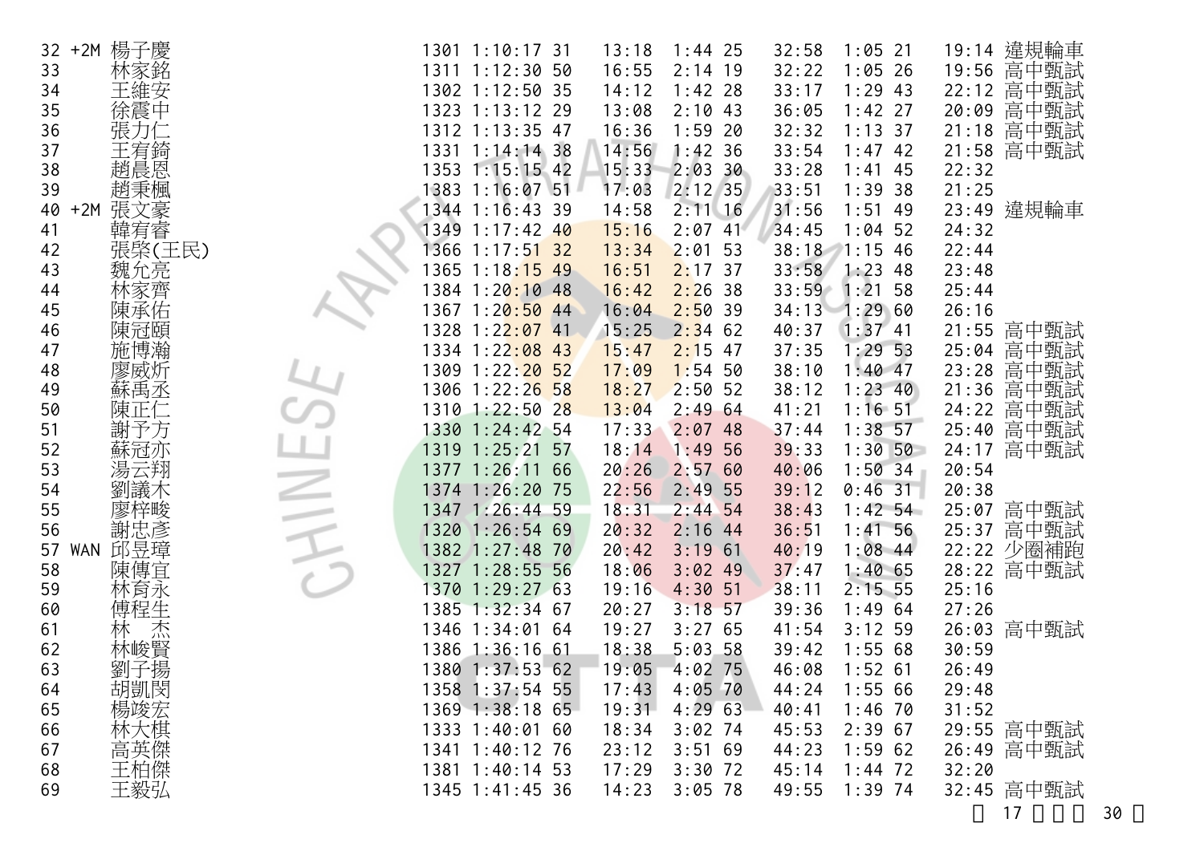| | | | | | | | | | | | | | |
|---|---|---|---|---|---|---|---|---|---|---|---|---|---|
| 32 | +2M | 楊子慶 | 1301 | 1:10:17 | 31 | 13:18 | 1:44 | 25 | 32:58 | 1:05 | 21 | 19:14 | 違規輪車 |
| 33 | | 林家銘 | 1311 | 1:12:30 | 50 | 16:55 | 2:14 | 19 | 32:22 | 1:05 | 26 | 19:56 | 高中甄試 |
| 34 | | 王維安 | 1302 | 1:12:50 | 35 | 14:12 | 1:42 | 28 | 33:17 | 1:29 | 43 | 22:12 | 高中甄試 |
| 35 | | 徐震中 | 1323 | 1:13:12 | 29 | 13:08 | 2:10 | 43 | 36:05 | 1:42 | 27 | 20:09 | 高中甄試 |
| 36 | | 張力仁 | 1312 | 1:13:35 | 47 | 16:36 | 1:59 | 20 | 32:32 | 1:13 | 37 | 21:18 | 高中甄試 |
| 37 | | 王宥錡 | 1331 | 1:14:14 | 38 | 14:56 | 1:42 | 36 | 33:54 | 1:47 | 42 | 21:58 | 高中甄試 |
| 38 | | 趙晨恩 | 1353 | 1:15:15 | 42 | 15:33 | 2:03 | 30 | 33:28 | 1:41 | 45 | 22:32 | |
| 39 | | 趙秉楓 | 1383 | 1:16:07 | 51 | 17:03 | 2:12 | 35 | 33:51 | 1:39 | 38 | 21:25 | |
| 40 | +2M | 張文豪 | 1344 | 1:16:43 | 39 | 14:58 | 2:11 | 16 | 31:56 | 1:51 | 49 | 23:49 | 違規輪車 |
| 41 | | 韓宥睿 | 1349 | 1:17:42 | 40 | 15:16 | 2:07 | 41 | 34:45 | 1:04 | 52 | 24:32 | |
| 42 | | 張棨(王民) | 1366 | 1:17:51 | 32 | 13:34 | 2:01 | 53 | 38:18 | 1:15 | 46 | 22:44 | |
| 43 | | 魏允亮 | 1365 | 1:18:15 | 49 | 16:51 | 2:17 | 37 | 33:58 | 1:23 | 48 | 23:48 | |
| 44 | | 林家齊 | 1384 | 1:20:10 | 48 | 16:42 | 2:26 | 38 | 33:59 | 1:21 | 58 | 25:44 | |
| 45 | | 陳承佑 | 1367 | 1:20:50 | 44 | 16:04 | 2:50 | 39 | 34:13 | 1:29 | 60 | 26:16 | |
| 46 | | 陳冠頤 | 1328 | 1:22:07 | 41 | 15:25 | 2:34 | 62 | 40:37 | 1:37 | 41 | 21:55 | 高中甄試 |
| 47 | | 施博瀚 | 1334 | 1:22:08 | 43 | 15:47 | 2:15 | 47 | 37:35 | 1:29 | 53 | 25:04 | 高中甄試 |
| 48 | | 廖威炘 | 1309 | 1:22:20 | 52 | 17:09 | 1:54 | 50 | 38:10 | 1:40 | 47 | 23:28 | 高中甄試 |
| 49 | | 蘇禹丞 | 1306 | 1:22:26 | 58 | 18:27 | 2:50 | 52 | 38:12 | 1:23 | 40 | 21:36 | 高中甄試 |
| 50 | | 陳正仁 | 1310 | 1:22:50 | 28 | 13:04 | 2:49 | 64 | 41:21 | 1:16 | 51 | 24:22 | 高中甄試 |
| 51 | | 謝予方 | 1330 | 1:24:42 | 54 | 17:33 | 2:07 | 48 | 37:44 | 1:38 | 57 | 25:40 | 高中甄試 |
| 52 | | 蘇冠亦 | 1319 | 1:25:21 | 57 | 18:14 | 1:49 | 56 | 39:33 | 1:30 | 50 | 24:17 | 高中甄試 |
| 53 | | 湯云翔 | 1377 | 1:26:11 | 66 | 20:26 | 2:57 | 60 | 40:06 | 1:50 | 34 | 20:54 | |
| 54 | | 劉議木 | 1374 | 1:26:20 | 75 | 22:56 | 2:49 | 55 | 39:12 | 0:46 | 31 | 20:38 | |
| 55 | | 廖梓畯 | 1347 | 1:26:44 | 59 | 18:31 | 2:44 | 54 | 38:43 | 1:42 | 54 | 25:07 | 高中甄試 |
| 56 | | 謝忠彥 | 1320 | 1:26:54 | 69 | 20:32 | 2:16 | 44 | 36:51 | 1:41 | 56 | 25:37 | 高中甄試 |
| 57 | WAN | 邱昱璋 | 1382 | 1:27:48 | 70 | 20:42 | 3:19 | 61 | 40:19 | 1:08 | 44 | 22:22 | 少圈補跑 |
| 58 | | 陳傳宜 | 1327 | 1:28:55 | 56 | 18:06 | 3:02 | 49 | 37:47 | 1:40 | 65 | 28:22 | 高中甄試 |
| 59 | | 林育永 | 1370 | 1:29:27 | 63 | 19:16 | 4:30 | 51 | 38:11 | 2:15 | 55 | 25:16 | |
| 60 | | 傅程生 | 1385 | 1:32:34 | 67 | 20:27 | 3:18 | 57 | 39:36 | 1:49 | 64 | 27:26 | |
| 61 | | 林　杰 | 1346 | 1:34:01 | 64 | 19:27 | 3:27 | 65 | 41:54 | 3:12 | 59 | 26:03 | 高中甄試 |
| 62 | | 林峻賢 | 1386 | 1:36:16 | 61 | 18:38 | 5:03 | 58 | 39:42 | 1:55 | 68 | 30:59 | |
| 63 | | 劉子揚 | 1380 | 1:37:53 | 62 | 19:05 | 4:02 | 75 | 46:08 | 1:52 | 61 | 26:49 | |
| 64 | | 胡凱閔 | 1358 | 1:37:54 | 55 | 17:43 | 4:05 | 70 | 44:24 | 1:55 | 66 | 29:48 | |
| 65 | | 楊竣宏 | 1369 | 1:38:18 | 65 | 19:31 | 4:29 | 63 | 40:41 | 1:46 | 70 | 31:52 | |
| 66 | | 林大棋 | 1333 | 1:40:01 | 60 | 18:34 | 3:02 | 74 | 45:53 | 2:39 | 67 | 29:55 | 高中甄試 |
| 67 | | 高英傑 | 1341 | 1:40:12 | 76 | 23:12 | 3:51 | 69 | 44:23 | 1:59 | 62 | 26:49 | 高中甄試 |
| 68 | | 王柏傑 | 1381 | 1:40:14 | 53 | 17:29 | 3:30 | 72 | 45:14 | 1:44 | 72 | 32:20 | |
| 69 | | 王毅弘 | 1345 | 1:41:45 | 36 | 14:23 | 3:05 | 78 | 49:55 | 1:39 | 74 | 32:45 | 高中甄試 |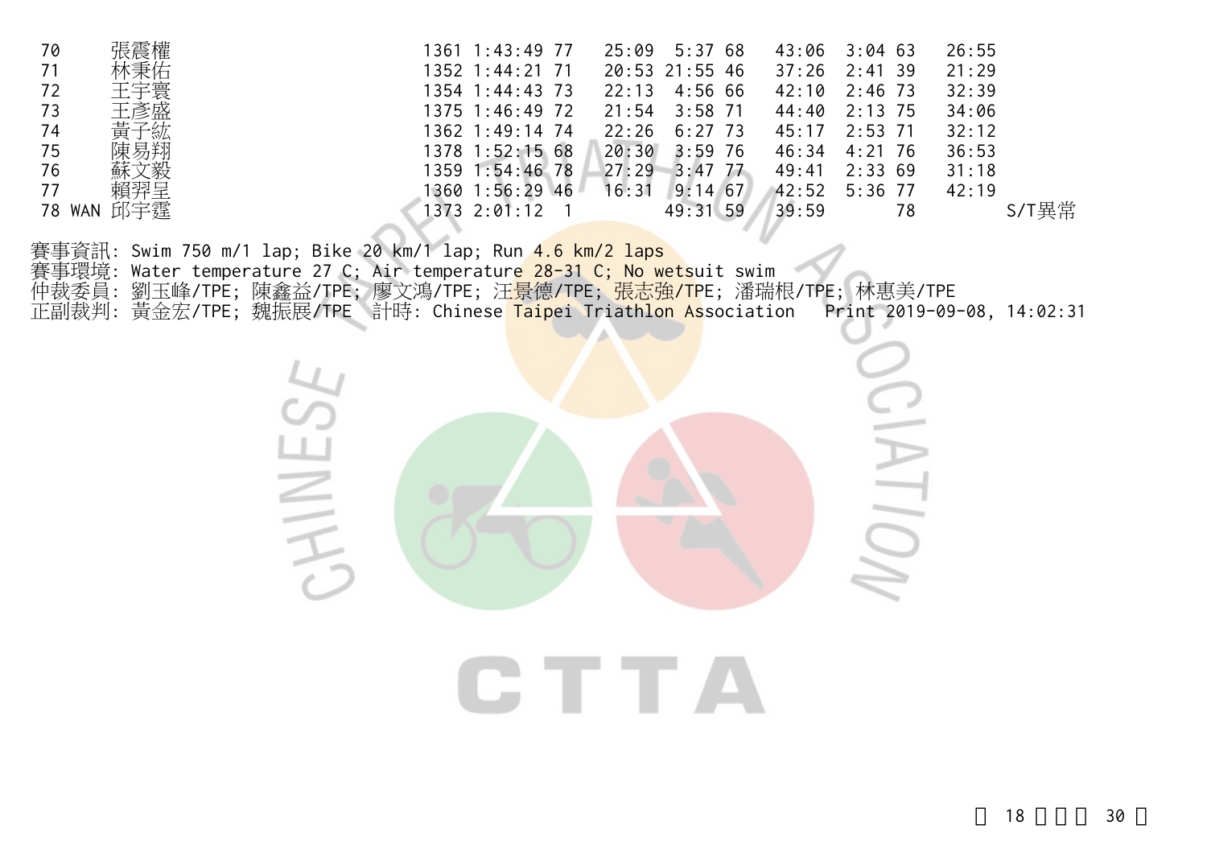| | | | | | | | | | | | | |
|---|---|---|---|---|---|---|---|---|---|---|---|---|
| 70 | 張震權 | 1361 | 1:43:49 | 77 | 25:09 | 5:37 | 68 | 43:06 | 3:04 | 63 | 26:55 | |
| 71 | 林秉佑 | 1352 | 1:44:21 | 71 | 20:53 | 21:55 | 46 | 37:26 | 2:41 | 39 | 21:29 | |
| 72 | 王宇寰 | 1354 | 1:44:43 | 73 | 22:13 | 4:56 | 66 | 42:10 | 2:46 | 73 | 32:39 | |
| 73 | 王彥盛 | 1375 | 1:46:49 | 72 | 21:54 | 3:58 | 71 | 44:40 | 2:13 | 75 | 34:06 | |
| 74 | 黃子紘 | 1362 | 1:49:14 | 74 | 22:26 | 6:27 | 73 | 45:17 | 2:53 | 71 | 32:12 | |
| 75 | 陳易翔 | 1378 | 1:52:15 | 68 | 20:30 | 3:59 | 76 | 46:34 | 4:21 | 76 | 36:53 | |
| 76 | 蘇文毅 | 1359 | 1:54:46 | 78 | 27:29 | 3:47 | 77 | 49:41 | 2:33 | 69 | 31:18 | |
| 77 | 賴羿呈 | 1360 | 1:56:29 | 46 | 16:31 | 9:14 | 67 | 42:52 | 5:36 | 77 | 42:19 | |
| 78 WAN | 邱宇霆 | 1373 | 2:01:12 | 1 | | 49:31 | 59 | 39:59 | | 78 | | S/T異常 |

賽事資訊: Swim 750 m/1 lap; Bike 20 km/1 lap; Run 4.6 km/2 laps
賽事環境: Water temperature 27 C; Air temperature 28-31 C; No wetsuit swim
仲裁委員: 劉玉峰/TPE; 陳鑫益/TPE; 廖文鴻/TPE; 汪景德/TPE; 張志強/TPE; 潘瑞根/TPE; 林惠美/TPE
正副裁判: 黃金宏/TPE; 魏振展/TPE 計時: Chinese Taipei Triathlon Association Print 2019-09-08, 14:02:31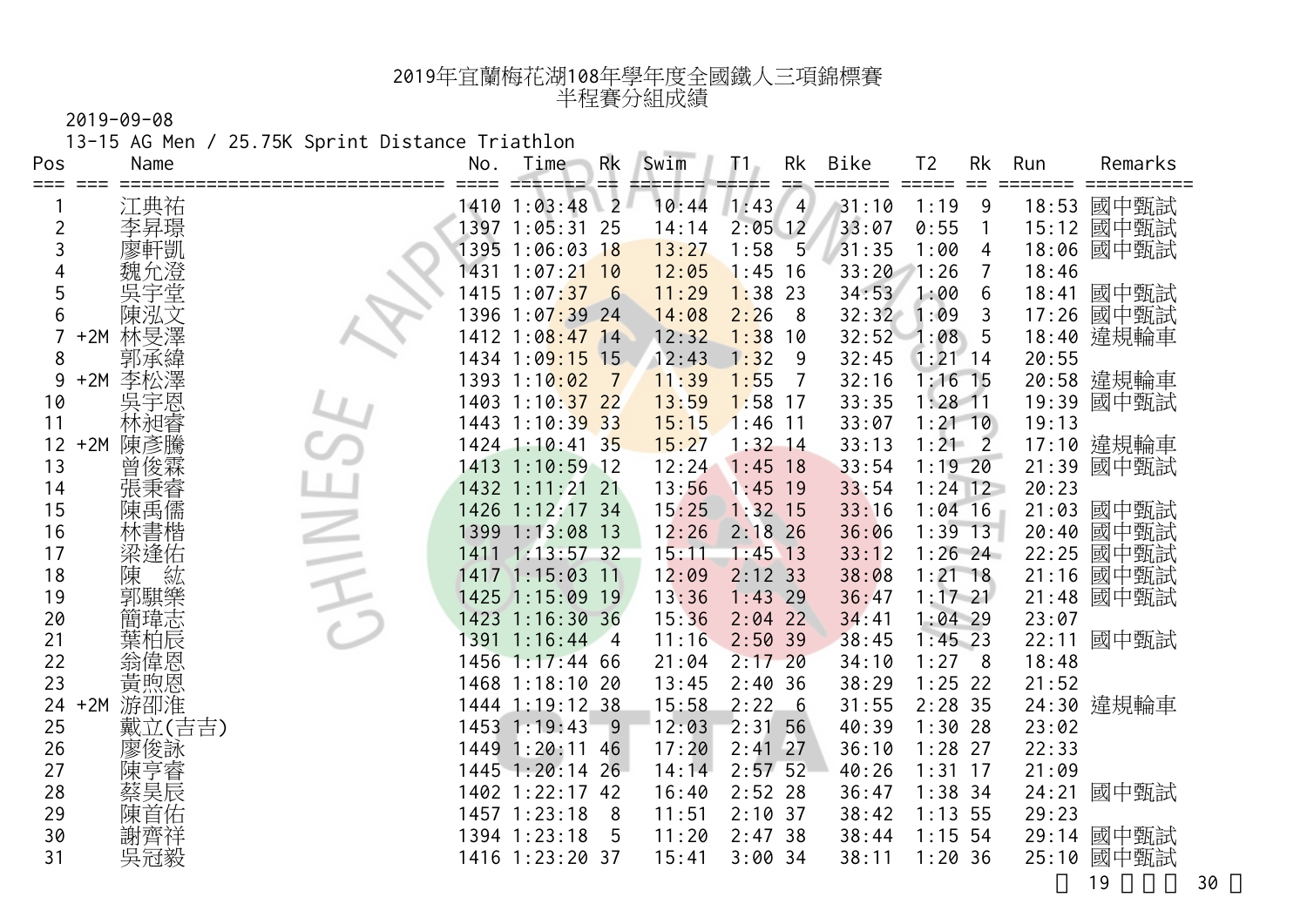# 2019年宜蘭梅花湖108年學年度全國鐵人三項錦標賽
## 半程賽分組成績

2019-09-08

13-15 AG Men / 25.75K Sprint Distance Triathlon

| Pos | | Name | No. | Time | Rk | Swim | T1 | Rk | Bike | T2 | Rk | Run | Remarks |
|---|---|---|---|---|---|---|---|---|---|---|---|---|---|
| 1 | | 江典祐 | 1410 | 1:03:48 | 2 | 10:44 | 1:43 | 4 | 31:10 | 1:19 | 9 | 18:53 | 國中甄試 |
| 2 | | 李昇璟 | 1397 | 1:05:31 | 25 | 14:14 | 2:05 | 12 | 33:07 | 0:55 | 1 | 15:12 | 國中甄試 |
| 3 | | 廖軒凱 | 1395 | 1:06:03 | 18 | 13:27 | 1:58 | 5 | 31:35 | 1:00 | 4 | 18:06 | 國中甄試 |
| 4 | | 魏允澄 | 1431 | 1:07:21 | 10 | 12:05 | 1:45 | 16 | 33:20 | 1:26 | 7 | 18:46 | |
| 5 | | 吳宇堂 | 1415 | 1:07:37 | 6 | 11:29 | 1:38 | 23 | 34:53 | 1:00 | 6 | 18:41 | 國中甄試 |
| 6 | | 陳泓文 | 1396 | 1:07:39 | 24 | 14:08 | 2:26 | 8 | 32:32 | 1:09 | 3 | 17:26 | 國中甄試 |
| 7 | +2M | 林旻澤 | 1412 | 1:08:47 | 14 | 12:32 | 1:38 | 10 | 32:52 | 1:08 | 5 | 18:40 | 違規輪車 |
| 8 | | 郭承緯 | 1434 | 1:09:15 | 15 | 12:43 | 1:32 | 9 | 32:45 | 1:21 | 14 | 20:55 | |
| 9 | +2M | 李松澤 | 1393 | 1:10:02 | 7 | 11:39 | 1:55 | 7 | 32:16 | 1:16 | 15 | 20:58 | 違規輪車 |
| 10 | | 吳宇恩 | 1403 | 1:10:37 | 22 | 13:59 | 1:58 | 17 | 33:35 | 1:28 | 11 | 19:39 | 國中甄試 |
| 11 | | 林昶睿 | 1443 | 1:10:39 | 33 | 15:15 | 1:46 | 11 | 33:07 | 1:21 | 10 | 19:13 | |
| 12 | +2M | 陳彥騰 | 1424 | 1:10:41 | 35 | 15:27 | 1:32 | 14 | 33:13 | 1:21 | 2 | 17:10 | 違規輪車 |
| 13 | | 曾俊霖 | 1413 | 1:10:59 | 12 | 12:24 | 1:45 | 18 | 33:54 | 1:19 | 20 | 21:39 | 國中甄試 |
| 14 | | 張秉睿 | 1432 | 1:11:21 | 21 | 13:56 | 1:45 | 19 | 33:54 | 1:24 | 12 | 20:23 | |
| 15 | | 陳禹儒 | 1426 | 1:12:17 | 34 | 15:25 | 1:32 | 15 | 33:16 | 1:04 | 16 | 21:03 | 國中甄試 |
| 16 | | 林書楷 | 1399 | 1:13:08 | 13 | 12:26 | 2:18 | 26 | 36:06 | 1:39 | 13 | 20:40 | 國中甄試 |
| 17 | | 梁逢佑 | 1411 | 1:13:57 | 32 | 15:11 | 1:45 | 13 | 33:12 | 1:26 | 24 | 22:25 | 國中甄試 |
| 18 | | 陳　紘 | 1417 | 1:15:03 | 11 | 12:09 | 2:12 | 33 | 38:08 | 1:21 | 18 | 21:16 | 國中甄試 |
| 19 | | 郭騏樂 | 1425 | 1:15:09 | 19 | 13:36 | 1:43 | 29 | 36:47 | 1:17 | 21 | 21:48 | 國中甄試 |
| 20 | | 簡瑋志 | 1423 | 1:16:30 | 36 | 15:36 | 2:04 | 22 | 34:41 | 1:04 | 29 | 23:07 | |
| 21 | | 葉柏辰 | 1391 | 1:16:44 | 4 | 11:16 | 2:50 | 39 | 38:45 | 1:45 | 23 | 22:11 | 國中甄試 |
| 22 | | 翁偉恩 | 1456 | 1:17:44 | 66 | 21:04 | 2:17 | 20 | 34:10 | 1:27 | 8 | 18:48 | |
| 23 | | 黃煦恩 | 1468 | 1:18:10 | 20 | 13:45 | 2:40 | 36 | 38:29 | 1:25 | 22 | 21:52 | |
| 24 | +2M | 游卲淮 | 1444 | 1:19:12 | 38 | 15:58 | 2:22 | 6 | 31:55 | 2:28 | 35 | 24:30 | 違規輪車 |
| 25 | | 戴立(吉吉) | 1453 | 1:19:43 | 9 | 12:03 | 2:31 | 56 | 40:39 | 1:30 | 28 | 23:02 | |
| 26 | | 廖俊詠 | 1449 | 1:20:11 | 46 | 17:20 | 2:41 | 27 | 36:10 | 1:28 | 27 | 22:33 | |
| 27 | | 陳亨睿 | 1445 | 1:20:14 | 26 | 14:14 | 2:57 | 52 | 40:26 | 1:31 | 17 | 21:09 | |
| 28 | | 蔡昊辰 | 1402 | 1:22:17 | 42 | 16:40 | 2:52 | 28 | 36:47 | 1:38 | 34 | 24:21 | 國中甄試 |
| 29 | | 陳首佑 | 1457 | 1:23:18 | 8 | 11:51 | 2:10 | 37 | 38:42 | 1:13 | 55 | 29:23 | |
| 30 | | 謝齊祥 | 1394 | 1:23:18 | 5 | 11:20 | 2:47 | 38 | 38:44 | 1:15 | 54 | 29:14 | 國中甄試 |
| 31 | | 吳冠毅 | 1416 | 1:23:20 | 37 | 15:41 | 3:00 | 34 | 38:11 | 1:20 | 36 | 25:10 | 國中甄試 |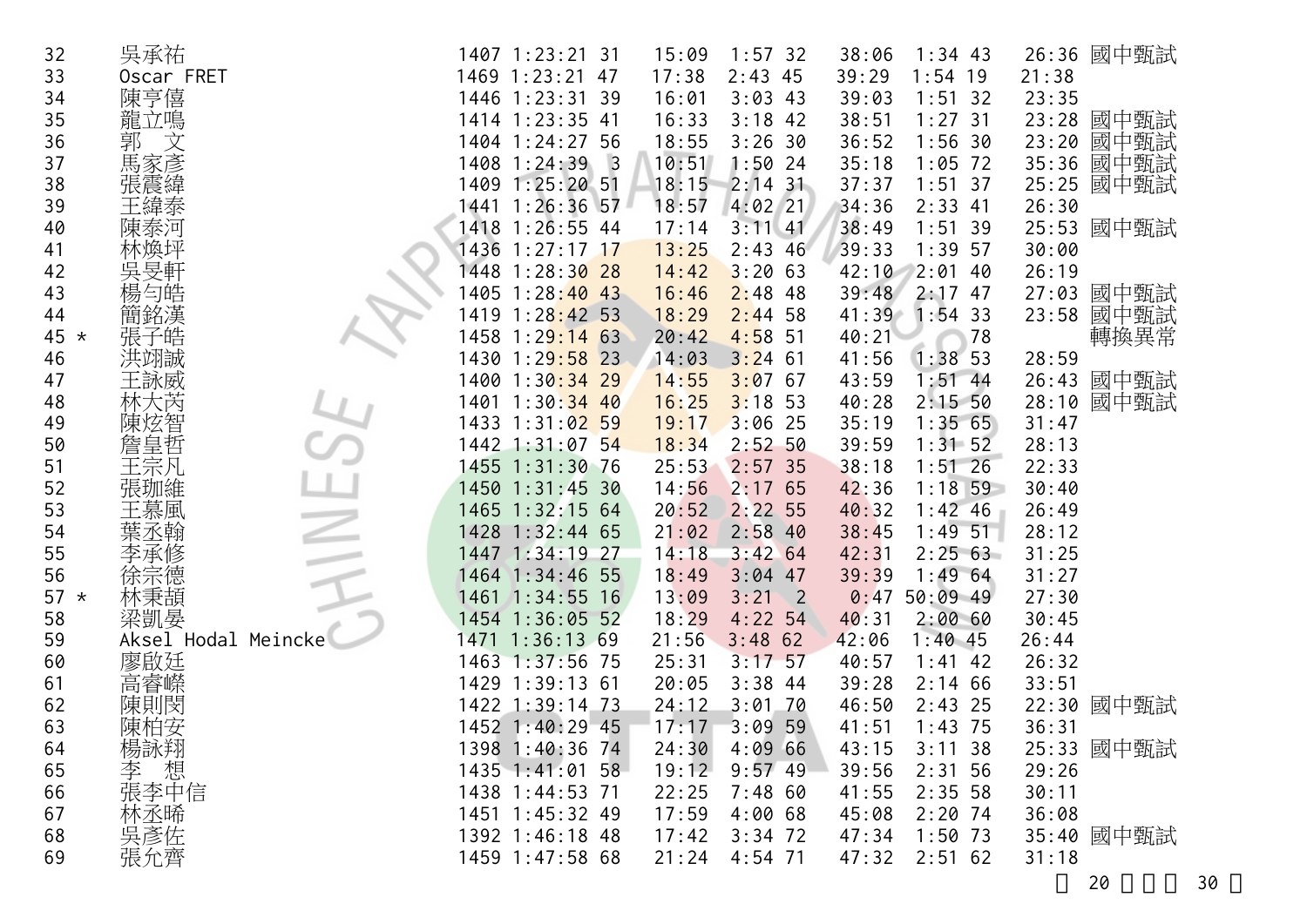| | | | | | | | | | | | | |
|---|---|---|---|---|---|---|---|---|---|---|---|---|
| 32 | 吳承祐 | 1407 | 1:23:21 | 31 | 15:09 | 1:57 32 | 38:06 | 1:34 | 43 | 26:36 | 國中甄試 |
| 33 | Oscar FRET | 1469 | 1:23:21 | 47 | 17:38 | 2:43 45 | 39:29 | 1:54 | 19 | 21:38 | |
| 34 | 陳亨僖 | 1446 | 1:23:31 | 39 | 16:01 | 3:03 43 | 39:03 | 1:51 | 32 | 23:35 | |
| 35 | 龍立鳴 | 1414 | 1:23:35 | 41 | 16:33 | 3:18 42 | 38:51 | 1:27 | 31 | 23:28 | 國中甄試 |
| 36 | 郭　文 | 1404 | 1:24:27 | 56 | 18:55 | 3:26 30 | 36:52 | 1:56 | 30 | 23:20 | 國中甄試 |
| 37 | 馬家彥 | 1408 | 1:24:39 | 3 | 10:51 | 1:50 24 | 35:18 | 1:05 | 72 | 35:36 | 國中甄試 |
| 38 | 張震緯 | 1409 | 1:25:20 | 51 | 18:15 | 2:14 31 | 37:37 | 1:51 | 37 | 25:25 | 國中甄試 |
| 39 | 王緯泰 | 1441 | 1:26:36 | 57 | 18:57 | 4:02 21 | 34:36 | 2:33 | 41 | 26:30 | |
| 40 | 陳泰河 | 1418 | 1:26:55 | 44 | 17:14 | 3:11 41 | 38:49 | 1:51 | 39 | 25:53 | 國中甄試 |
| 41 | 林煥坪 | 1436 | 1:27:17 | 17 | 13:25 | 2:43 46 | 39:33 | 1:39 | 57 | 30:00 | |
| 42 | 吳旻軒 | 1448 | 1:28:30 | 28 | 14:42 | 3:20 63 | 42:10 | 2:01 | 40 | 26:19 | |
| 43 | 楊勻皓 | 1405 | 1:28:40 | 43 | 16:46 | 2:48 48 | 39:48 | 2:17 | 47 | 27:03 | 國中甄試 |
| 44 | 簡銘漢 | 1419 | 1:28:42 | 53 | 18:29 | 2:44 58 | 41:39 | 1:54 | 33 | 23:58 | 國中甄試 |
| 45 * | 張子皓 | 1458 | 1:29:14 | 63 | 20:42 | 4:58 51 | 40:21 | | 78 | | 轉換異常 |
| 46 | 洪翊誠 | 1430 | 1:29:58 | 23 | 14:03 | 3:24 61 | 41:56 | 1:38 | 53 | 28:59 | |
| 47 | 王詠威 | 1400 | 1:30:34 | 29 | 14:55 | 3:07 67 | 43:59 | 1:51 | 44 | 26:43 | 國中甄試 |
| 48 | 林大芮 | 1401 | 1:30:34 | 40 | 16:25 | 3:18 53 | 40:28 | 2:15 | 50 | 28:10 | 國中甄試 |
| 49 | 陳炫智 | 1433 | 1:31:02 | 59 | 19:17 | 3:06 25 | 35:19 | 1:35 | 65 | 31:47 | |
| 50 | 詹皇哲 | 1442 | 1:31:07 | 54 | 18:34 | 2:52 50 | 39:59 | 1:31 | 52 | 28:13 | |
| 51 | 王宗凡 | 1455 | 1:31:30 | 76 | 25:53 | 2:57 35 | 38:18 | 1:51 | 26 | 22:33 | |
| 52 | 張珈維 | 1450 | 1:31:45 | 30 | 14:56 | 2:17 65 | 42:36 | 1:18 | 59 | 30:40 | |
| 53 | 王慕風 | 1465 | 1:32:15 | 64 | 20:52 | 2:22 55 | 40:32 | 1:42 | 46 | 26:49 | |
| 54 | 葉丞翰 | 1428 | 1:32:44 | 65 | 21:02 | 2:58 40 | 38:45 | 1:49 | 51 | 28:12 | |
| 55 | 李承修 | 1447 | 1:34:19 | 27 | 14:18 | 3:42 64 | 42:31 | 2:25 | 63 | 31:25 | |
| 56 | 徐宗德 | 1464 | 1:34:46 | 55 | 18:49 | 3:04 47 | 39:39 | 1:49 | 64 | 31:27 | |
| 57 * | 林秉頡 | 1461 | 1:34:55 | 16 | 13:09 | 3:21 2 | 0:47 | 50:09 | 49 | 27:30 | |
| 58 | 梁凱晏 | 1454 | 1:36:05 | 52 | 18:29 | 4:22 54 | 40:31 | 2:00 | 60 | 30:45 | |
| 59 | Aksel Hodal Meincke | 1471 | 1:36:13 | 69 | 21:56 | 3:48 62 | 42:06 | 1:40 | 45 | 26:44 | |
| 60 | 廖啟廷 | 1463 | 1:37:56 | 75 | 25:31 | 3:17 57 | 40:57 | 1:41 | 42 | 26:32 | |
| 61 | 高睿嶸 | 1429 | 1:39:13 | 61 | 20:05 | 3:38 44 | 39:28 | 2:14 | 66 | 33:51 | |
| 62 | 陳則閔 | 1422 | 1:39:14 | 73 | 24:12 | 3:01 70 | 46:50 | 2:43 | 25 | 22:30 | 國中甄試 |
| 63 | 陳柏安 | 1452 | 1:40:29 | 45 | 17:17 | 3:09 59 | 41:51 | 1:43 | 75 | 36:31 | |
| 64 | 楊詠翔 | 1398 | 1:40:36 | 74 | 24:30 | 4:09 66 | 43:15 | 3:11 | 38 | 25:33 | 國中甄試 |
| 65 | 李　想 | 1435 | 1:41:01 | 58 | 19:12 | 9:57 49 | 39:56 | 2:31 | 56 | 29:26 | |
| 66 | 張李中信 | 1438 | 1:44:53 | 71 | 22:25 | 7:48 60 | 41:55 | 2:35 | 58 | 30:11 | |
| 67 | 林丞晞 | 1451 | 1:45:32 | 49 | 17:59 | 4:00 68 | 45:08 | 2:20 | 74 | 36:08 | |
| 68 | 吳彥佐 | 1392 | 1:46:18 | 48 | 17:42 | 3:34 72 | 47:34 | 1:50 | 73 | 35:40 | 國中甄試 |
| 69 | 張允齊 | 1459 | 1:47:58 | 68 | 21:24 | 4:54 71 | 47:32 | 2:51 | 62 | 31:18 | |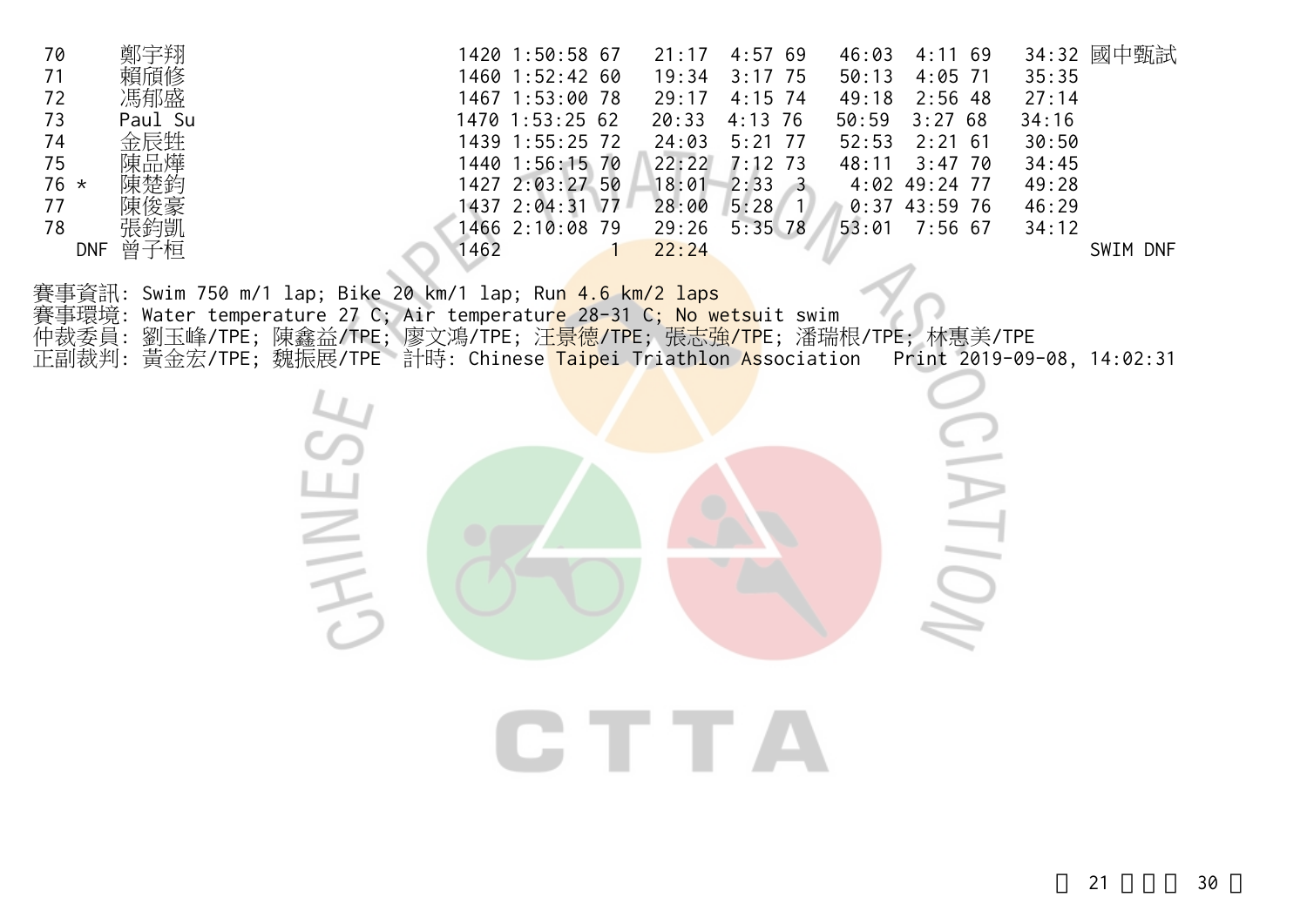| | | | | | | | | | | | | |
|---|---|---|---|---|---|---|---|---|---|---|---|---|
| 70 | 鄭宇翔 | 1420 | 1:50:58 | 67 | 21:17 | 4:57 | 69 | 46:03 | 4:11 | 69 | 34:32 | 國中甄試 |
| 71 | 賴頎修 | 1460 | 1:52:42 | 60 | 19:34 | 3:17 | 75 | 50:13 | 4:05 | 71 | 35:35 | |
| 72 | 馮郁盛 | 1467 | 1:53:00 | 78 | 29:17 | 4:15 | 74 | 49:18 | 2:56 | 48 | 27:14 | |
| 73 | Paul Su | 1470 | 1:53:25 | 62 | 20:33 | 4:13 | 76 | 50:59 | 3:27 | 68 | 34:16 | |
| 74 | 金辰甡 | 1439 | 1:55:25 | 72 | 24:03 | 5:21 | 77 | 52:53 | 2:21 | 61 | 30:50 | |
| 75 | 陳品燁 | 1440 | 1:56:15 | 70 | 22:22 | 7:12 | 73 | 48:11 | 3:47 | 70 | 34:45 | |
| 76 * | 陳楚鈞 | 1427 | 2:03:27 | 50 | 18:01 | 2:33 | 3 | 4:02 | 49:24 | 77 | 49:28 | |
| 77 | 陳俊豪 | 1437 | 2:04:31 | 77 | 28:00 | 5:28 | 1 | 0:37 | 43:59 | 76 | 46:29 | |
| 78 | 張鈞凱 | 1466 | 2:10:08 | 79 | 29:26 | 5:35 | 78 | 53:01 | 7:56 | 67 | 34:12 | |
| DNF | 曾子桓 | 1462 | | 1 | 22:24 | | | | | | | SWIM DNF |

賽事資訊: Swim 750 m/1 lap; Bike 20 km/1 lap; Run 4.6 km/2 laps
賽事環境: Water temperature 27 C; Air temperature 28-31 C; No wetsuit swim
仲裁委員: 劉玉峰/TPE; 陳鑫益/TPE; 廖文鴻/TPE; 汪景德/TPE; 張志強/TPE; 潘瑞根/TPE; 林惠美/TPE
正副裁判: 黃金宏/TPE; 魏振展/TPE　計時: Chinese Taipei Triathlon Association　Print 2019-09-08, 14:02:31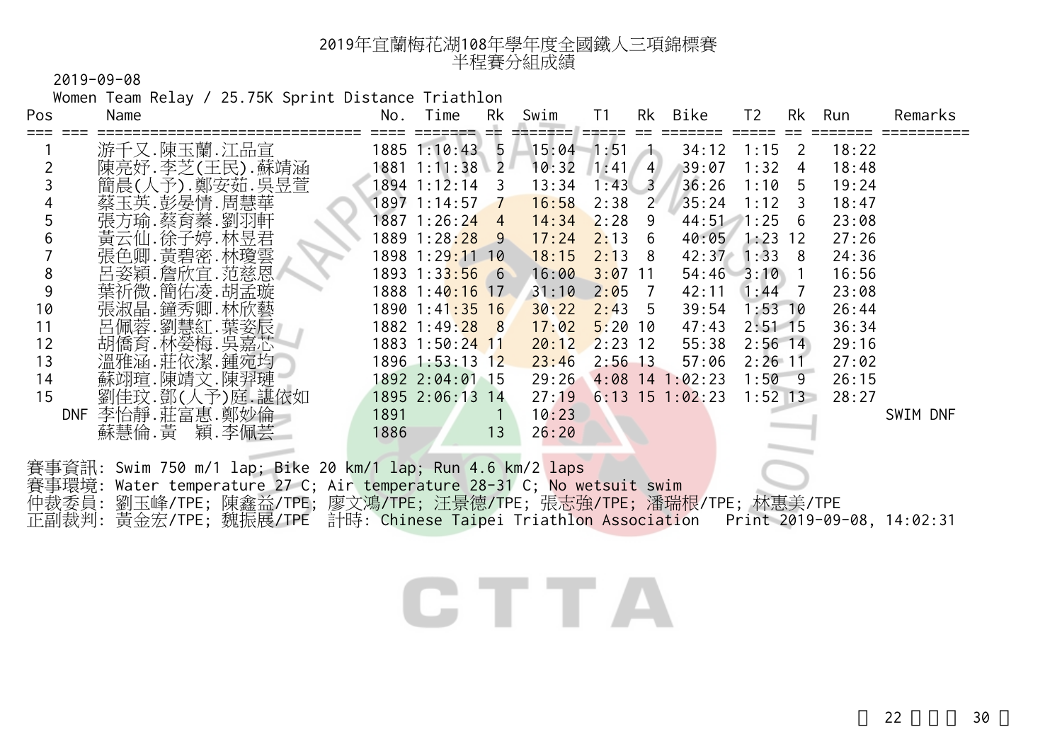# 2019年宜蘭梅花湖108年學年度全國鐵人三項錦標賽
## 半程賽分組成績

2019-09-08

Women Team Relay / 25.75K Sprint Distance Triathlon

| Pos | | Name | No. | Time | Rk | Swim | T1 | Rk | Bike | T2 | Rk | Run | Remarks |
|---|---|---|---|---|---|---|---|---|---|---|---|---|---|
| 1 | | 游千又.陳玉蘭.江品宣 | 1885 | 1:10:43 | 5 | 15:04 | 1:51 | 1 | 34:12 | 1:15 | 2 | 18:22 | |
| 2 | | 陳亮妤.李芝(王民).蘇靖涵 | 1881 | 1:11:38 | 2 | 10:32 | 1:41 | 4 | 39:07 | 1:32 | 4 | 18:48 | |
| 3 | | 簡晨(人予).鄭安茹.吳昱萱 | 1894 | 1:12:14 | 3 | 13:34 | 1:43 | 3 | 36:26 | 1:10 | 5 | 19:24 | |
| 4 | | 蔡玉英.彭晏情.周慧華 | 1897 | 1:14:57 | 7 | 16:58 | 2:38 | 2 | 35:24 | 1:12 | 3 | 18:47 | |
| 5 | | 張方瑜.蔡育蓁.劉羽軒 | 1887 | 1:26:24 | 4 | 14:34 | 2:28 | 9 | 44:51 | 1:25 | 6 | 23:08 | |
| 6 | | 黃云仙.徐子婷.林昱君 | 1889 | 1:28:28 | 9 | 17:24 | 2:13 | 6 | 40:05 | 1:23 | 12 | 27:26 | |
| 7 | | 張色卿.黃碧密.林瓊雲 | 1898 | 1:29:11 | 10 | 18:15 | 2:13 | 8 | 42:37 | 1:33 | 8 | 24:36 | |
| 8 | | 呂姿穎.詹欣宜.范慈恩 | 1893 | 1:33:56 | 6 | 16:00 | 3:07 | 11 | 54:46 | 3:10 | 1 | 16:56 | |
| 9 | | 葉祈微.簡佑凌.胡孟璇 | 1888 | 1:40:16 | 17 | 31:10 | 2:05 | 7 | 42:11 | 1:44 | 7 | 23:08 | |
| 10 | | 張淑晶.鐘秀卿.林欣藝 | 1890 | 1:41:35 | 16 | 30:22 | 2:43 | 5 | 39:54 | 1:53 | 10 | 26:44 | |
| 11 | | 呂佩蓉.劉慧紅.葉姿辰 | 1882 | 1:49:28 | 8 | 17:02 | 5:20 | 10 | 47:43 | 2:51 | 15 | 36:34 | |
| 12 | | 胡僑育.林嫈梅.吳嘉芯 | 1883 | 1:50:24 | 11 | 20:12 | 2:23 | 12 | 55:38 | 2:56 | 14 | 29:16 | |
| 13 | | 溫雅涵.莊依潔.鍾宛均 | 1896 | 1:53:13 | 12 | 23:46 | 2:56 | 13 | 57:06 | 2:26 | 11 | 27:02 | |
| 14 | | 蘇翊瑄.陳靖文.陳羿璉 | 1892 | 2:04:01 | 15 | 29:26 | 4:08 | 14 | 1:02:23 | 1:50 | 9 | 26:15 | |
| 15 | | 劉佳玟.鄧(人予)庭.諶依如 | 1895 | 2:06:13 | 14 | 27:19 | 6:13 | 15 | 1:02:23 | 1:52 | 13 | 28:27 | |
| | DNF | 李怡靜.莊富惠.鄭妙倫 | 1891 | | 1 | 10:23 | | | | | | | SWIM DNF |
| | | 蘇慧倫.黃　穎.李佩芸 | 1886 | | 13 | 26:20 | | | | | | | |

賽事資訊: Swim 750 m/1 lap; Bike 20 km/1 lap; Run 4.6 km/2 laps
賽事環境: Water temperature 27 C; Air temperature 28-31 C; No wetsuit swim
仲裁委員: 劉玉峰/TPE; 陳鑫益/TPE; 廖文鴻/TPE; 汪景德/TPE; 張志強/TPE; 潘瑞根/TPE; 林惠美/TPE
正副裁判: 黃金宏/TPE; 魏振展/TPE　計時: Chinese Taipei Triathlon Association　Print 2019-09-08, 14:02:31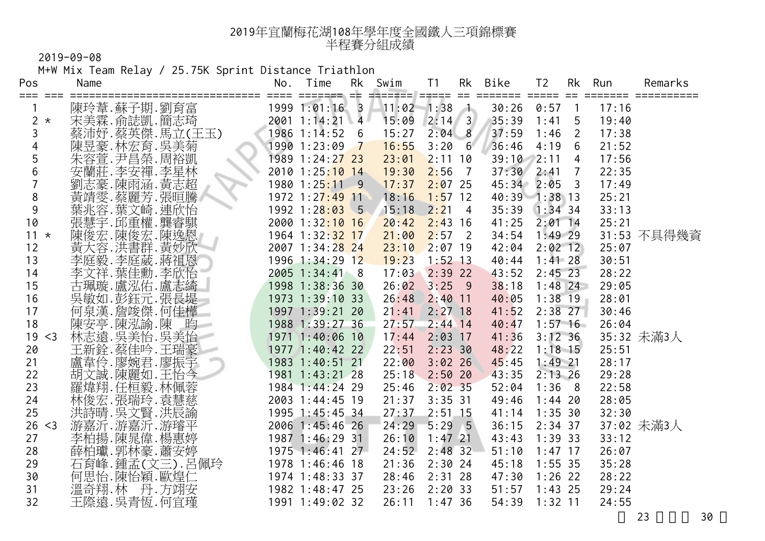# 2019年宜蘭梅花湖108年學年度全國鐵人三項錦標賽
## 半程賽分組成績

2019-09-08

M+W Mix Team Relay / 25.75K Sprint Distance Triathlon

| Pos | | Name | No. | Time | Rk | Swim | T1 | Rk | Bike | T2 | Rk | Run | Remarks |
|---|---|---|---|---|---|---|---|---|---|---|---|---|---|
| 1 | | 陳玲葦.蘇子期.劉育富 | 1999 | 1:01:16 | 3 | 11:02 | 1:38 | 1 | 30:26 | 0:57 | 1 | 17:16 | |
| 2 | * | 宋美霖.俞誌凱.簡志琦 | 2001 | 1:14:21 | 4 | 15:09 | 2:14 | 3 | 35:39 | 1:41 | 5 | 19:40 | |
| 3 | | 蔡沛妤.蔡英傑.馬立(王玉) | 1986 | 1:14:52 | 6 | 15:27 | 2:04 | 8 | 37:59 | 1:46 | 2 | 17:38 | |
| 4 | | 陳昱豪.林宏育.吳美菊 | 1990 | 1:23:09 | 7 | 16:55 | 3:20 | 6 | 36:46 | 4:19 | 6 | 21:52 | |
| 5 | | 朱容萱.尹昌榮.周裕凱 | 1989 | 1:24:27 | 23 | 23:01 | 2:11 | 10 | 39:10 | 2:11 | 4 | 17:56 | |
| 6 | | 安蘭莊.李安禪.李星林 | 2010 | 1:25:10 | 14 | 19:30 | 2:56 | 7 | 37:30 | 2:41 | 7 | 22:35 | |
| 7 | | 劉志豪.陳雨涵.黃志超 | 1980 | 1:25:11 | 9 | 17:37 | 2:07 | 25 | 45:34 | 2:05 | 3 | 17:49 | |
| 8 | | 黃靖雯.蔡麗芳.張晅騰 | 1972 | 1:27:49 | 11 | 18:16 | 1:57 | 12 | 40:39 | 1:38 | 13 | 25:21 | |
| 9 | | 葉兆容.葉文崎.連欣怡 | 1992 | 1:28:03 | 5 | 15:18 | 2:21 | 4 | 35:39 | 1:34 | 34 | 33:13 | |
| 10 | | 張慧宇.邱重權.龔睿騏 | 2000 | 1:32:10 | 16 | 20:42 | 2:43 | 16 | 41:25 | 2:01 | 14 | 25:21 | |
| 11 | * | 陳俊宏.陳俊宏.陳逸恩 | 1964 | 1:32:32 | 17 | 21:00 | 2:57 | 2 | 34:54 | 1:49 | 29 | 31:53 | 不具得幾資 |
| 12 | | 黃大容.洪書群.黃妙欣 | 2007 | 1:34:28 | 24 | 23:10 | 2:07 | 19 | 42:04 | 2:02 | 12 | 25:07 | |
| 13 | | 李庭毅.李庭葳.蔣祖恩 | 1996 | 1:34:29 | 12 | 19:23 | 1:52 | 13 | 40:44 | 1:41 | 28 | 30:51 | |
| 14 | | 李文祥.葉佳勳.李欣怡 | 2005 | 1:34:41 | 8 | 17:03 | 2:39 | 22 | 43:52 | 2:45 | 23 | 28:22 | |
| 15 | | 古珮璇.盧泓佑.盧志綺 | 1998 | 1:38:36 | 30 | 26:02 | 3:25 | 9 | 38:18 | 1:48 | 24 | 29:05 | |
| 16 | | 吳敏如.彭鈺元.張長堤 | 1973 | 1:39:10 | 33 | 26:48 | 2:40 | 11 | 40:05 | 1:38 | 19 | 28:01 | |
| 17 | | 何泉漢.詹竣傑.何佳樺 | 1997 | 1:39:21 | 20 | 21:41 | 2:27 | 18 | 41:52 | 2:38 | 27 | 30:46 | |
| 18 | | 陳安亭.陳泓諭.陳　昀 | 1988 | 1:39:27 | 36 | 27:57 | 2:44 | 14 | 40:47 | 1:57 | 16 | 26:04 | |
| 19 | <3 | 林志遠.吳美怡.吳美怡 | 1971 | 1:40:06 | 10 | 17:44 | 2:03 | 17 | 41:36 | 3:12 | 36 | 35:32 | 未滿3人 |
| 20 | | 王新銓.蔡佳吟.王瑞豪 | 1977 | 1:40:42 | 22 | 22:51 | 2:23 | 30 | 48:22 | 1:18 | 15 | 25:51 | |
| 21 | | 盧韋伶.廖婉君.廖振宇 | 1983 | 1:40:51 | 21 | 22:00 | 3:02 | 26 | 45:45 | 1:49 | 21 | 28:17 | |
| 22 | | 胡文誠.陳麗如.王怡今 | 1981 | 1:43:21 | 28 | 25:18 | 2:50 | 20 | 43:35 | 2:13 | 26 | 29:28 | |
| 23 | | 羅煒翔.任桓毅.林佩蓉 | 1984 | 1:44:24 | 29 | 25:46 | 2:02 | 35 | 52:04 | 1:36 | 8 | 22:58 | |
| 24 | | 林俊宏.張瑞玲.袁慧慈 | 2003 | 1:44:45 | 19 | 21:37 | 3:35 | 31 | 49:46 | 1:44 | 20 | 28:05 | |
| 25 | | 洪詩晴.吳文賢.洪辰諭 | 1995 | 1:45:45 | 34 | 27:37 | 2:51 | 15 | 41:14 | 1:35 | 30 | 32:30 | |
| 26 | <3 | 游嘉沂.游嘉沂.游璿平 | 2006 | 1:45:46 | 26 | 24:29 | 5:29 | 5 | 36:15 | 2:34 | 37 | 37:02 | 未滿3人 |
| 27 | | 李柏揚.陳晁偉.楊惠婷 | 1987 | 1:46:29 | 31 | 26:10 | 1:47 | 21 | 43:43 | 1:39 | 33 | 33:12 | |
| 28 | | 薛柏臧.郭林豪.蕭安婷 | 1975 | 1:46:41 | 27 | 24:52 | 2:48 | 32 | 51:10 | 1:47 | 17 | 26:07 | |
| 29 | | 石育峰.鍾孟(文三).呂佩玲 | 1978 | 1:46:46 | 18 | 21:36 | 2:30 | 24 | 45:18 | 1:55 | 35 | 35:28 | |
| 30 | | 何思怡.陳怡穎.歐煌仁 | 1974 | 1:48:33 | 37 | 28:46 | 2:31 | 28 | 47:30 | 1:26 | 22 | 28:22 | |
| 31 | | 溫奇翔.林　丹.方翊安 | 1982 | 1:48:47 | 25 | 23:26 | 2:20 | 33 | 51:57 | 1:43 | 25 | 29:24 | |
| 32 | | 王際遠.吳青恆.何宜瑾 | 1991 | 1:49:02 | 32 | 26:11 | 1:47 | 36 | 54:39 | 1:32 | 11 | 24:55 | |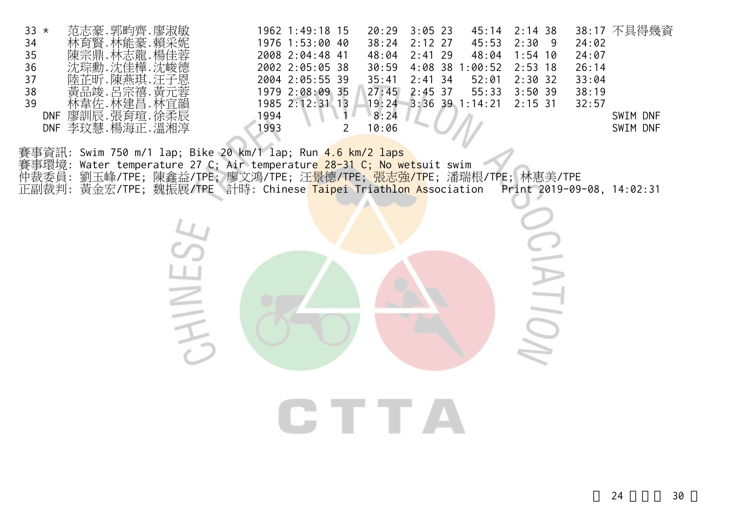| 33 * | 范志豪.郭昀齊.廖淑敏 | 1962 | 1:49:18 | 15 | 20:29 | 3:05 | 23 | 45:14 | 2:14 | 38 | 38:17 | 不具得幾資 |
|---|---|---|---|---|---|---|---|---|---|---|---|---|
| 34 | 林育賢.林能豪.賴采妮 | 1976 | 1:53:00 | 40 | 38:24 | 2:12 | 27 | 45:53 | 2:30 | 9 | 24:02 | |
| 35 | 陳宗鼎.林志龍.楊佳蓉 | 2008 | 2:04:48 | 41 | 48:04 | 2:41 | 29 | 48:04 | 1:54 | 10 | 24:07 | |
| 36 | 沈琮勳.沈佳樺.沈峻德 | 2002 | 2:05:05 | 38 | 30:59 | 4:08 | 38 | 1:00:52 | 2:53 | 18 | 26:14 | |
| 37 | 陸芷昕.陳燕琪.汪子恩 | 2004 | 2:05:55 | 39 | 35:41 | 2:41 | 34 | 52:01 | 2:30 | 32 | 33:04 | |
| 38 | 黃品竣.呂宗禧.黃元蓉 | 1979 | 2:08:09 | 35 | 27:45 | 2:45 | 37 | 55:33 | 3:50 | 39 | 38:19 | |
| 39 | 林韋佐.林建昌.林宜韻 | 1985 | 2:12:31 | 13 | 19:24 | 3:36 | 39 | 1:14:21 | 2:15 | 31 | 32:57 | |
| DNF | 廖訓辰.張育瑄.徐柔辰 | 1994 | | 1 | 8:24 | | | | | | | SWIM DNF |
| DNF | 李玟慧.楊海正.溫湘淳 | 1993 | | 2 | 10:06 | | | | | | | SWIM DNF |

賽事資訊: Swim 750 m/1 lap; Bike 20 km/1 lap; Run 4.6 km/2 laps
賽事環境: Water temperature 27 C; Air temperature 28-31 C; No wetsuit swim
仲裁委員: 劉玉峰/TPE; 陳鑫益/TPE; 廖文鴻/TPE; 汪景德/TPE; 張志強/TPE; 潘瑞根/TPE; 林惠美/TPE
正副裁判: 黃金宏/TPE; 魏振展/TPE 計時: Chinese Taipei Triathlon Association Print 2019-09-08, 14:02:31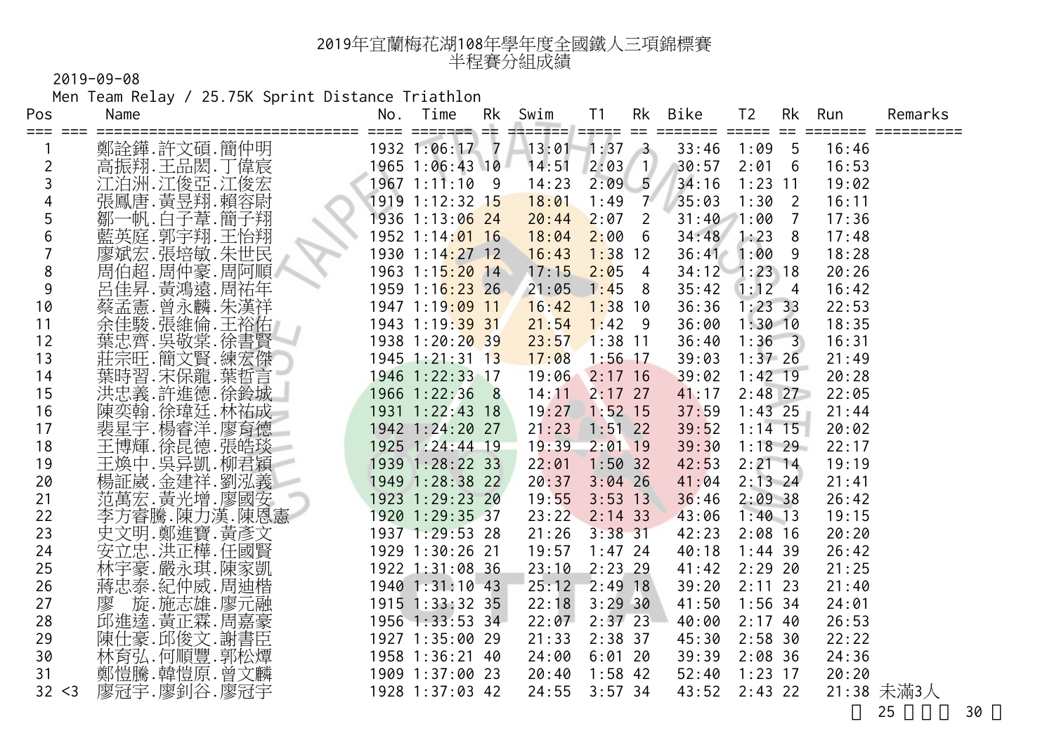# 2019年宜蘭梅花湖108年學年度全國鐵人三項錦標賽
## 半程賽分組成績

2019-09-08

Men Team Relay / 25.75K Sprint Distance Triathlon

| Pos | | Name | No. | Time | Rk | Swim | T1 | Rk | Bike | T2 | Rk | Run | Remarks |
|---|---|---|---|---|---|---|---|---|---|---|---|---|---|
| 1 | | 鄭詮鏵.許文碩.簡仲明 | 1932 | 1:06:17 | 7 | 13:01 | 1:37 | 3 | 33:46 | 1:09 | 5 | 16:46 | |
| 2 | | 高振翔.王品閎.丁偉宸 | 1965 | 1:06:43 | 10 | 14:51 | 2:03 | 1 | 30:57 | 2:01 | 6 | 16:53 | |
| 3 | | 江泊洲.江俊亞.江俊宏 | 1967 | 1:11:10 | 9 | 14:23 | 2:09 | 5 | 34:16 | 1:23 | 11 | 19:02 | |
| 4 | | 張鳳唐.黃昱翔.賴容尉 | 1919 | 1:12:32 | 15 | 18:01 | 1:49 | 7 | 35:03 | 1:30 | 2 | 16:11 | |
| 5 | | 鄒一帆.白子葦.簡子翔 | 1936 | 1:13:06 | 24 | 20:44 | 2:07 | 2 | 31:40 | 1:00 | 7 | 17:36 | |
| 6 | | 藍英庭.郭宇翔.王怡翔 | 1952 | 1:14:01 | 16 | 18:04 | 2:00 | 6 | 34:48 | 1:23 | 8 | 17:48 | |
| 7 | | 廖斌宏.張培敏.朱世民 | 1930 | 1:14:27 | 12 | 16:43 | 1:38 | 12 | 36:41 | 1:00 | 9 | 18:28 | |
| 8 | | 周伯超.周仲豪.周阿順 | 1963 | 1:15:20 | 14 | 17:15 | 2:05 | 4 | 34:12 | 1:23 | 18 | 20:26 | |
| 9 | | 呂佳昇.黃鴻遠.周祐年 | 1959 | 1:16:23 | 26 | 21:05 | 1:45 | 8 | 35:42 | 1:12 | 4 | 16:42 | |
| 10 | | 蔡孟憲.曾永麟.朱漢祥 | 1947 | 1:19:09 | 11 | 16:42 | 1:38 | 10 | 36:36 | 1:23 | 33 | 22:53 | |
| 11 | | 余佳駿.張維倫.王裕佑 | 1943 | 1:19:39 | 31 | 21:54 | 1:42 | 9 | 36:00 | 1:30 | 10 | 18:35 | |
| 12 | | 葉忠齊.吳敬棠.徐書賢 | 1938 | 1:20:20 | 39 | 23:57 | 1:38 | 11 | 36:40 | 1:36 | 3 | 16:31 | |
| 13 | | 莊宗旺.簡文賢.練宏傑 | 1945 | 1:21:31 | 13 | 17:08 | 1:56 | 17 | 39:03 | 1:37 | 26 | 21:49 | |
| 14 | | 葉時習.宋保龍.葉哲言 | 1946 | 1:22:33 | 17 | 19:06 | 2:17 | 16 | 39:02 | 1:42 | 19 | 20:28 | |
| 15 | | 洪忠義.許進德.徐鈴城 | 1966 | 1:22:36 | 8 | 14:11 | 2:17 | 27 | 41:17 | 2:48 | 27 | 22:05 | |
| 16 | | 陳奕翰.徐瑋廷.林祐成 | 1931 | 1:22:43 | 18 | 19:27 | 1:52 | 15 | 37:59 | 1:43 | 25 | 21:44 | |
| 17 | | 裴星宇.楊睿洋.廖育德 | 1942 | 1:24:20 | 27 | 21:23 | 1:51 | 22 | 39:52 | 1:14 | 15 | 20:02 | |
| 18 | | 王博輝.徐昆德.張皓琰 | 1925 | 1:24:44 | 19 | 19:39 | 2:01 | 19 | 39:30 | 1:18 | 29 | 22:17 | |
| 19 | | 王煥中.吳异凱.柳君穎 | 1939 | 1:28:22 | 33 | 22:01 | 1:50 | 32 | 42:53 | 2:21 | 14 | 19:19 | |
| 20 | | 楊証崴.金建祥.劉泓義 | 1949 | 1:28:38 | 22 | 20:37 | 3:04 | 26 | 41:04 | 2:13 | 24 | 21:41 | |
| 21 | | 范萬宏.黃光增.廖國安 | 1923 | 1:29:23 | 20 | 19:55 | 3:53 | 13 | 36:46 | 2:09 | 38 | 26:42 | |
| 22 | | 李方睿騰.陳力漢.陳恩憲 | 1920 | 1:29:35 | 37 | 23:22 | 2:14 | 33 | 43:06 | 1:40 | 13 | 19:15 | |
| 23 | | 史文明.鄭進寶.黃彥文 | 1937 | 1:29:53 | 28 | 21:26 | 3:38 | 31 | 42:23 | 2:08 | 16 | 20:20 | |
| 24 | | 安立忠.洪正樺.任國賢 | 1929 | 1:30:26 | 21 | 19:57 | 1:47 | 24 | 40:18 | 1:44 | 39 | 26:42 | |
| 25 | | 林宇豪.嚴永琪.陳家凱 | 1922 | 1:31:08 | 36 | 23:10 | 2:23 | 29 | 41:42 | 2:29 | 20 | 21:25 | |
| 26 | | 蔣忠泰.紀仲威.周迪楷 | 1940 | 1:31:10 | 43 | 25:12 | 2:49 | 18 | 39:20 | 2:11 | 23 | 21:40 | |
| 27 | | 廖　旋.施志雄.廖元融 | 1915 | 1:33:32 | 35 | 22:18 | 3:29 | 30 | 41:50 | 1:56 | 34 | 24:01 | |
| 28 | | 邱進達.黃正霖.周嘉豪 | 1956 | 1:33:53 | 34 | 22:07 | 2:37 | 23 | 40:00 | 2:17 | 40 | 26:53 | |
| 29 | | 陳仕豪.邱俊文.謝書臣 | 1927 | 1:35:00 | 29 | 21:33 | 2:38 | 37 | 45:30 | 2:58 | 30 | 22:22 | |
| 30 | | 林育弘.何順豐.郭松燂 | 1958 | 1:36:21 | 40 | 24:00 | 6:01 | 20 | 39:39 | 2:08 | 36 | 24:36 | |
| 31 | | 鄭愷騰.韓愷原.曾文麟 | 1909 | 1:37:00 | 23 | 20:40 | 1:58 | 42 | 52:40 | 1:23 | 17 | 20:20 | |
| 32 | <3 | 廖冠宇.廖釗谷.廖冠宇 | 1928 | 1:37:03 | 42 | 24:55 | 3:57 | 34 | 43:52 | 2:43 | 22 | 21:38 | 未滿3人 |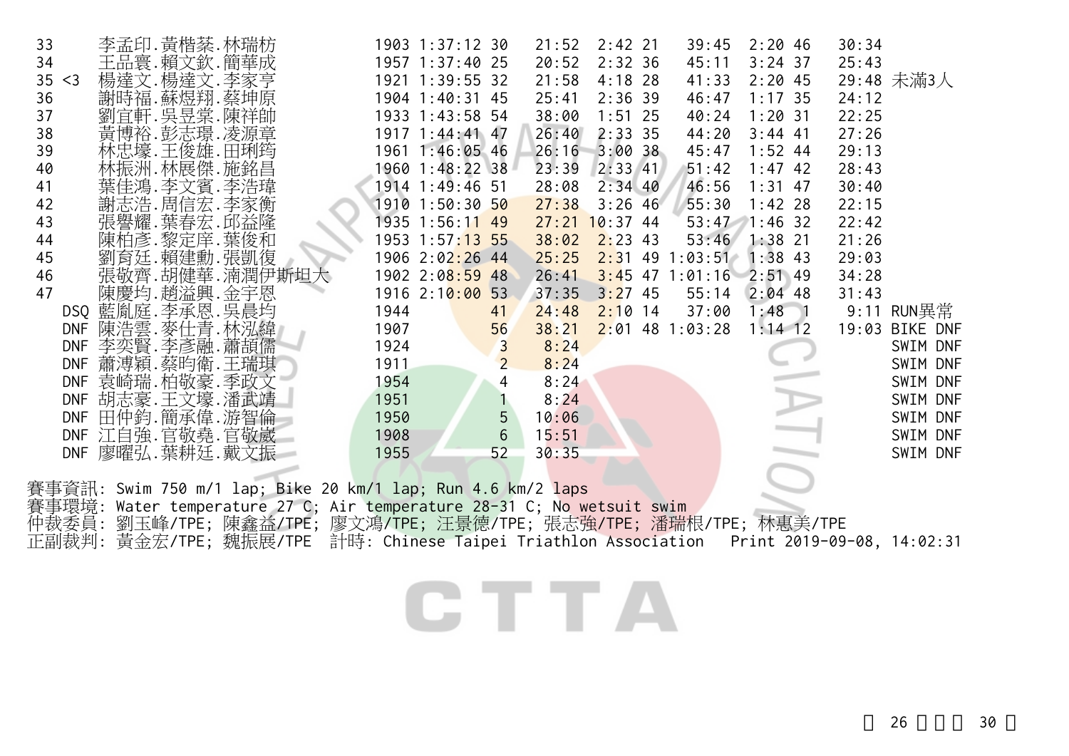| Rank | Note | Names | No. | Total | Pos | Swim | T1 | Pos | Bike | T2 | Pos | Run | Remark |
|---|---|---|---|---|---|---|---|---|---|---|---|---|---|
| 33 | | 李孟印.黃楷棻.林瑞枋 | 1903 | 1:37:12 | 30 | 21:52 | 2:42 | 21 | 39:45 | 2:20 | 46 | 30:34 | |
| 34 | | 王品寰.賴文欽.簡華成 | 1957 | 1:37:40 | 25 | 20:52 | 2:32 | 36 | 45:11 | 3:24 | 37 | 25:43 | |
| 35 | <3 | 楊達文.楊達文.李家亨 | 1921 | 1:39:55 | 32 | 21:58 | 4:18 | 28 | 41:33 | 2:20 | 45 | 29:48 | 未滿3人 |
| 36 | | 謝時福.蘇煜翔.蔡坤原 | 1904 | 1:40:31 | 45 | 25:41 | 2:36 | 39 | 46:47 | 1:17 | 35 | 24:12 | |
| 37 | | 劉宜軒.吳昱棠.陳祥帥 | 1933 | 1:43:58 | 54 | 38:00 | 1:51 | 25 | 40:24 | 1:20 | 31 | 22:25 | |
| 38 | | 黃博裕.彭志璟.凌源章 | 1917 | 1:44:41 | 47 | 26:40 | 2:33 | 35 | 44:20 | 3:44 | 41 | 27:26 | |
| 39 | | 林忠壕.王俊雄.田琍筠 | 1961 | 1:46:05 | 46 | 26:16 | 3:00 | 38 | 45:47 | 1:52 | 44 | 29:13 | |
| 40 | | 林振洲.林展傑.施銘昌 | 1960 | 1:48:22 | 38 | 23:39 | 2:33 | 41 | 51:42 | 1:47 | 42 | 28:43 | |
| 41 | | 葉佳鴻.李文賓.李浩瑋 | 1914 | 1:49:46 | 51 | 28:08 | 2:34 | 40 | 46:56 | 1:31 | 47 | 30:40 | |
| 42 | | 謝志浩.周信宏.李家衡 | 1910 | 1:50:30 | 50 | 27:38 | 3:26 | 46 | 55:30 | 1:42 | 28 | 22:15 | |
| 43 | | 張譽耀.葉春宏.邱益隆 | 1935 | 1:56:11 | 49 | 27:21 | 10:37 | 44 | 53:47 | 1:46 | 32 | 22:42 | |
| 44 | | 陳柏彥.黎定庠.葉俊和 | 1953 | 1:57:13 | 55 | 38:02 | 2:23 | 43 | 53:46 | 1:38 | 21 | 21:26 | |
| 45 | | 劉育廷.賴建勳.張凱復 | 1906 | 2:02:26 | 44 | 25:25 | 2:31 | 49 | 1:03:51 | 1:38 | 43 | 29:03 | |
| 46 | | 張敬齊.胡健華.滴潤伊斯坦大 | 1902 | 2:08:59 | 48 | 26:41 | 3:45 | 47 | 1:01:16 | 2:51 | 49 | 34:28 | |
| 47 | | 陳慶均.趙溢興.金宇恩 | 1916 | 2:10:00 | 53 | 37:35 | 3:27 | 45 | 55:14 | 2:04 | 48 | 31:43 | |
| | DSQ | 藍胤庭.李承恩.吳晨均 | 1944 | | 41 | 24:48 | 2:10 | 14 | 37:00 | 1:48 | 1 | 9:11 | RUN異常 |
| | DNF | 陳浩雲.麥仕青.林泓緯 | 1907 | | 56 | 38:21 | 2:01 | 48 | 1:03:28 | 1:14 | 12 | 19:03 | BIKE DNF |
| | DNF | 李奕賢.李彥融.蕭頡儒 | 1924 | | 3 | 8:24 | | | | | | | SWIM DNF |
| | DNF | 蕭溥穎.蔡昀衛.王瑞琪 | 1911 | | 2 | 8:24 | | | | | | | SWIM DNF |
| | DNF | 袁崎瑞.柏敬豪.季政文 | 1954 | | 4 | 8:24 | | | | | | | SWIM DNF |
| | DNF | 胡志豪.王文壕.潘武靖 | 1951 | | 1 | 8:24 | | | | | | | SWIM DNF |
| | DNF | 田仲鈞.簡承偉.游智倫 | 1950 | | 5 | 10:06 | | | | | | | SWIM DNF |
| | DNF | 江自強.官敬堯.官敬崴 | 1908 | | 6 | 15:51 | | | | | | | SWIM DNF |
| | DNF | 廖曜弘.葉耕廷.戴文振 | 1955 | | 52 | 30:35 | | | | | | | SWIM DNF |

賽事資訊: Swim 750 m/1 lap; Bike 20 km/1 lap; Run 4.6 km/2 laps
賽事環境: Water temperature 27 C; Air temperature 28-31 C; No wetsuit swim
仲裁委員: 劉玉峰/TPE; 陳鑫益/TPE; 廖文鴻/TPE; 汪景德/TPE; 張志強/TPE; 潘瑞根/TPE; 林惠美/TPE
正副裁判: 黃金宏/TPE; 魏振展/TPE 計時: Chinese Taipei Triathlon Association Print 2019-09-08, 14:02:31

CTTA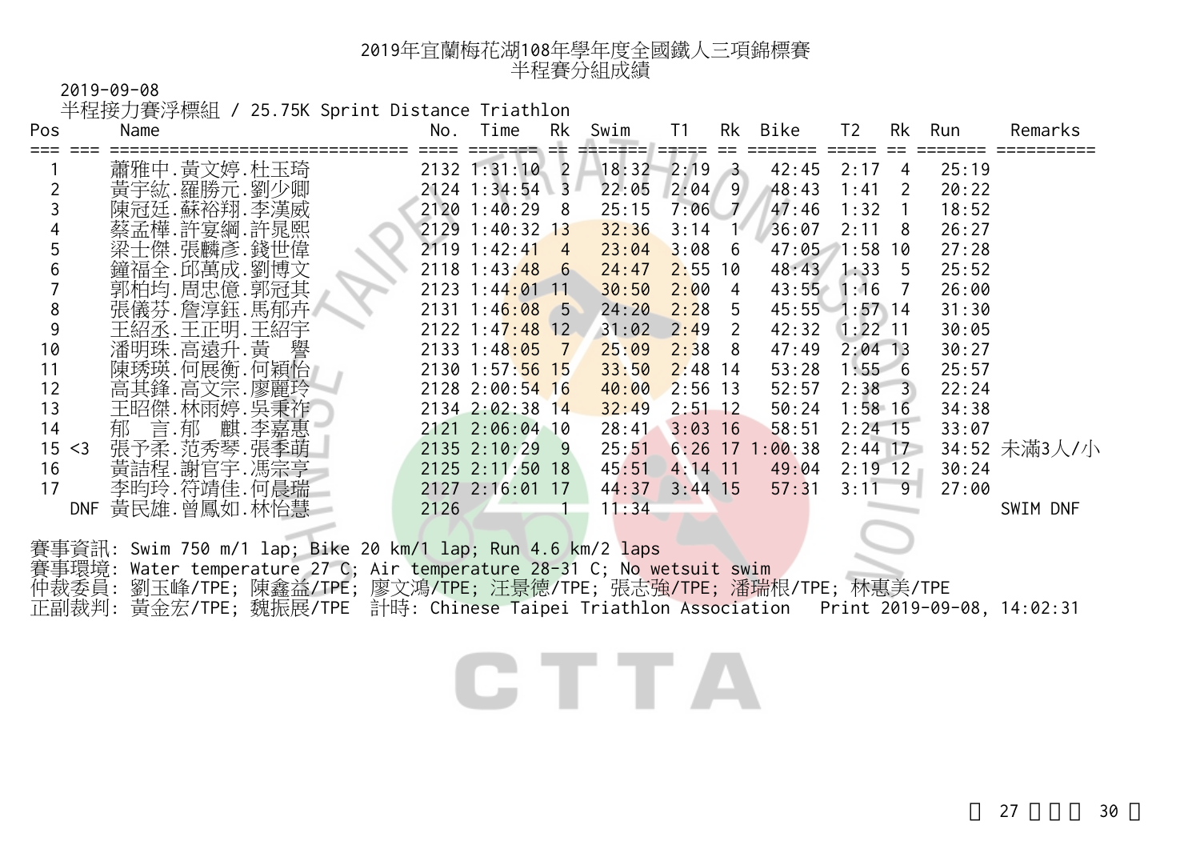# 2019年宜蘭梅花湖108年學年度全國鐵人三項錦標賽
## 半程賽分組成績

2019-09-08

半程接力賽浮標組 / 25.75K Sprint Distance Triathlon

| Pos | | Name | No. | Time | Rk | Swim | T1 | Rk | Bike | T2 | Rk | Run | Remarks |
|---|---|---|---|---|---|---|---|---|---|---|---|---|---|
| 1 | | 蕭雅中.黃文婷.杜玉琦 | 2132 | 1:31:10 | 2 | 18:32 | 2:19 | 3 | 42:45 | 2:17 | 4 | 25:19 | |
| 2 | | 黃宇紘.羅勝元.劉少卿 | 2124 | 1:34:54 | 3 | 22:05 | 2:04 | 9 | 48:43 | 1:41 | 2 | 20:22 | |
| 3 | | 陳冠廷.蘇裕翔.李漢威 | 2120 | 1:40:29 | 8 | 25:15 | 7:06 | 7 | 47:46 | 1:32 | 1 | 18:52 | |
| 4 | | 蔡孟樺.許宴綱.許晁熙 | 2129 | 1:40:32 | 13 | 32:36 | 3:14 | 1 | 36:07 | 2:11 | 8 | 26:27 | |
| 5 | | 梁士傑.張麟彥.錢世偉 | 2119 | 1:42:41 | 4 | 23:04 | 3:08 | 6 | 47:05 | 1:58 | 10 | 27:28 | |
| 6 | | 鐘福全.邱萬成.劉博文 | 2118 | 1:43:48 | 6 | 24:47 | 2:55 | 10 | 48:43 | 1:33 | 5 | 25:52 | |
| 7 | | 郭柏均.周忠億.郭冠其 | 2123 | 1:44:01 | 11 | 30:50 | 2:00 | 4 | 43:55 | 1:16 | 7 | 26:00 | |
| 8 | | 張儀芬.詹淳鈺.馬郁卉 | 2131 | 1:46:08 | 5 | 24:20 | 2:28 | 5 | 45:55 | 1:57 | 14 | 31:30 | |
| 9 | | 王紹丞.王正明.王紹宇 | 2122 | 1:47:48 | 12 | 31:02 | 2:49 | 2 | 42:32 | 1:22 | 11 | 30:05 | |
| 10 | | 潘明珠.高遠升.黃　譽 | 2133 | 1:48:05 | 7 | 25:09 | 2:38 | 8 | 47:49 | 2:04 | 13 | 30:27 | |
| 11 | | 陳琇瑛.何展衡.何穎怡 | 2130 | 1:57:56 | 15 | 33:50 | 2:48 | 14 | 53:28 | 1:55 | 6 | 25:57 | |
| 12 | | 高其鋒.高文宗.廖麗玲 | 2128 | 2:00:54 | 16 | 40:00 | 2:56 | 13 | 52:57 | 2:38 | 3 | 22:24 | |
| 13 | | 王昭傑.林雨婷.吳秉祚 | 2134 | 2:02:38 | 14 | 32:49 | 2:51 | 12 | 50:24 | 1:58 | 16 | 34:38 | |
| 14 | | 郁　言.郁　麒.李嘉惠 | 2121 | 2:06:04 | 10 | 28:41 | 3:03 | 16 | 58:51 | 2:24 | 15 | 33:07 | |
| 15 | <3 | 張予柔.范秀琴.張季萌 | 2135 | 2:10:29 | 9 | 25:51 | 6:26 | 17 | 1:00:38 | 2:44 | 17 | 34:52 | 未滿3人/小 |
| 16 | | 黃詰程.謝宜宇.馮宗亨 | 2125 | 2:11:50 | 18 | 45:51 | 4:14 | 11 | 49:04 | 2:19 | 12 | 30:24 | |
| 17 | | 李昀玲.符靖佳.何晨瑞 | 2127 | 2:16:01 | 17 | 44:37 | 3:44 | 15 | 57:31 | 3:11 | 9 | 27:00 | |
| DNF | | 黃民雄.曾鳳如.林怡慧 | 2126 | | 1 | 11:34 | | | | | | | SWIM DNF |

賽事資訊: Swim 750 m/1 lap; Bike 20 km/1 lap; Run 4.6 km/2 laps

賽事環境: Water temperature 27 C; Air temperature 28-31 C; No wetsuit swim

仲裁委員: 劉玉峰/TPE; 陳鑫益/TPE; 廖文鴻/TPE; 汪景德/TPE; 張志強/TPE; 潘瑞根/TPE; 林惠美/TPE

正副裁判: 黃金宏/TPE; 魏振展/TPE 計時: Chinese Taipei Triathlon Association Print 2019-09-08, 14:02:31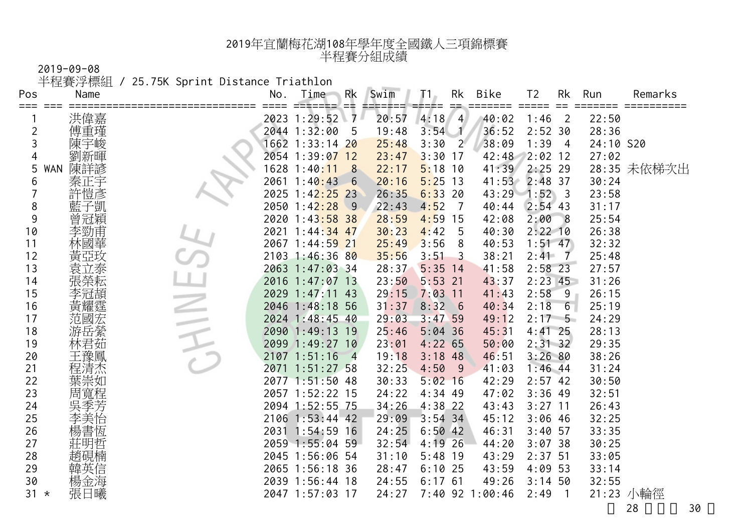# 2019年宜蘭梅花湖108年學年度全國鐵人三項錦標賽
## 半程賽分組成績

2019-09-08

半程賽浮標組 / 25.75K Sprint Distance Triathlon

| Pos | | Name | No. | Time | Rk | Swim | T1 | Rk | Bike | T2 | Rk | Run | Remarks |
|---|---|---|---|---|---|---|---|---|---|---|---|---|---|
| 1 | | 洪偉嘉 | 2023 | 1:29:52 | 7 | 20:57 | 4:18 | 4 | 40:02 | 1:46 | 2 | 22:50 | |
| 2 | | 傅重瑾 | 2044 | 1:32:00 | 5 | 19:48 | 3:54 | 1 | 36:52 | 2:52 | 30 | 28:36 | |
| 3 | | 陳宇峻 | 1662 | 1:33:14 | 20 | 25:48 | 3:30 | 2 | 38:09 | 1:39 | 4 | 24:10 | S20 |
| 4 | | 劉新暉 | 2054 | 1:39:07 | 12 | 23:47 | 3:30 | 17 | 42:48 | 2:02 | 12 | 27:02 | |
| 5 | WAN | 陳詳諺 | 1628 | 1:40:11 | 8 | 22:17 | 5:18 | 10 | 41:39 | 2:25 | 29 | 28:35 | 未依梯次出 |
| 6 | | 秦正宇 | 2061 | 1:40:43 | 6 | 20:16 | 5:25 | 13 | 41:53 | 2:48 | 37 | 30:24 | |
| 7 | | 許愷彥 | 2025 | 1:42:25 | 23 | 26:35 | 6:33 | 20 | 43:29 | 1:52 | 3 | 23:58 | |
| 8 | | 藍子凱 | 2050 | 1:42:28 | 9 | 22:43 | 4:52 | 7 | 40:44 | 2:54 | 43 | 31:17 | |
| 9 | | 曾冠穎 | 2020 | 1:43:58 | 38 | 28:59 | 4:59 | 15 | 42:08 | 2:00 | 8 | 25:54 | |
| 10 | | 李勁甫 | 2021 | 1:44:34 | 47 | 30:23 | 4:42 | 5 | 40:30 | 2:22 | 10 | 26:38 | |
| 11 | | 林國華 | 2067 | 1:44:59 | 21 | 25:49 | 3:56 | 8 | 40:53 | 1:51 | 47 | 32:32 | |
| 12 | | 黃亞玫 | 2103 | 1:46:36 | 80 | 35:56 | 3:51 | 3 | 38:21 | 2:41 | 7 | 25:48 | |
| 13 | | 袁立泰 | 2063 | 1:47:03 | 34 | 28:37 | 5:35 | 14 | 41:58 | 2:58 | 23 | 27:57 | |
| 14 | | 張榮耘 | 2016 | 1:47:07 | 13 | 23:50 | 5:53 | 21 | 43:37 | 2:23 | 45 | 31:26 | |
| 15 | | 李冠頡 | 2029 | 1:47:11 | 43 | 29:15 | 7:03 | 11 | 41:43 | 2:58 | 9 | 26:15 | |
| 16 | | 黃耀霆 | 2046 | 1:48:18 | 56 | 31:37 | 8:32 | 6 | 40:34 | 2:18 | 6 | 25:19 | |
| 17 | | 范國宏 | 2024 | 1:48:45 | 40 | 29:03 | 3:47 | 59 | 49:12 | 2:17 | 5 | 24:29 | |
| 18 | | 游岳縈 | 2090 | 1:49:13 | 19 | 25:46 | 5:04 | 36 | 45:31 | 4:41 | 25 | 28:13 | |
| 19 | | 林君茹 | 2099 | 1:49:27 | 10 | 23:01 | 4:22 | 65 | 50:00 | 2:31 | 32 | 29:35 | |
| 20 | | 王豫鳳 | 2107 | 1:51:16 | 4 | 19:18 | 3:18 | 48 | 46:51 | 3:26 | 80 | 38:26 | |
| 21 | | 程清杰 | 2071 | 1:51:27 | 58 | 32:25 | 4:50 | 9 | 41:03 | 1:46 | 44 | 31:24 | |
| 22 | | 葉崇如 | 2077 | 1:51:50 | 48 | 30:33 | 5:02 | 16 | 42:29 | 2:57 | 42 | 30:50 | |
| 23 | | 周寬程 | 2057 | 1:52:22 | 15 | 24:22 | 4:34 | 49 | 47:02 | 3:36 | 49 | 32:51 | |
| 24 | | 吳季芳 | 2094 | 1:52:55 | 75 | 34:26 | 4:38 | 22 | 43:43 | 3:27 | 11 | 26:43 | |
| 25 | | 李美怡 | 2106 | 1:53:44 | 42 | 29:09 | 3:54 | 34 | 45:12 | 3:06 | 46 | 32:25 | |
| 26 | | 楊書恆 | 2031 | 1:54:59 | 16 | 24:25 | 6:50 | 42 | 46:31 | 3:40 | 57 | 33:35 | |
| 27 | | 莊明哲 | 2059 | 1:55:04 | 59 | 32:54 | 4:19 | 26 | 44:20 | 3:07 | 38 | 30:25 | |
| 28 | | 趙硯楠 | 2045 | 1:56:06 | 54 | 31:10 | 5:48 | 19 | 43:29 | 2:37 | 51 | 33:05 | |
| 29 | | 韓英信 | 2065 | 1:56:18 | 36 | 28:47 | 6:10 | 25 | 43:59 | 4:09 | 53 | 33:14 | |
| 30 | | 楊金海 | 2039 | 1:56:44 | 18 | 24:55 | 6:17 | 61 | 49:26 | 3:14 | 50 | 32:55 | |
| 31 | * | 張日曦 | 2047 | 1:57:03 | 17 | 24:27 | 7:40 | 92 | 1:00:46 | 2:49 | 1 | 21:23 | 小輪徑 |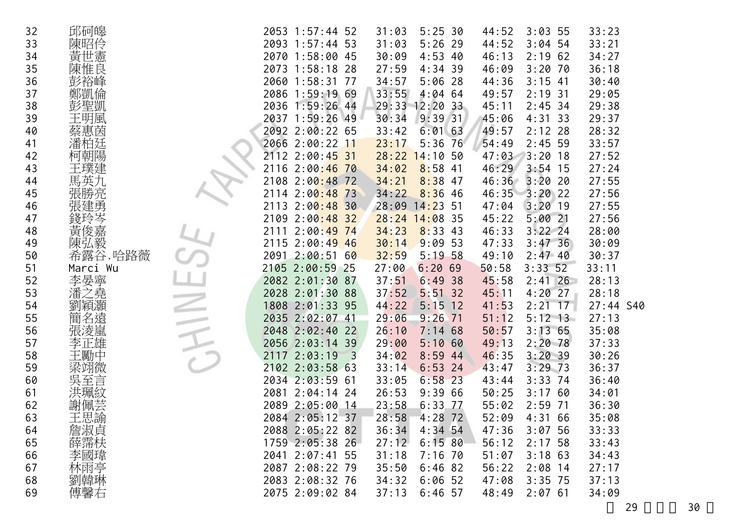| | | | | | | | | | | | | |
|---|---|---|---|---|---|---|---|---|---|---|---|---|
| 32 | 邱砢皞 | 2053 | 1:57:44 | 52 | 31:03 | 5:25 | 30 | 44:52 | 3:03 | 55 | 33:23 | |
| 33 | 陳昭伶 | 2093 | 1:57:44 | 53 | 31:03 | 5:26 | 29 | 44:52 | 3:04 | 54 | 33:21 | |
| 34 | 黃世憲 | 2070 | 1:58:00 | 45 | 30:09 | 4:53 | 40 | 46:13 | 2:19 | 62 | 34:27 | |
| 35 | 陳惟良 | 2073 | 1:58:18 | 28 | 27:59 | 4:34 | 39 | 46:09 | 3:20 | 70 | 36:18 | |
| 36 | 彭裕峰 | 2060 | 1:58:31 | 77 | 34:57 | 5:06 | 28 | 44:36 | 3:15 | 41 | 30:40 | |
| 37 | 鄭凱倫 | 2086 | 1:59:19 | 69 | 33:55 | 4:04 | 64 | 49:57 | 2:19 | 31 | 29:05 | |
| 38 | 彭聖凱 | 2036 | 1:59:26 | 44 | 29:33 | 12:20 | 33 | 45:11 | 2:45 | 34 | 29:38 | |
| 39 | 王明風 | 2037 | 1:59:26 | 49 | 30:34 | 9:39 | 31 | 45:06 | 4:31 | 33 | 29:37 | |
| 40 | 蔡惠茵 | 2092 | 2:00:22 | 65 | 33:42 | 6:01 | 63 | 49:57 | 2:12 | 28 | 28:32 | |
| 41 | 潘柏廷 | 2066 | 2:00:22 | 11 | 23:17 | 5:36 | 76 | 54:49 | 2:45 | 59 | 33:57 | |
| 42 | 柯朝陽 | 2112 | 2:00:45 | 31 | 28:22 | 14:10 | 50 | 47:03 | 3:20 | 18 | 27:52 | |
| 43 | 王璞建 | 2116 | 2:00:46 | 70 | 34:02 | 8:58 | 41 | 46:29 | 3:54 | 15 | 27:24 | |
| 44 | 馬英九 | 2108 | 2:00:48 | 72 | 34:21 | 8:38 | 47 | 46:36 | 3:20 | 20 | 27:55 | |
| 45 | 張勝亮 | 2114 | 2:00:48 | 73 | 34:22 | 8:36 | 46 | 46:35 | 3:20 | 22 | 27:56 | |
| 46 | 張建勇 | 2113 | 2:00:48 | 30 | 28:09 | 14:23 | 51 | 47:04 | 3:20 | 19 | 27:55 | |
| 47 | 錢玲岑 | 2109 | 2:00:48 | 32 | 28:24 | 14:08 | 35 | 45:22 | 5:00 | 21 | 27:56 | |
| 48 | 黃俊嘉 | 2111 | 2:00:49 | 74 | 34:23 | 8:33 | 43 | 46:33 | 3:22 | 24 | 28:00 | |
| 49 | 陳弘毅 | 2115 | 2:00:49 | 46 | 30:14 | 9:09 | 53 | 47:33 | 3:47 | 36 | 30:09 | |
| 50 | 希露谷.哈路薇 | 2091 | 2:00:51 | 60 | 32:59 | 5:19 | 58 | 49:10 | 2:47 | 40 | 30:37 | |
| 51 | Marci Wu | 2105 | 2:00:59 | 25 | 27:00 | 6:20 | 69 | 50:58 | 3:33 | 52 | 33:11 | |
| 52 | 李晏寧 | 2082 | 2:01:30 | 87 | 37:51 | 6:49 | 38 | 45:58 | 2:41 | 26 | 28:13 | |
| 53 | 潘之堯 | 2028 | 2:01:30 | 88 | 37:52 | 5:51 | 32 | 45:11 | 4:20 | 27 | 28:18 | |
| 54 | 劉穎灝 | 1808 | 2:01:33 | 95 | 44:22 | 5:15 | 12 | 41:53 | 2:21 | 17 | 27:44 | S40 |
| 55 | 簡名遠 | 2035 | 2:02:07 | 41 | 29:06 | 9:26 | 71 | 51:12 | 5:12 | 13 | 27:13 | |
| 56 | 張淩嵐 | 2048 | 2:02:40 | 22 | 26:10 | 7:14 | 68 | 50:57 | 3:13 | 65 | 35:08 | |
| 57 | 李正雄 | 2056 | 2:03:14 | 39 | 29:00 | 5:10 | 60 | 49:13 | 2:20 | 78 | 37:33 | |
| 58 | 王勵中 | 2117 | 2:03:19 | 3 | 34:02 | 8:59 | 44 | 46:35 | 3:20 | 39 | 30:26 | |
| 59 | 梁翊微 | 2102 | 2:03:58 | 63 | 33:14 | 6:53 | 24 | 43:47 | 3:29 | 73 | 36:37 | |
| 60 | 吳至言 | 2034 | 2:03:59 | 61 | 33:05 | 6:58 | 23 | 43:44 | 3:33 | 74 | 36:40 | |
| 61 | 洪珮紋 | 2081 | 2:04:14 | 24 | 26:53 | 9:39 | 66 | 50:25 | 3:17 | 60 | 34:01 | |
| 62 | 謝佩芸 | 2089 | 2:05:00 | 14 | 23:58 | 6:33 | 77 | 55:02 | 2:59 | 71 | 36:30 | |
| 63 | 王思諭 | 2084 | 2:05:12 | 37 | 28:58 | 4:28 | 72 | 52:09 | 4:31 | 66 | 35:08 | |
| 64 | 詹淑貞 | 2088 | 2:05:22 | 82 | 36:34 | 4:34 | 54 | 47:36 | 3:07 | 56 | 33:33 | |
| 65 | 薛霈枎 | 1759 | 2:05:38 | 26 | 27:12 | 6:15 | 80 | 56:12 | 2:17 | 58 | 33:43 | |
| 66 | 李國瑋 | 2041 | 2:07:41 | 55 | 31:18 | 7:16 | 70 | 51:07 | 3:18 | 63 | 34:43 | |
| 67 | 林雨亭 | 2087 | 2:08:22 | 79 | 35:50 | 6:46 | 82 | 56:22 | 2:08 | 14 | 27:17 | |
| 68 | 劉韓琳 | 2083 | 2:08:32 | 76 | 34:32 | 6:06 | 52 | 47:08 | 3:35 | 75 | 37:13 | |
| 69 | 傅馨右 | 2075 | 2:09:02 | 84 | 37:13 | 6:46 | 57 | 48:49 | 2:07 | 61 | 34:09 | |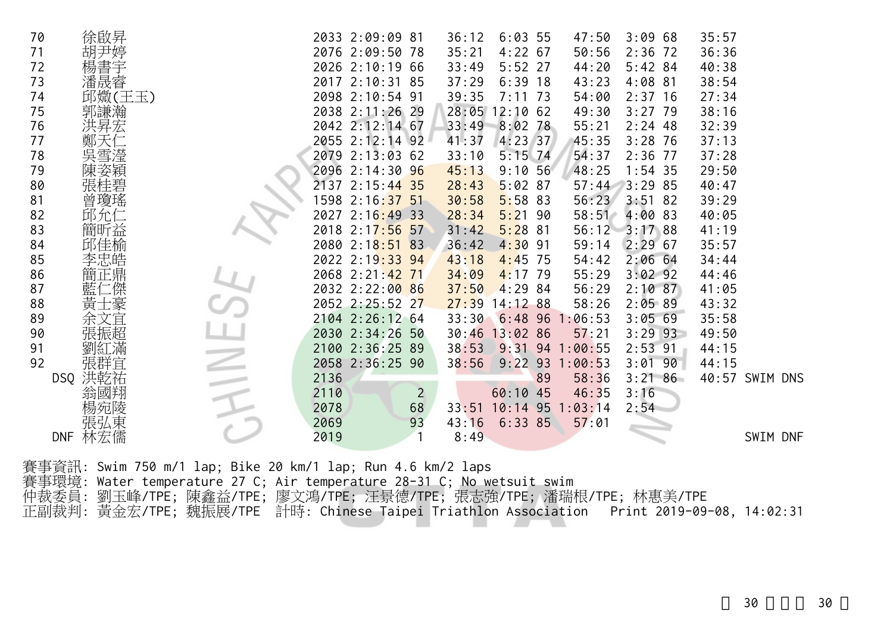| | | | | | | | | | | | | |
|---|---|---|---|---|---|---|---|---|---|---|---|---|
| 70 | 徐啟昇 | 2033 | 2:09:09 | 81 | 36:12 | 6:03 | 55 | 47:50 | 3:09 | 68 | 35:57 | |
| 71 | 胡尹婷 | 2076 | 2:09:50 | 78 | 35:21 | 4:22 | 67 | 50:56 | 2:36 | 72 | 36:36 | |
| 72 | 楊書宇 | 2026 | 2:10:19 | 66 | 33:49 | 5:52 | 27 | 44:20 | 5:42 | 84 | 40:38 | |
| 73 | 潘晟睿 | 2017 | 2:10:31 | 85 | 37:29 | 6:39 | 18 | 43:23 | 4:08 | 81 | 38:54 | |
| 74 | 邱嬿(王玉) | 2098 | 2:10:54 | 91 | 39:35 | 7:11 | 73 | 54:00 | 2:37 | 16 | 27:34 | |
| 75 | 郭謙瀚 | 2038 | 2:11:26 | 29 | 28:05 | 12:10 | 62 | 49:30 | 3:27 | 79 | 38:16 | |
| 76 | 洪昇宏 | 2042 | 2:12:14 | 67 | 33:49 | 8:02 | 78 | 55:21 | 2:24 | 48 | 32:39 | |
| 77 | 鄭天仁 | 2055 | 2:12:14 | 92 | 41:37 | 4:23 | 37 | 45:35 | 3:28 | 76 | 37:13 | |
| 78 | 吳雪瀅 | 2079 | 2:13:03 | 62 | 33:10 | 5:15 | 74 | 54:37 | 2:36 | 77 | 37:28 | |
| 79 | 陳姿穎 | 2096 | 2:14:30 | 96 | 45:13 | 9:10 | 56 | 48:25 | 1:54 | 35 | 29:50 | |
| 80 | 張桂碧 | 2137 | 2:15:44 | 35 | 28:43 | 5:02 | 87 | 57:44 | 3:29 | 85 | 40:47 | |
| 81 | 曾瓊瑤 | 1598 | 2:16:37 | 51 | 30:58 | 5:58 | 83 | 56:23 | 3:51 | 82 | 39:29 | |
| 82 | 邱允仁 | 2027 | 2:16:49 | 33 | 28:34 | 5:21 | 90 | 58:51 | 4:00 | 83 | 40:05 | |
| 83 | 簡昕益 | 2018 | 2:17:56 | 57 | 31:42 | 5:28 | 81 | 56:12 | 3:17 | 88 | 41:19 | |
| 84 | 邱佳榆 | 2080 | 2:18:51 | 83 | 36:42 | 4:30 | 91 | 59:14 | 2:29 | 67 | 35:57 | |
| 85 | 李忠皓 | 2022 | 2:19:33 | 94 | 43:18 | 4:45 | 75 | 54:42 | 2:06 | 64 | 34:44 | |
| 86 | 簡正鼎 | 2068 | 2:21:42 | 71 | 34:09 | 4:17 | 79 | 55:29 | 3:02 | 92 | 44:46 | |
| 87 | 藍仁傑 | 2032 | 2:22:00 | 86 | 37:50 | 4:29 | 84 | 56:29 | 2:10 | 87 | 41:05 | |
| 88 | 黃士豪 | 2052 | 2:25:52 | 27 | 27:39 | 14:12 | 88 | 58:26 | 2:05 | 89 | 43:32 | |
| 89 | 余文宜 | 2104 | 2:26:12 | 64 | 33:30 | 6:48 | 96 | 1:06:53 | 3:05 | 69 | 35:58 | |
| 90 | 張振超 | 2030 | 2:34:26 | 50 | 30:46 | 13:02 | 86 | 57:21 | 3:29 | 93 | 49:50 | |
| 91 | 劉紅滿 | 2100 | 2:36:25 | 89 | 38:53 | 9:31 | 94 | 1:00:55 | 2:53 | 91 | 44:15 | |
| 92 | 張群宜 | 2058 | 2:36:25 | 90 | 38:56 | 9:22 | 93 | 1:00:53 | 3:01 | 90 | 44:15 | |
| DSQ | 洪乾祐 | 2136 | | | | | 89 | 58:36 | 3:21 | 86 | 40:57 | SWIM DNS |
| | 翁國翔 | 2110 | | 2 | | 60:10 | 45 | 46:35 | 3:16 | | | |
| | 楊宛陵 | 2078 | | 68 | 33:51 | 10:14 | 95 | 1:03:14 | 2:54 | | | |
| | 張弘東 | 2069 | | 93 | 43:16 | 6:33 | 85 | 57:01 | | | | |
| DNF | 林宏儒 | 2019 | | 1 | 8:49 | | | | | | | SWIM DNF |

賽事資訊: Swim 750 m/1 lap; Bike 20 km/1 lap; Run 4.6 km/2 laps
賽事環境: Water temperature 27 C; Air temperature 28-31 C; No wetsuit swim
仲裁委員: 劉玉峰/TPE; 陳鑫益/TPE; 廖文鴻/TPE; 汪景德/TPE; 張志強/TPE; 潘瑞根/TPE; 林惠美/TPE
正副裁判: 黃金宏/TPE; 魏振展/TPE　計時: Chinese Taipei Triathlon Association　Print 2019-09-08, 14:02:31